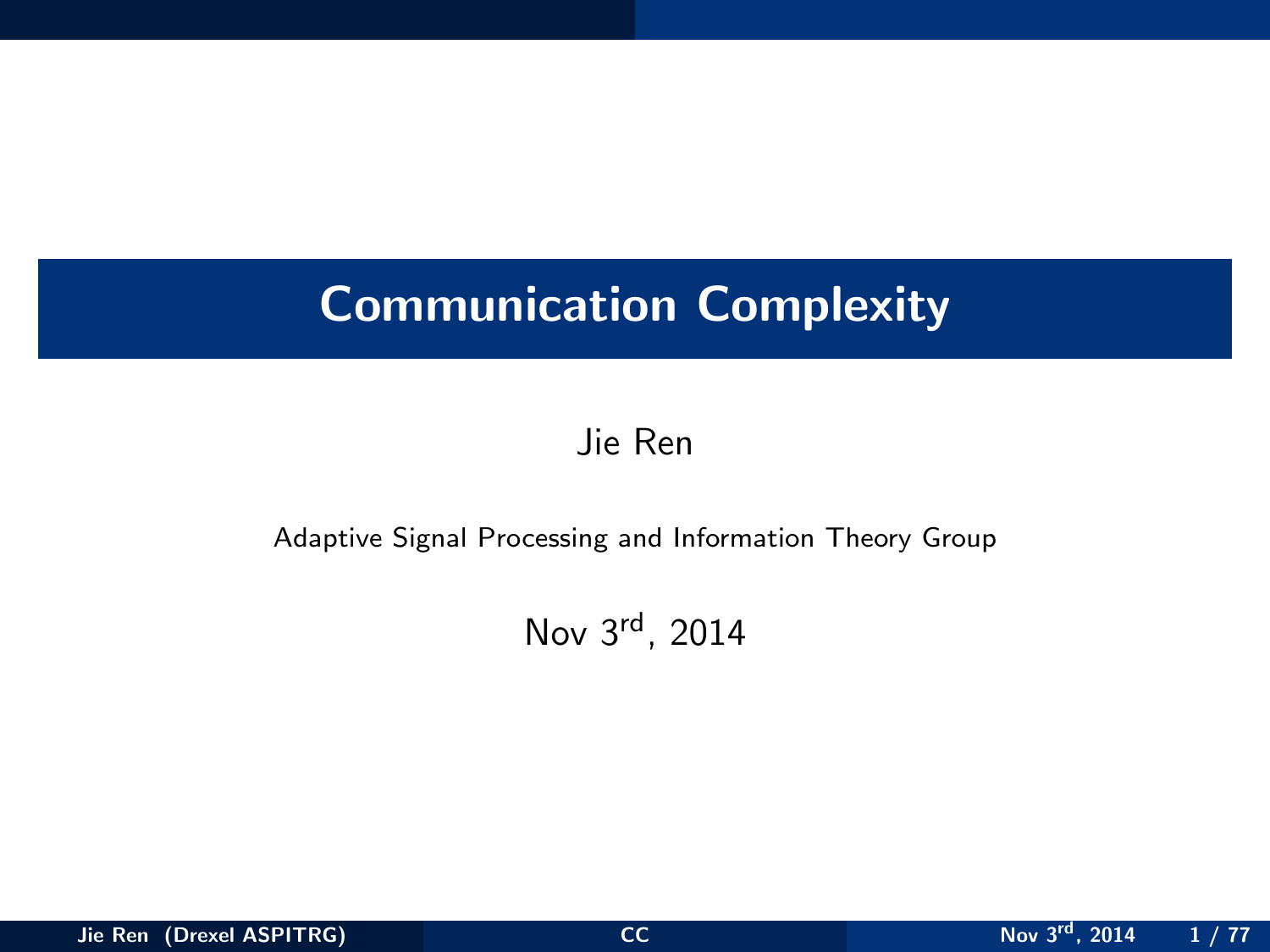# Communication Complexity

Jie Ren

Adaptive Signal Processing and Information Theory Group

Nov 3rd, 2014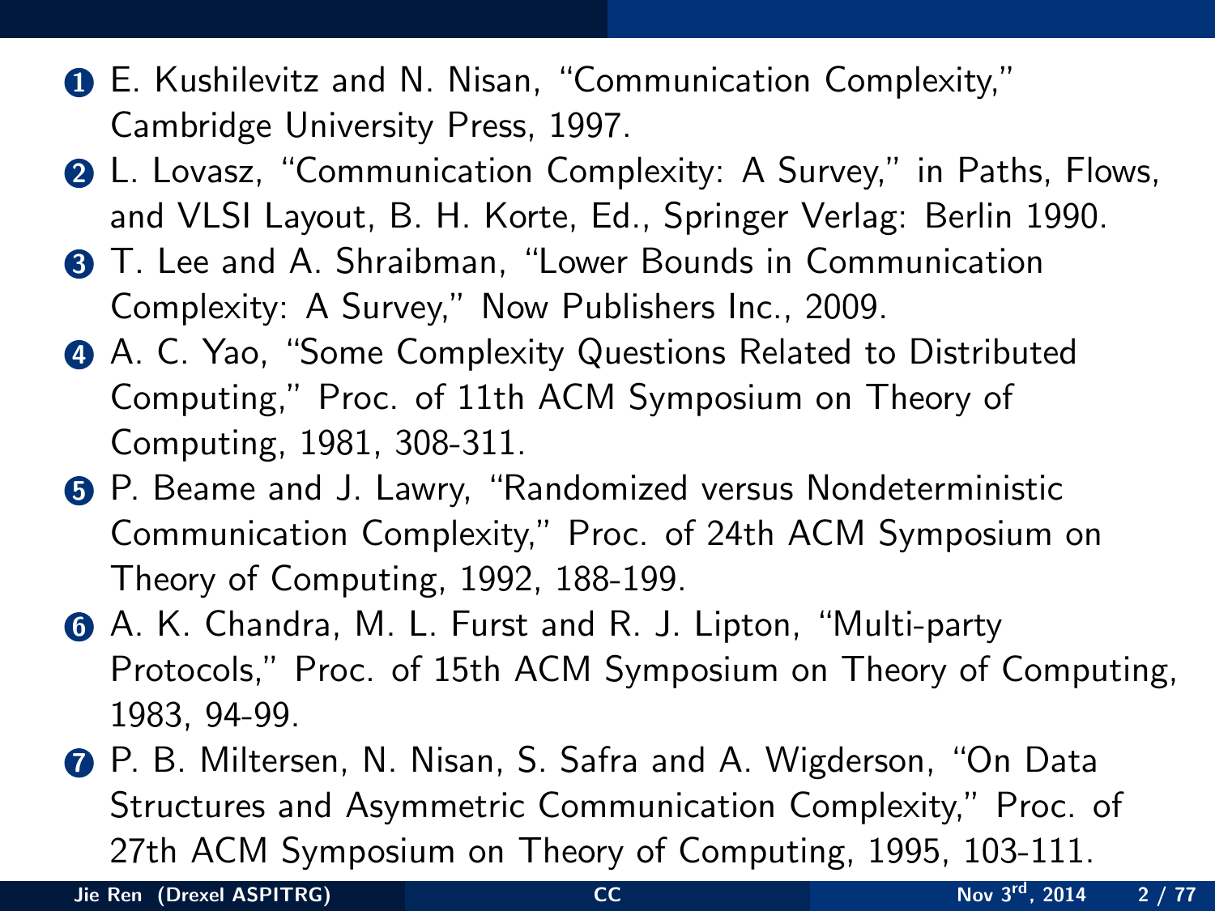1. E. Kushilevitz and N. Nisan, "Communication Complexity," Cambridge University Press, 1997.
2. L. Lovasz, "Communication Complexity: A Survey," in Paths, Flows, and VLSI Layout, B. H. Korte, Ed., Springer Verlag: Berlin 1990.
3. T. Lee and A. Shraibman, "Lower Bounds in Communication Complexity: A Survey," Now Publishers Inc., 2009.
4. A. C. Yao, "Some Complexity Questions Related to Distributed Computing," Proc. of 11th ACM Symposium on Theory of Computing, 1981, 308-311.
5. P. Beame and J. Lawry, "Randomized versus Nondeterministic Communication Complexity," Proc. of 24th ACM Symposium on Theory of Computing, 1992, 188-199.
6. A. K. Chandra, M. L. Furst and R. J. Lipton, "Multi-party Protocols," Proc. of 15th ACM Symposium on Theory of Computing, 1983, 94-99.
7. P. B. Miltersen, N. Nisan, S. Safra and A. Wigderson, "On Data Structures and Asymmetric Communication Complexity," Proc. of 27th ACM Symposium on Theory of Computing, 1995, 103-111.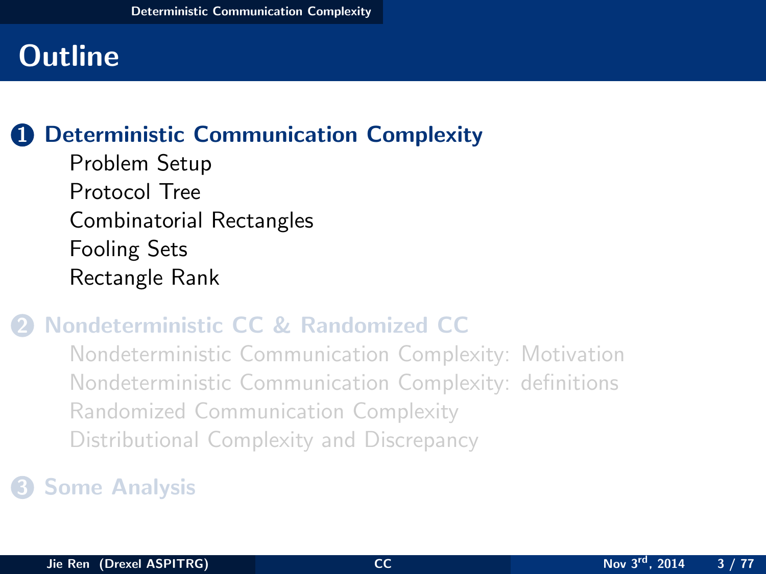# Outline

1. **Deterministic Communication Complexity**
   - Problem Setup
   - Protocol Tree
   - Combinatorial Rectangles
   - Fooling Sets
   - Rectangle Rank

2. **Nondeterministic CC & Randomized CC**
   - Nondeterministic Communication Complexity: Motivation
   - Nondeterministic Communication Complexity: definitions
   - Randomized Communication Complexity
   - Distributional Complexity and Discrepancy

3. **Some Analysis**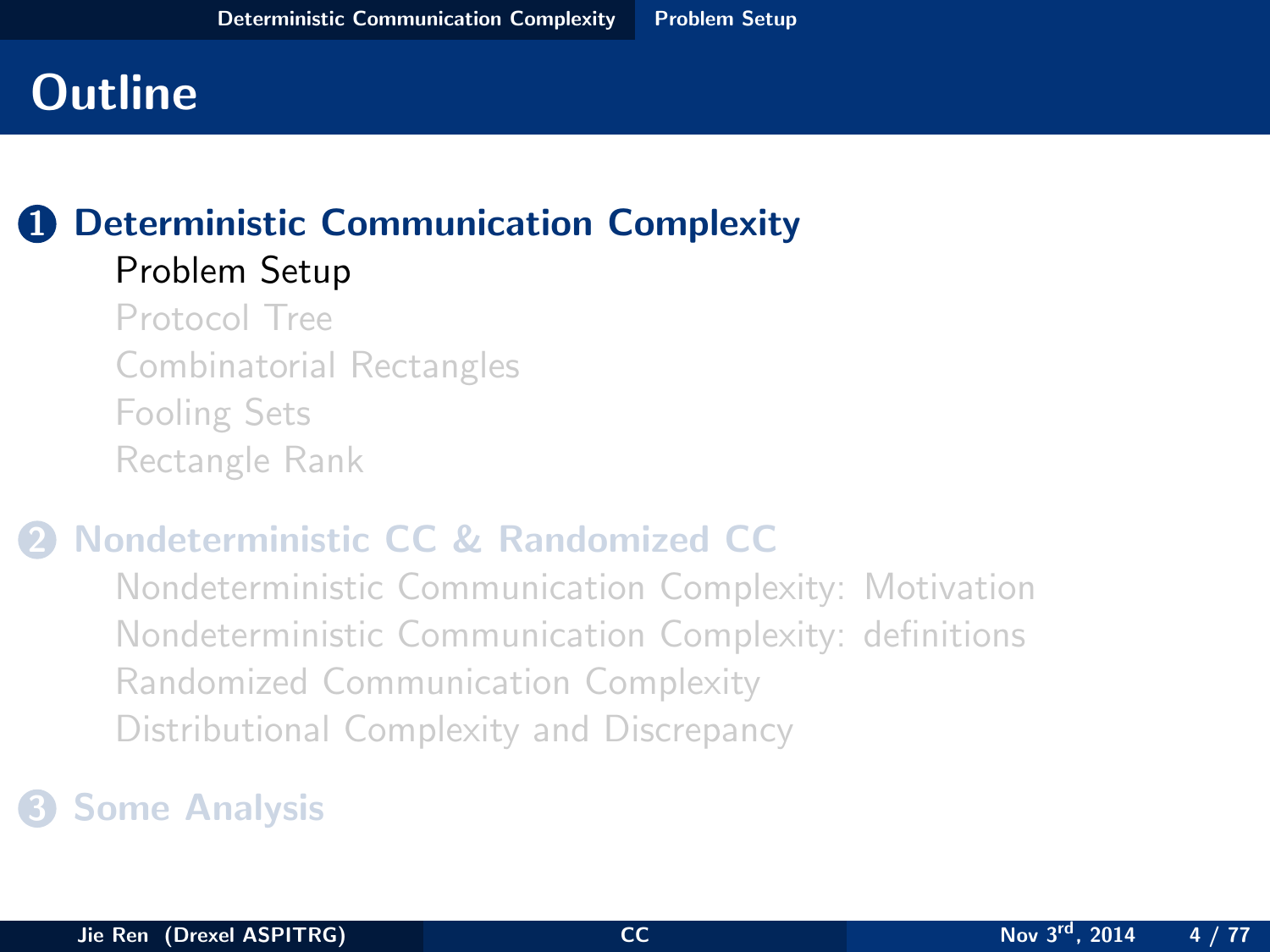# Outline

1. **Deterministic Communication Complexity**
   - Problem Setup
   - Protocol Tree
   - Combinatorial Rectangles
   - Fooling Sets
   - Rectangle Rank
2. **Nondeterministic CC & Randomized CC**
   - Nondeterministic Communication Complexity: Motivation
   - Nondeterministic Communication Complexity: definitions
   - Randomized Communication Complexity
   - Distributional Complexity and Discrepancy
3. **Some Analysis**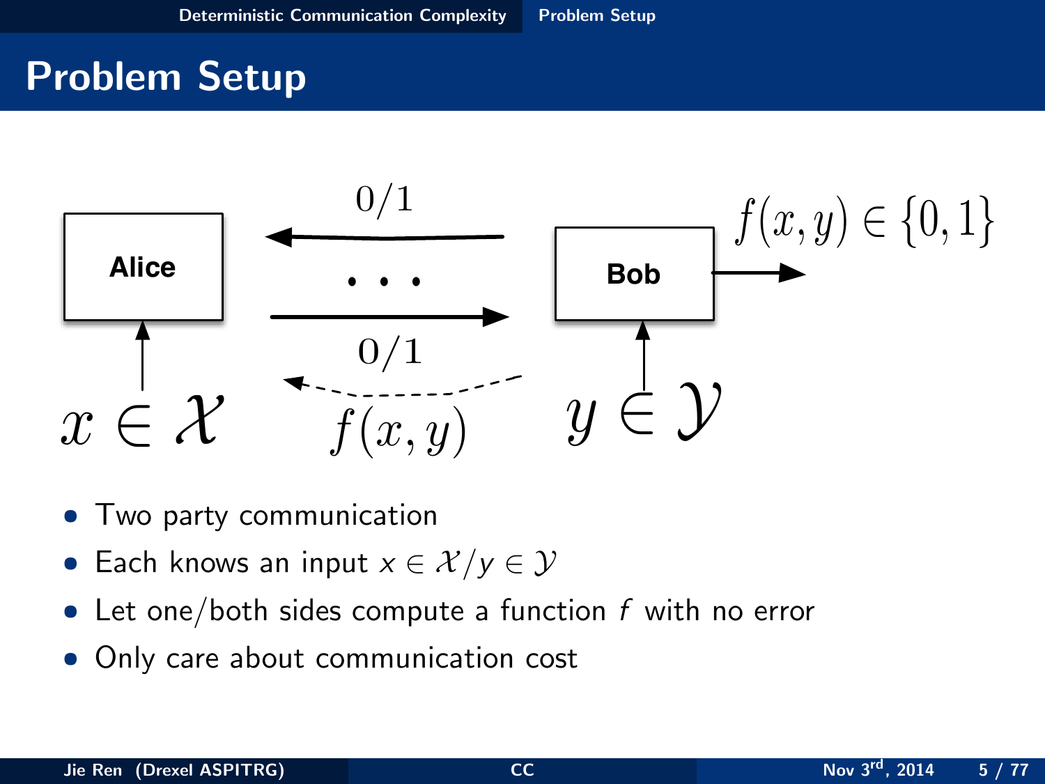# Problem Setup

- Two party communication
- Each knows an input $x \in \mathcal{X} / y \in \mathcal{Y}$
- Let one/both sides compute a function $f$ with no error
- Only care about communication cost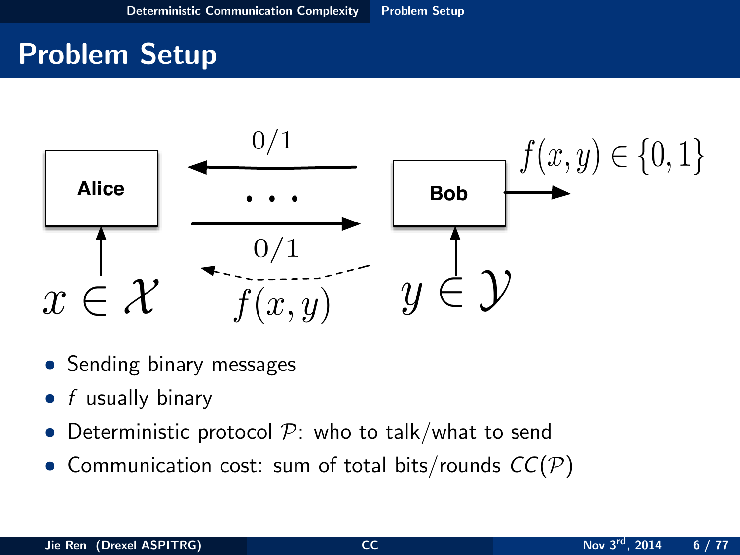# Problem Setup

Alice

Bob

$0/1$

$\cdots$

$0/1$

$f(x,y) \in \{0,1\}$

$x \in \mathcal{X}$

$f(x,y)$

$y \in \mathcal{Y}$

- Sending binary messages
- $f$ usually binary
- Deterministic protocol $\mathcal{P}$: who to talk/what to send
- Communication cost: sum of total bits/rounds $CC(\mathcal{P})$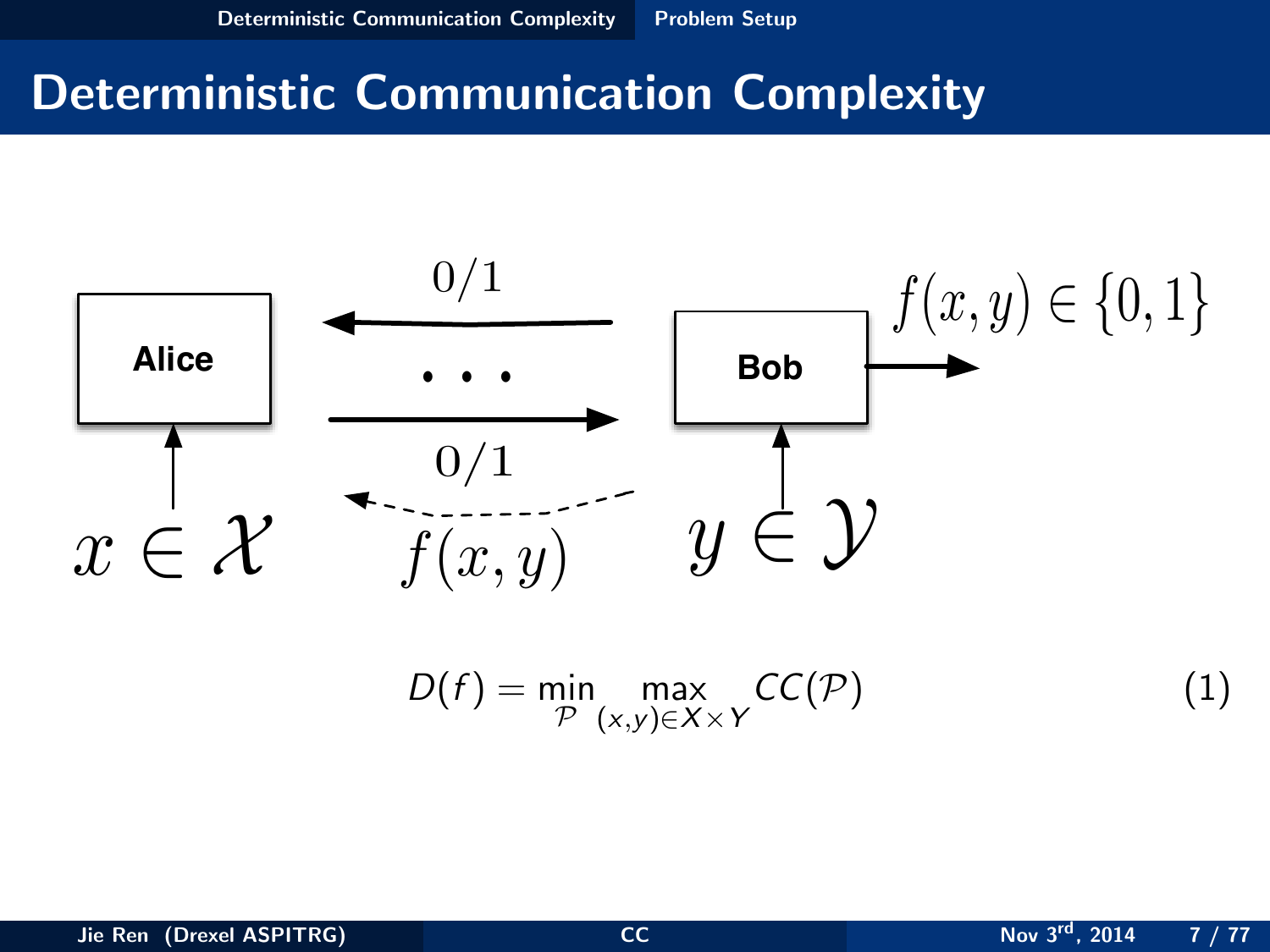# Deterministic Communication Complexity

Alice

Bob

$0/1$

$\cdots$

$0/1$

$f(x,y) \in \{0,1\}$

$x \in \mathcal{X}$

$f(x,y)$

$y \in \mathcal{Y}$

$$D(f) = \min_{\mathcal{P}} \max_{(x,y)\in X\times Y} CC(\mathcal{P}) \tag{1}$$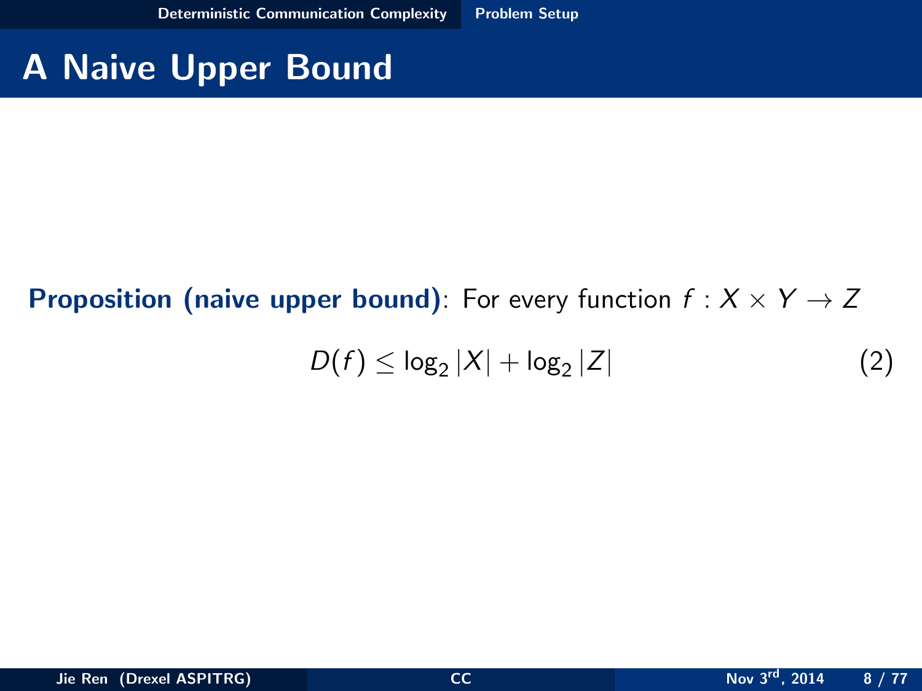# A Naive Upper Bound

**Proposition (naive upper bound)**: For every function $f : X \times Y \to Z$

$$D(f) \leq \log_2 |X| + \log_2 |Z| \tag{2}$$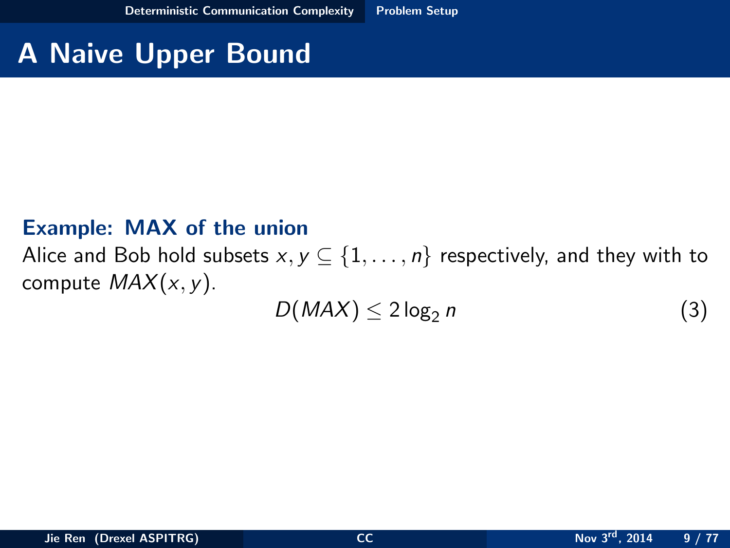# A Naive Upper Bound

**Example: MAX of the union**

Alice and Bob hold subsets $x, y \subseteq \{1, \ldots, n\}$ respectively, and they with to compute $MAX(x, y)$.

$$D(MAX) \leq 2 \log_2 n \tag{3}$$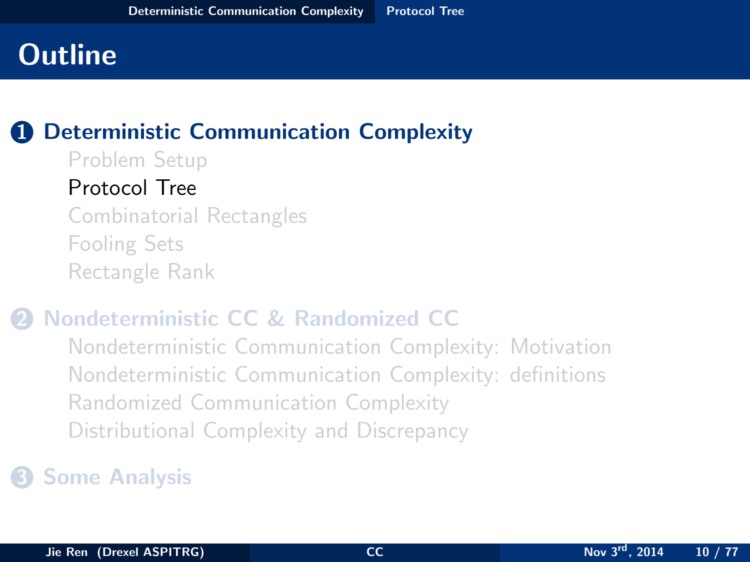# Outline

1. **Deterministic Communication Complexity**
   - Problem Setup
   - Protocol Tree
   - Combinatorial Rectangles
   - Fooling Sets
   - Rectangle Rank
2. **Nondeterministic CC & Randomized CC**
   - Nondeterministic Communication Complexity: Motivation
   - Nondeterministic Communication Complexity: definitions
   - Randomized Communication Complexity
   - Distributional Complexity and Discrepancy
3. **Some Analysis**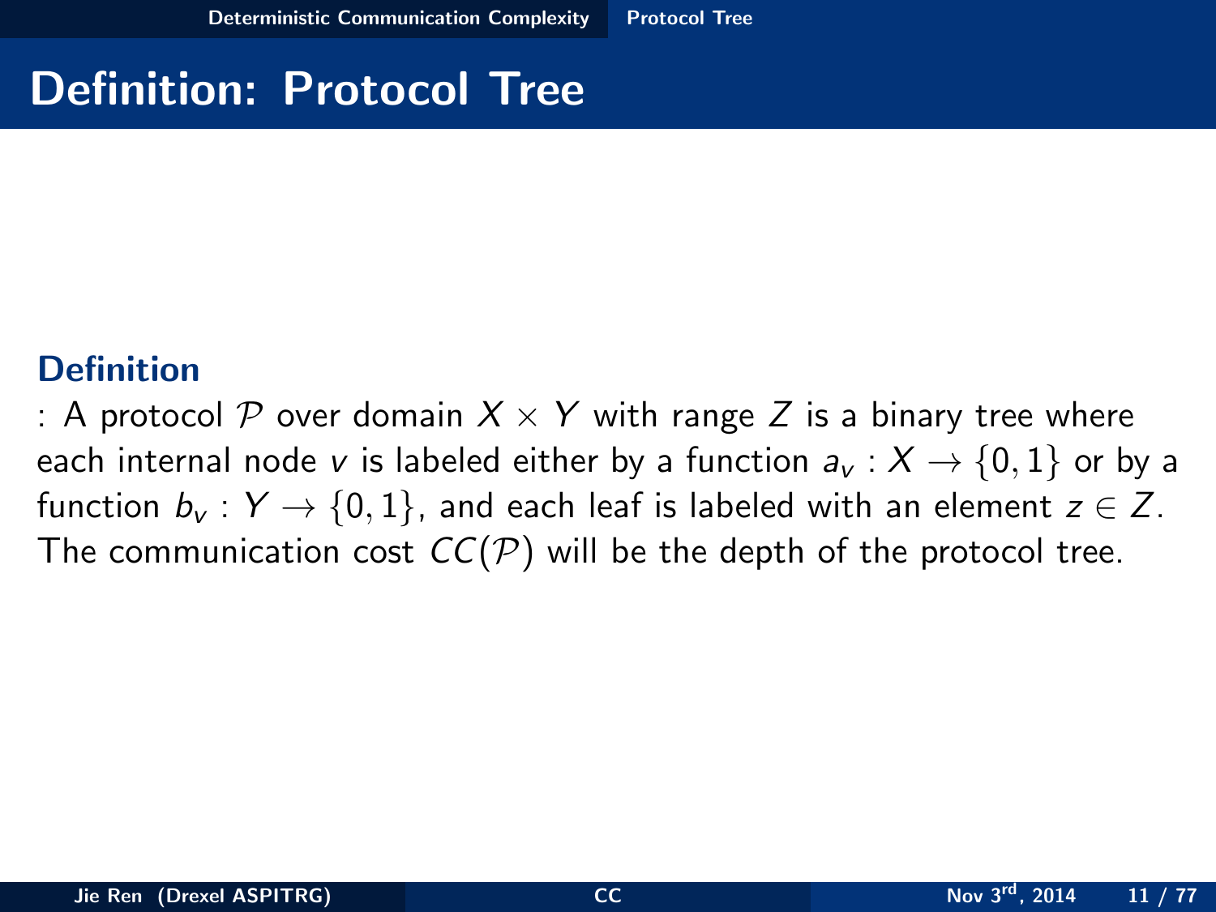# Definition: Protocol Tree

**Definition**

: A protocol $\mathcal{P}$ over domain $X \times Y$ with range $Z$ is a binary tree where each internal node $v$ is labeled either by a function $a_v : X \to \{0, 1\}$ or by a function $b_v : Y \to \{0, 1\}$, and each leaf is labeled with an element $z \in Z$. The communication cost $CC(\mathcal{P})$ will be the depth of the protocol tree.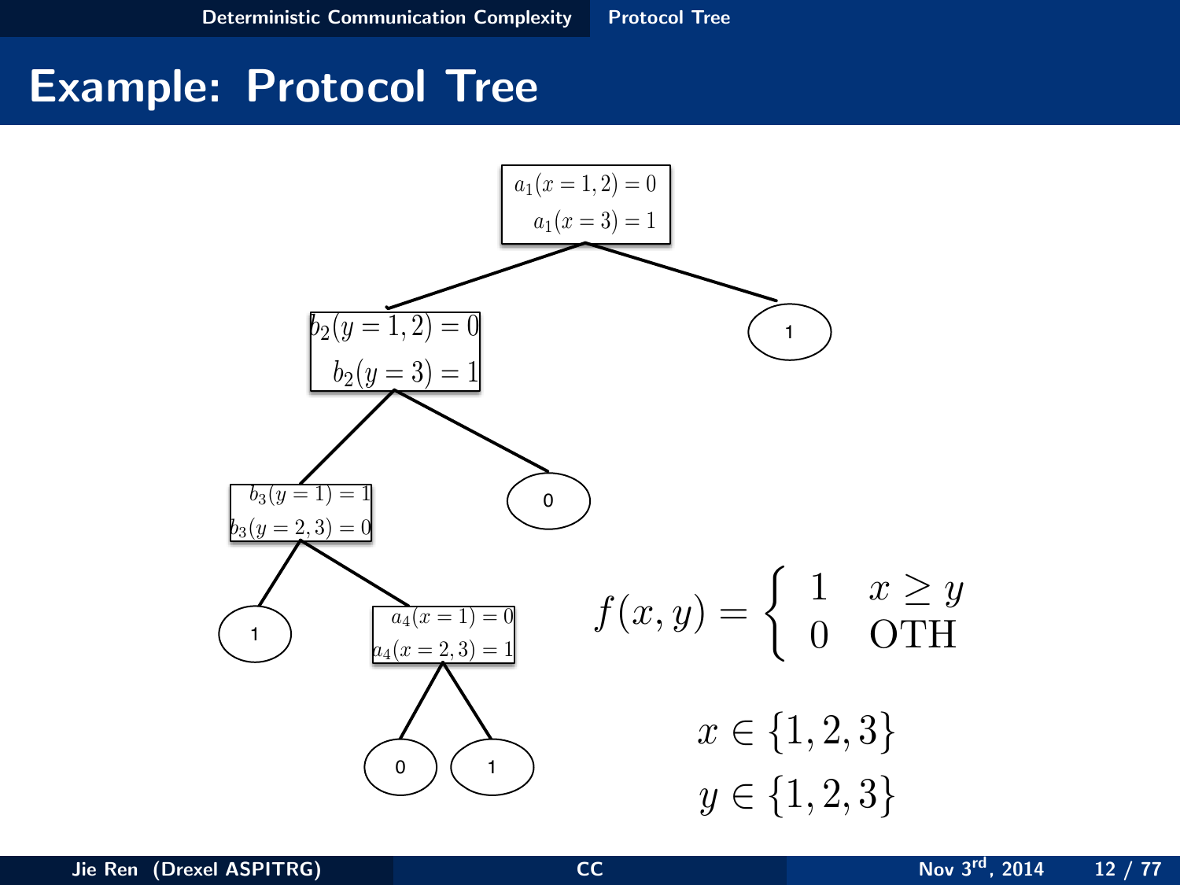# Example: Protocol Tree

$a_1(x = 1, 2) = 0$

$a_1(x = 3) = 1$

$b_2(y = 1, 2) = 0$

$b_2(y = 3) = 1$

1

$b_3(y = 1) = 1$

$b_3(y = 2, 3) = 0$

0

1

$a_4(x = 1) = 0$

$a_4(x = 2, 3) = 1$

0

1

$$f(x, y) = \begin{cases} 1 & x \geq y \\ 0 & \text{OTH} \end{cases}$$

$$x \in \{1, 2, 3\}$$

$$y \in \{1, 2, 3\}$$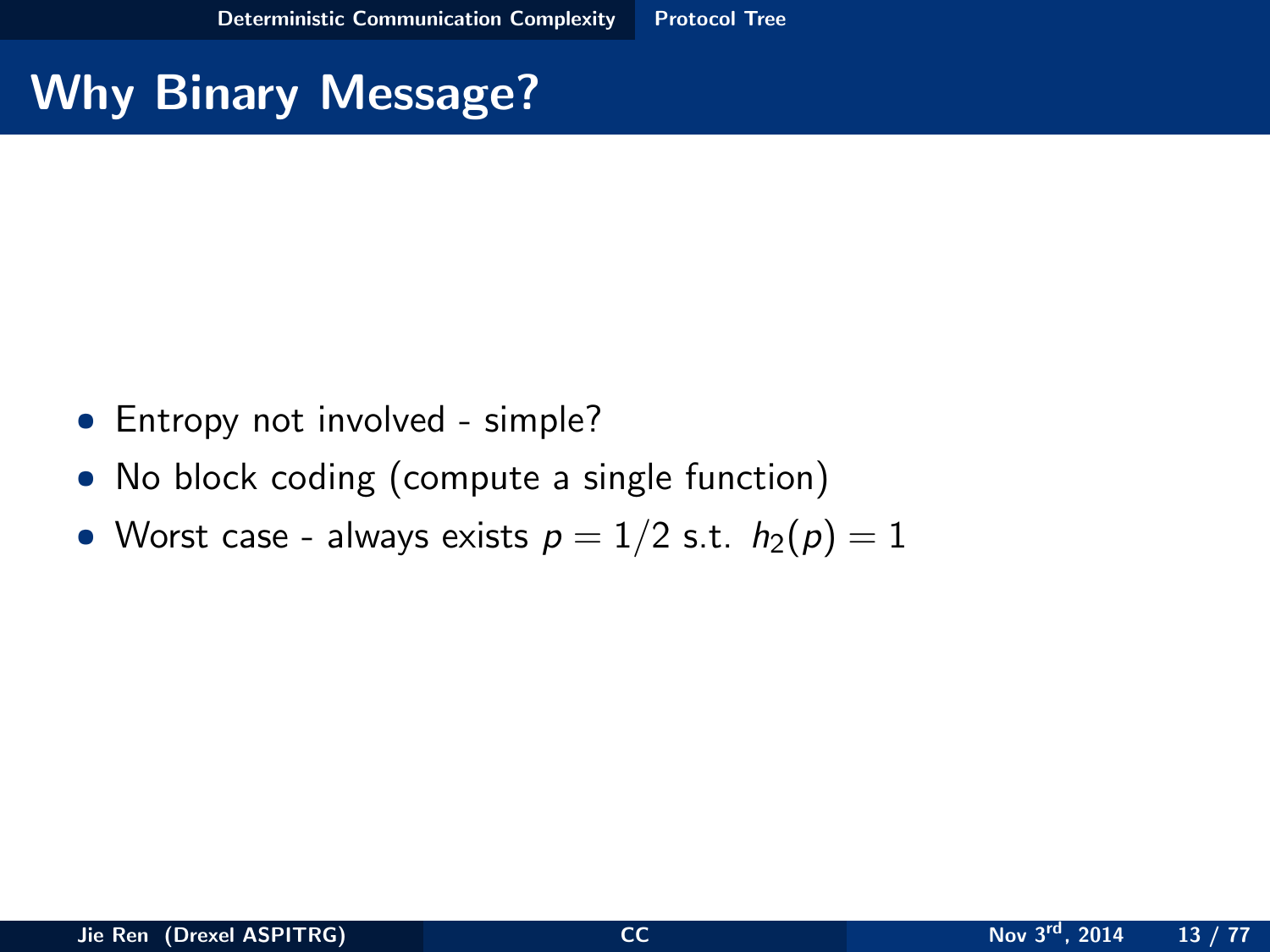# Why Binary Message?

- Entropy not involved - simple?
- No block coding (compute a single function)
- Worst case - always exists $p = 1/2$ s.t. $h_2(p) = 1$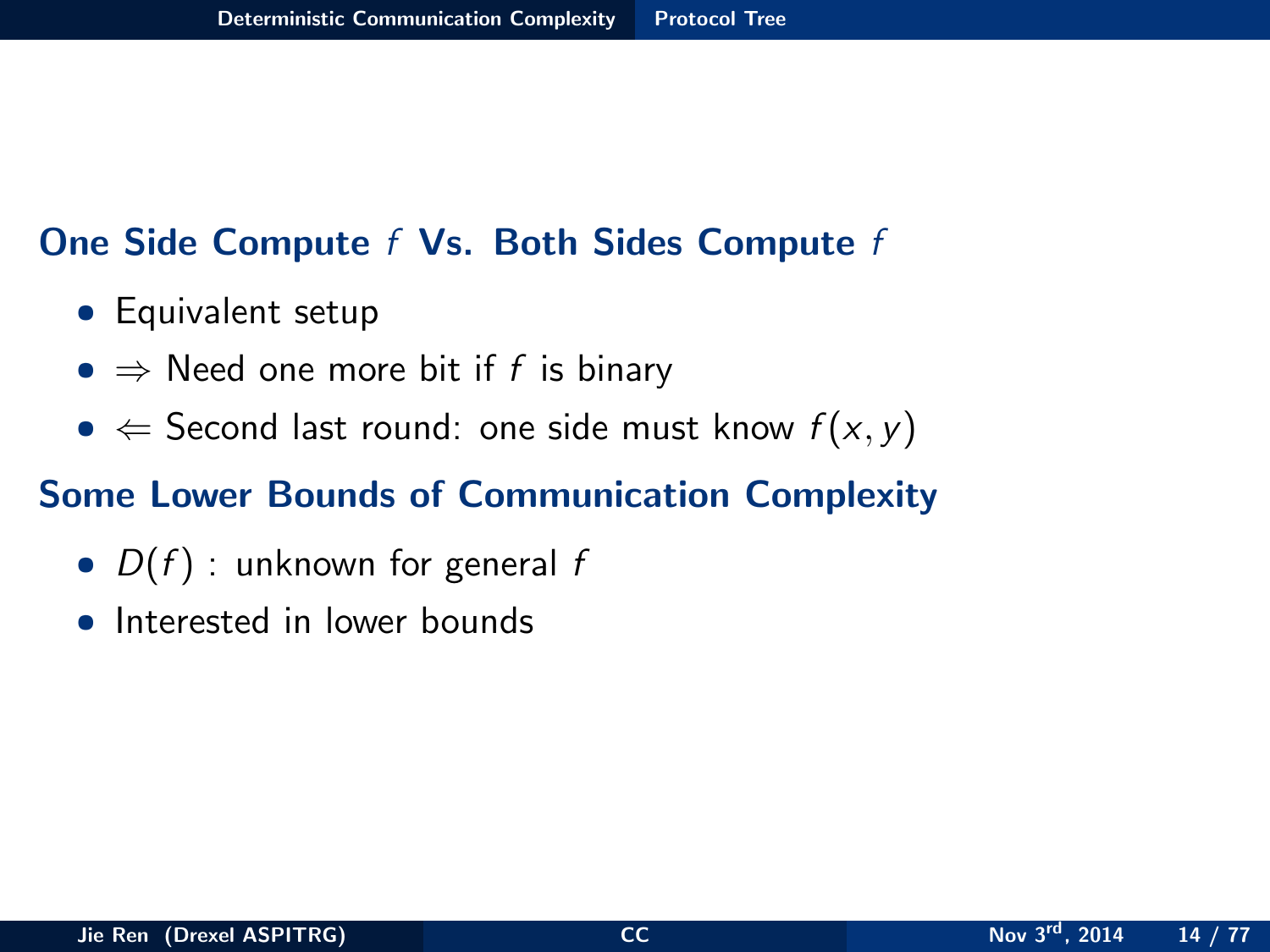## One Side Compute $f$ Vs. Both Sides Compute $f$

- Equivalent setup
- $\Rightarrow$ Need one more bit if $f$ is binary
- $\Leftarrow$ Second last round: one side must know $f(x, y)$

## Some Lower Bounds of Communication Complexity

- $D(f)$ : unknown for general $f$
- Interested in lower bounds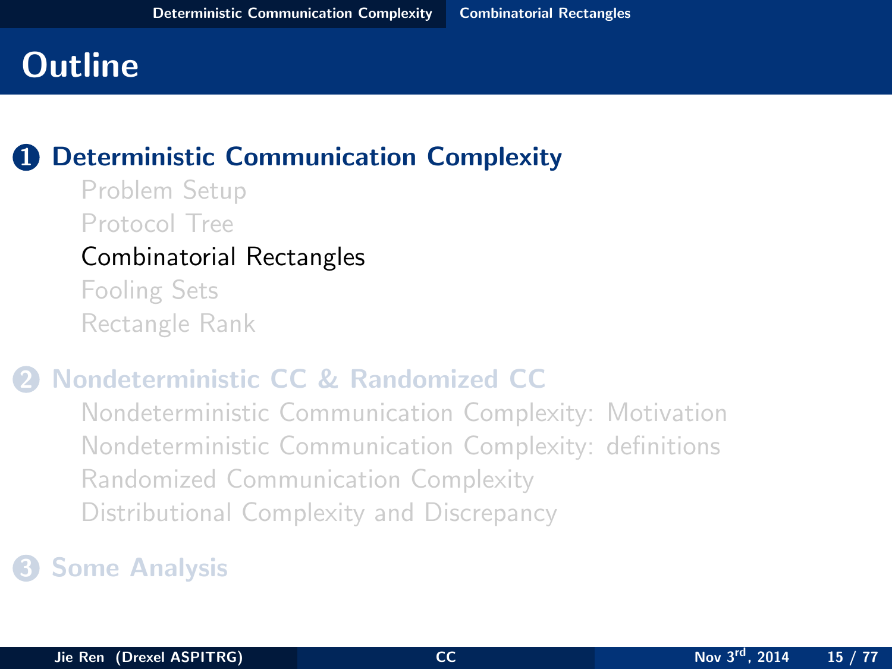# Outline

1. **Deterministic Communication Complexity**
   - Problem Setup
   - Protocol Tree
   - Combinatorial Rectangles
   - Fooling Sets
   - Rectangle Rank

2. **Nondeterministic CC & Randomized CC**
   - Nondeterministic Communication Complexity: Motivation
   - Nondeterministic Communication Complexity: definitions
   - Randomized Communication Complexity
   - Distributional Complexity and Discrepancy

3. **Some Analysis**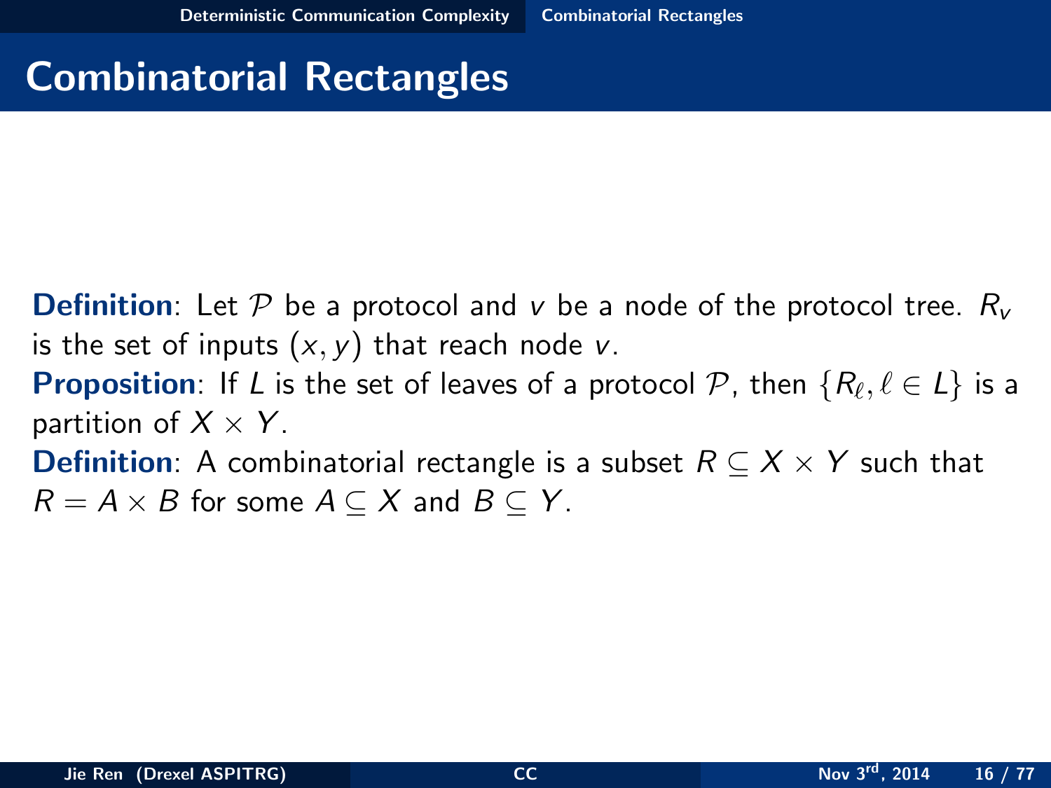# Combinatorial Rectangles

**Definition**: Let $\mathcal{P}$ be a protocol and $v$ be a node of the protocol tree. $R_v$ is the set of inputs $(x, y)$ that reach node $v$.

**Proposition**: If $L$ is the set of leaves of a protocol $\mathcal{P}$, then $\{R_\ell, \ell \in L\}$ is a partition of $X \times Y$.

**Definition**: A combinatorial rectangle is a subset $R \subseteq X \times Y$ such that $R = A \times B$ for some $A \subseteq X$ and $B \subseteq Y$.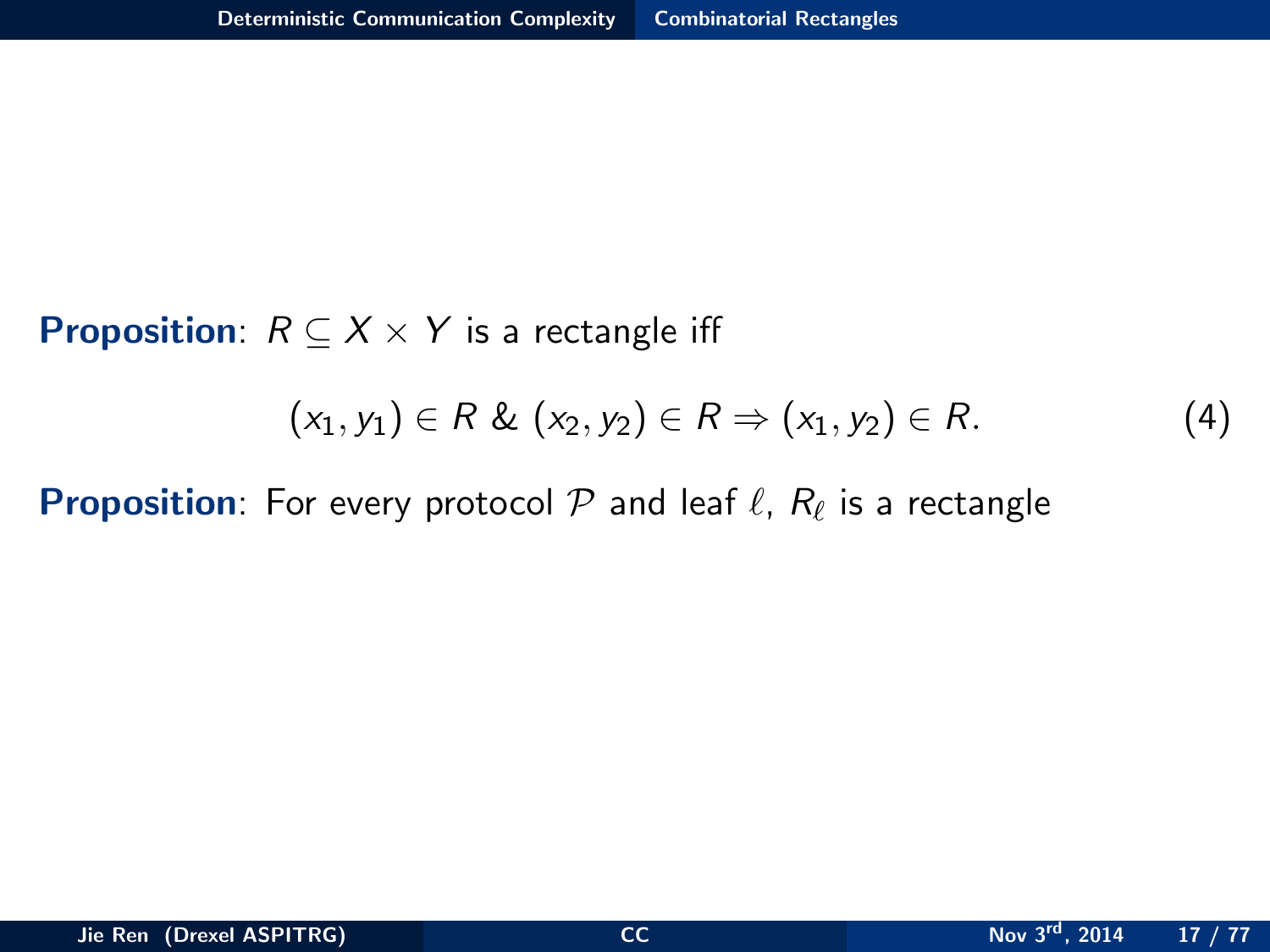**Proposition**: $R \subseteq X \times Y$ is a rectangle iff

$$(x_1, y_1) \in R \;\&\; (x_2, y_2) \in R \Rightarrow (x_1, y_2) \in R. \tag{4}$$

**Proposition**: For every protocol $\mathcal{P}$ and leaf $\ell$, $R_\ell$ is a rectangle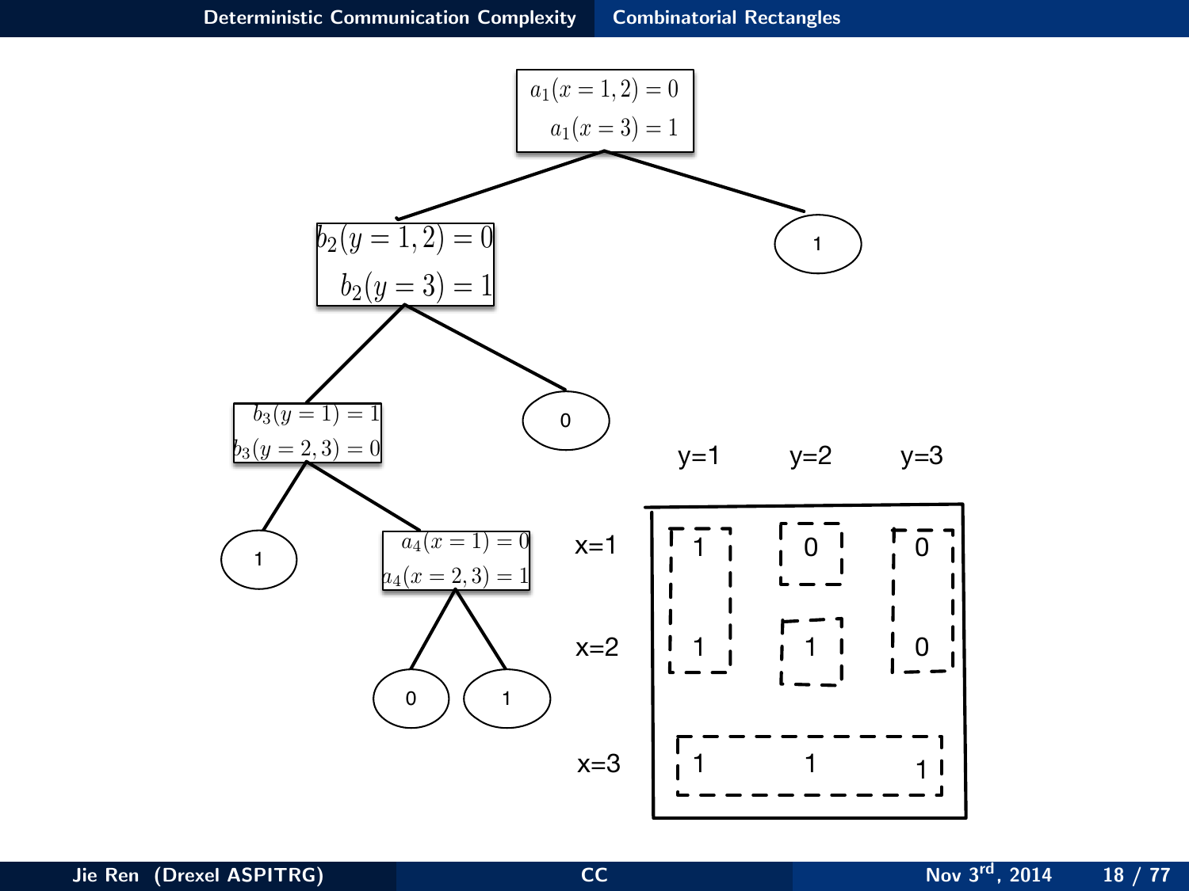$a_1(x = 1, 2) = 0$
$a_1(x = 3) = 1$

$b_2(y = 1, 2) = 0$
$b_2(y = 3) = 1$

1

$b_3(y = 1) = 1$
$b_3(y = 2, 3) = 0$

0

1

$a_4(x = 1) = 0$
$a_4(x = 2, 3) = 1$

0 1

|  | y=1 | y=2 | y=3 |
|---|---|---|---|
| x=1 | 1 | 0 | 0 |
| x=2 | 1 | 1 | 0 |
| x=3 | 1 | 1 | 1 |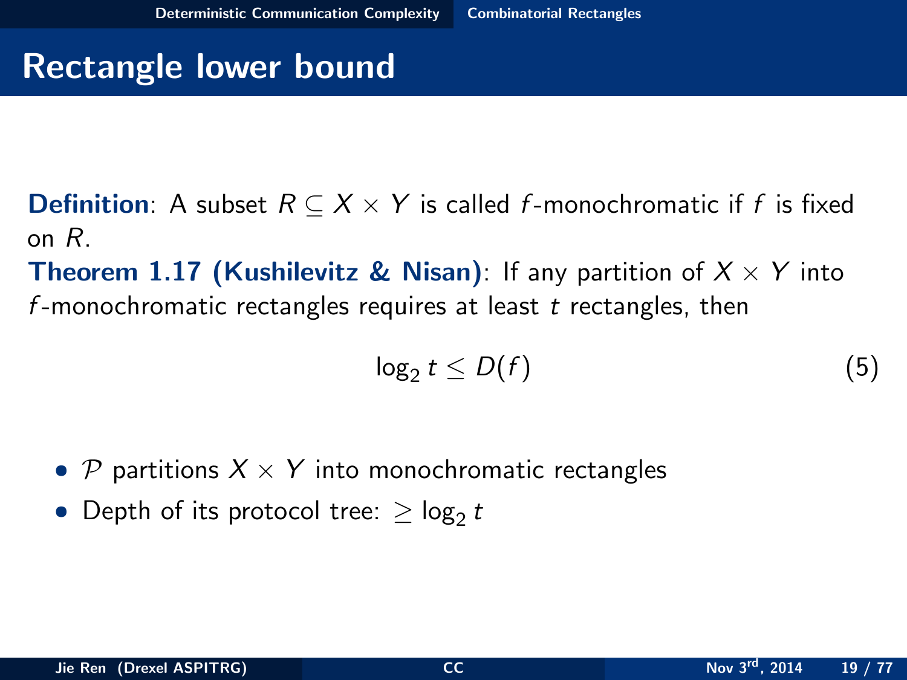# Rectangle lower bound

**Definition**: A subset $R \subseteq X \times Y$ is called $f$-monochromatic if $f$ is fixed on $R$.

**Theorem 1.17 (Kushilevitz & Nisan)**: If any partition of $X \times Y$ into $f$-monochromatic rectangles requires at least $t$ rectangles, then

$$\log_2 t \leq D(f) \tag{5}$$

- $\mathcal{P}$ partitions $X \times Y$ into monochromatic rectangles
- Depth of its protocol tree: $\geq \log_2 t$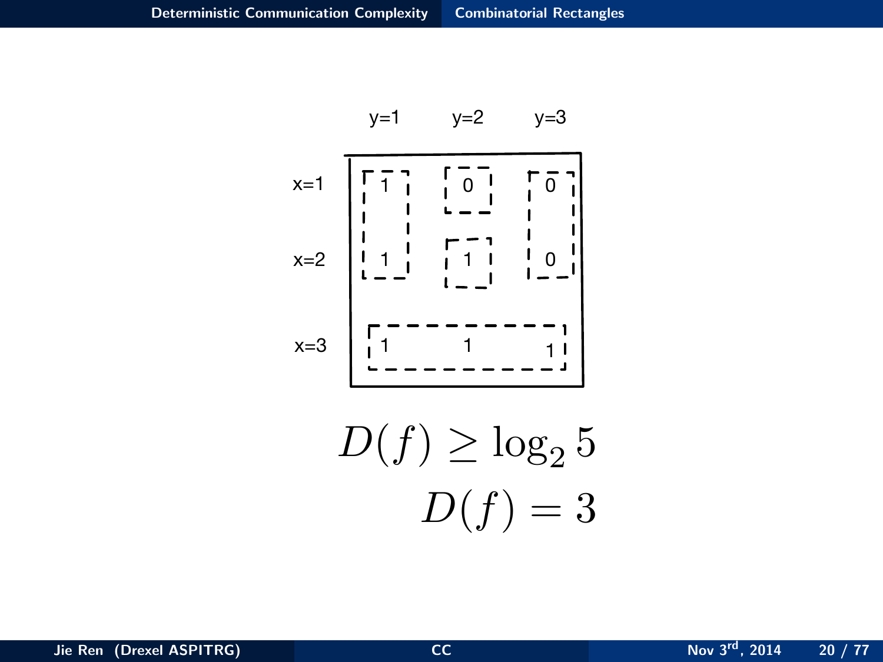|  | y=1 | y=2 | y=3 |
|---|---|---|---|
| x=1 | 1 | 0 | 0 |
| x=2 | 1 | 1 | 0 |
| x=3 | 1 | 1 | 1 |

$$D(f) \geq \log_2 5$$

$$D(f) = 3$$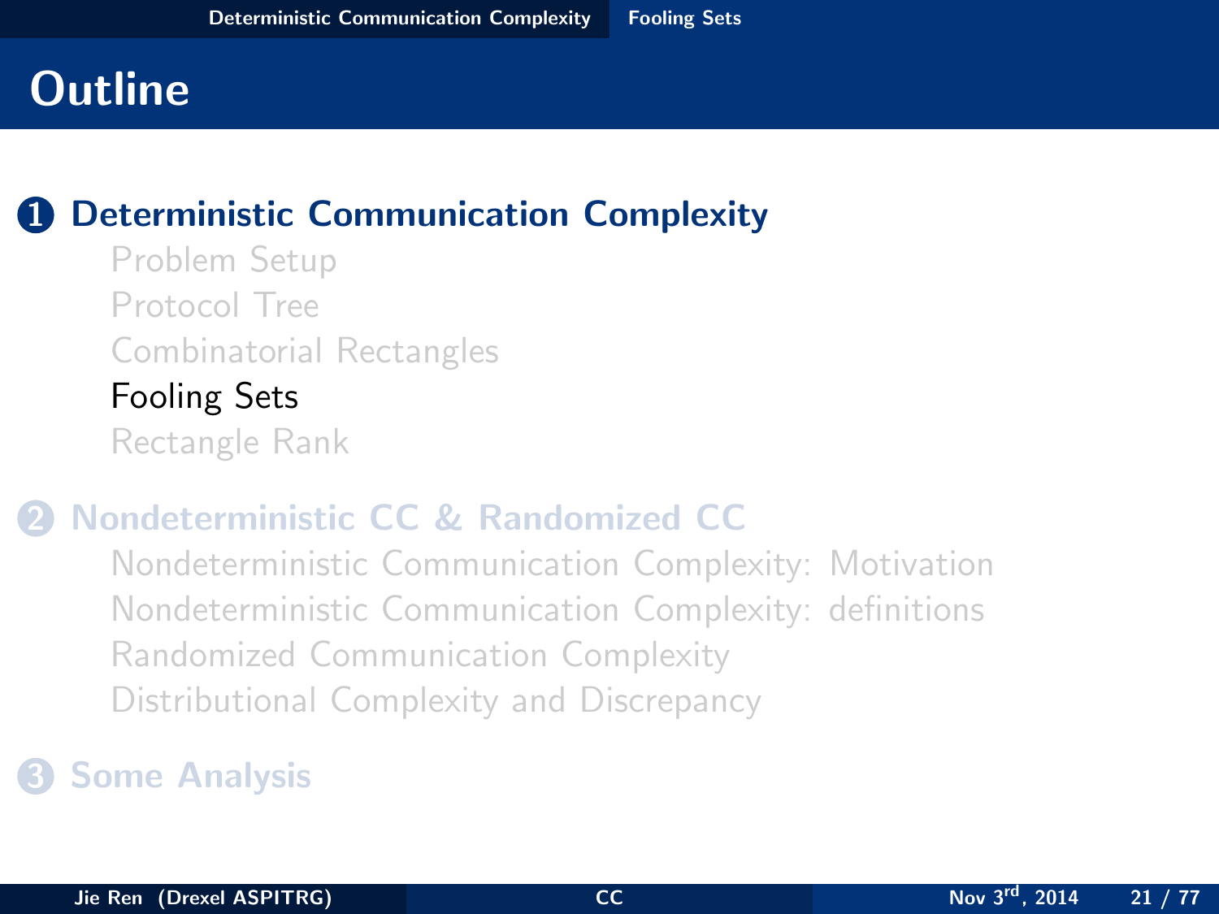# Outline

1. **Deterministic Communication Complexity**
   - Problem Setup
   - Protocol Tree
   - Combinatorial Rectangles
   - Fooling Sets
   - Rectangle Rank

2. **Nondeterministic CC & Randomized CC**
   - Nondeterministic Communication Complexity: Motivation
   - Nondeterministic Communication Complexity: definitions
   - Randomized Communication Complexity
   - Distributional Complexity and Discrepancy

3. **Some Analysis**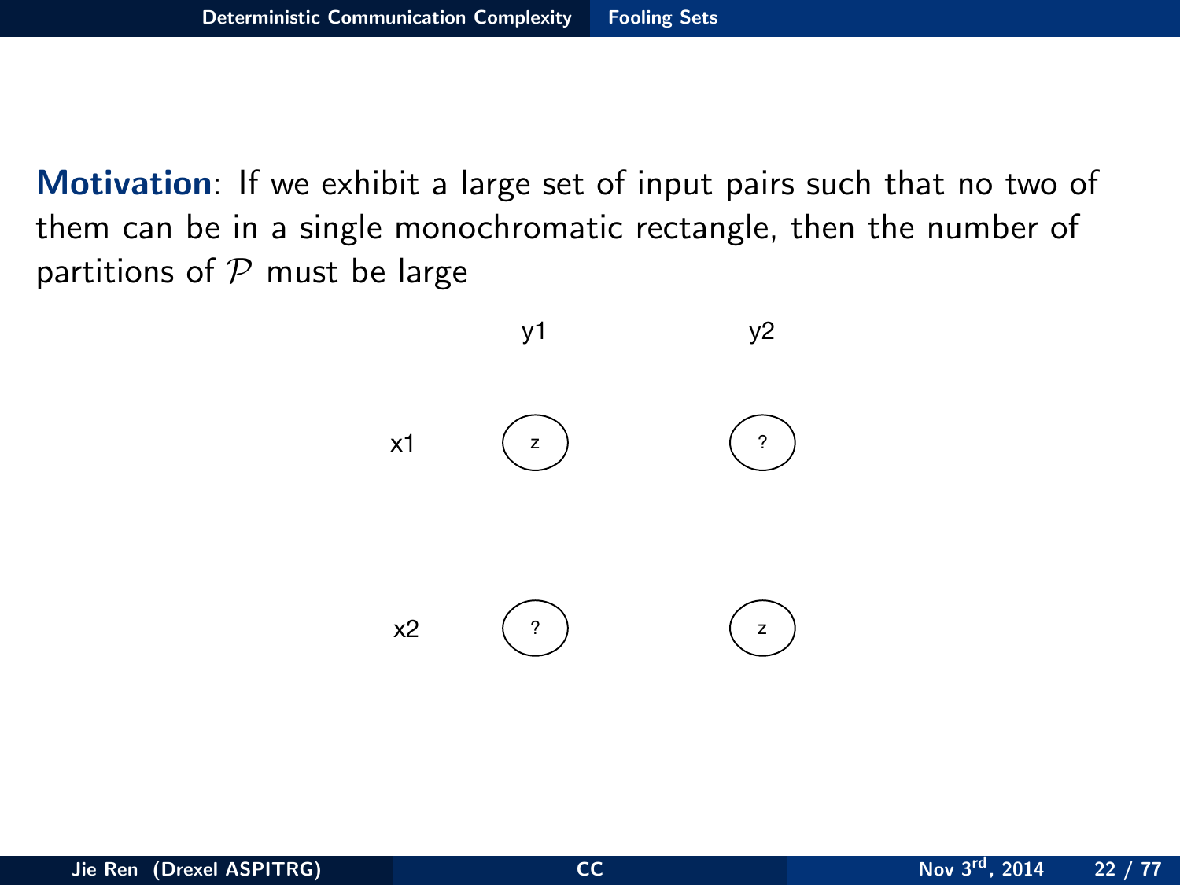**Motivation**: If we exhibit a large set of input pairs such that no two of them can be in a single monochromatic rectangle, then the number of partitions of $\mathcal{P}$ must be large

| | y1 | y2 |
|---|---|---|
| x1 | z | ? |
| x2 | ? | z |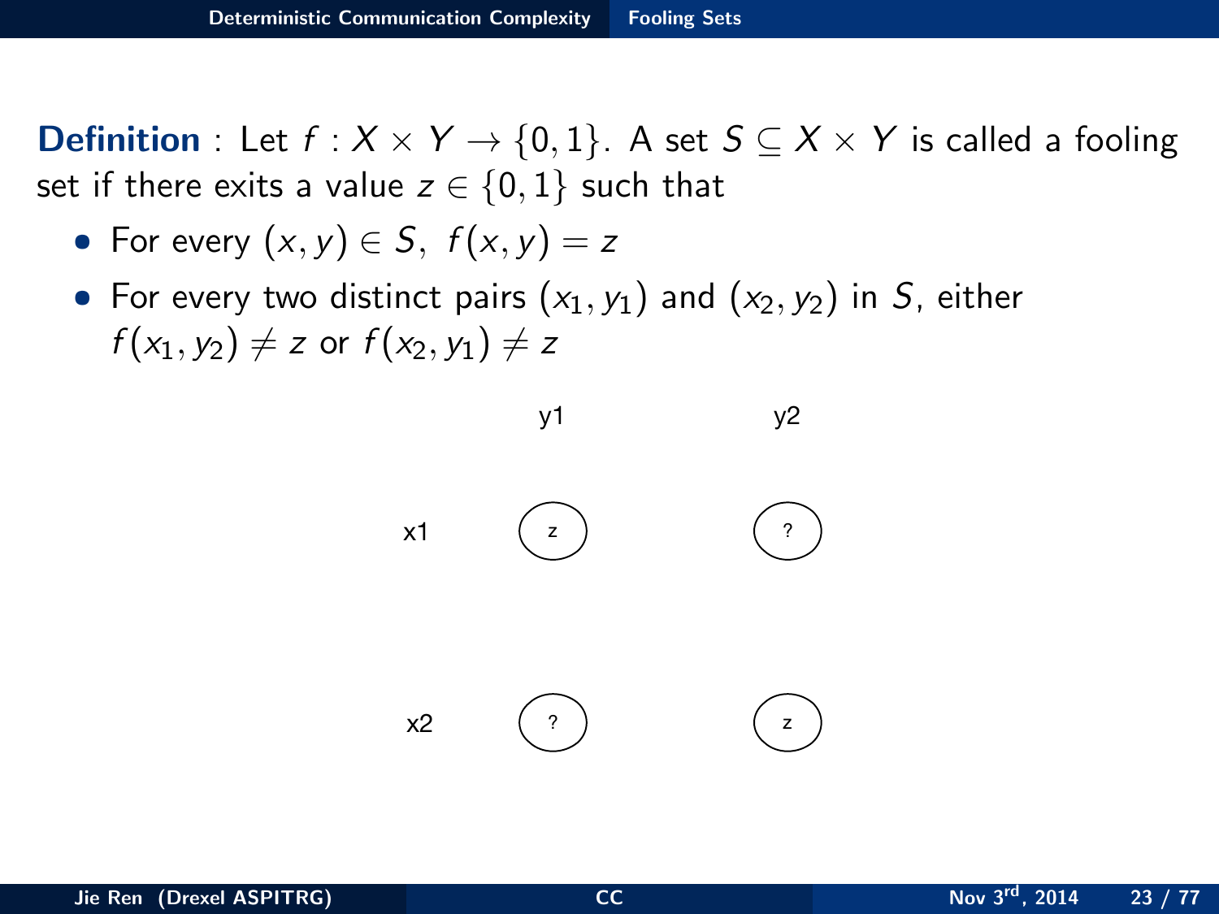**Definition** : Let $f : X \times Y \to \{0, 1\}$. A set $S \subseteq X \times Y$ is called a fooling set if there exits a value $z \in \{0, 1\}$ such that

- For every $(x, y) \in S$, $f(x, y) = z$
- For every two distinct pairs $(x_1, y_1)$ and $(x_2, y_2)$ in $S$, either $f(x_1, y_2) \neq z$ or $f(x_2, y_1) \neq z$

| | y1 | y2 |
|---|---|---|
| x1 | z | ? |
| x2 | ? | z |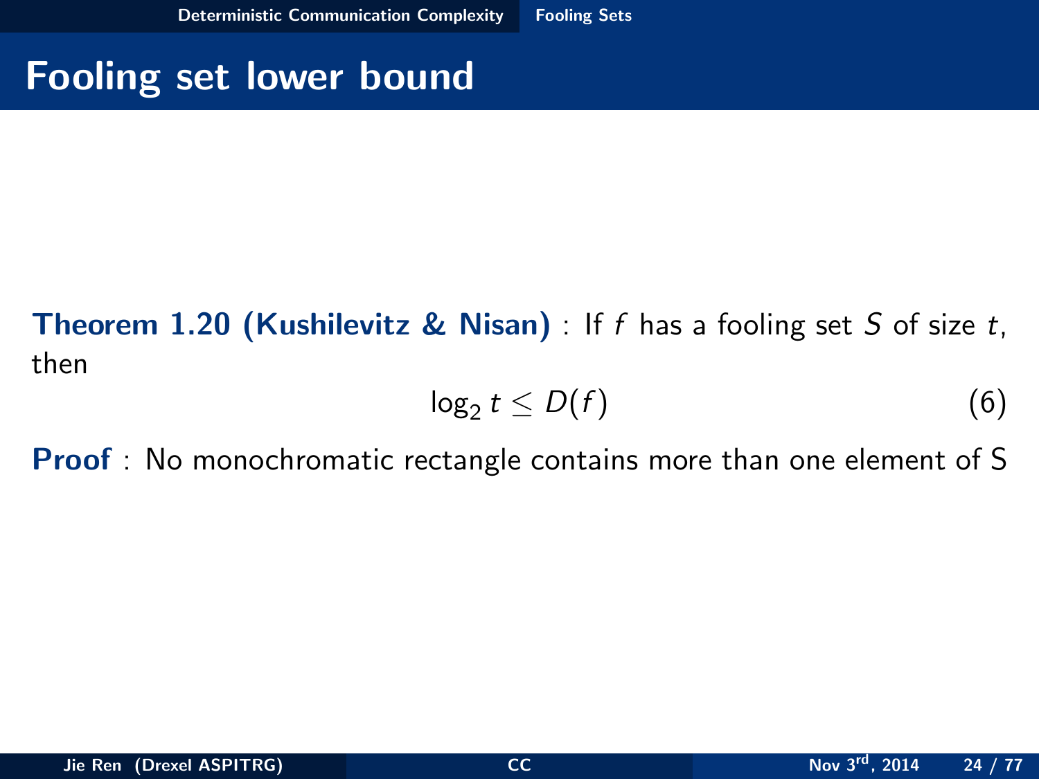# Fooling set lower bound

**Theorem 1.20 (Kushilevitz & Nisan)** : If $f$ has a fooling set $S$ of size $t$, then

$$\log_2 t \leq D(f) \tag{6}$$

**Proof** : No monochromatic rectangle contains more than one element of S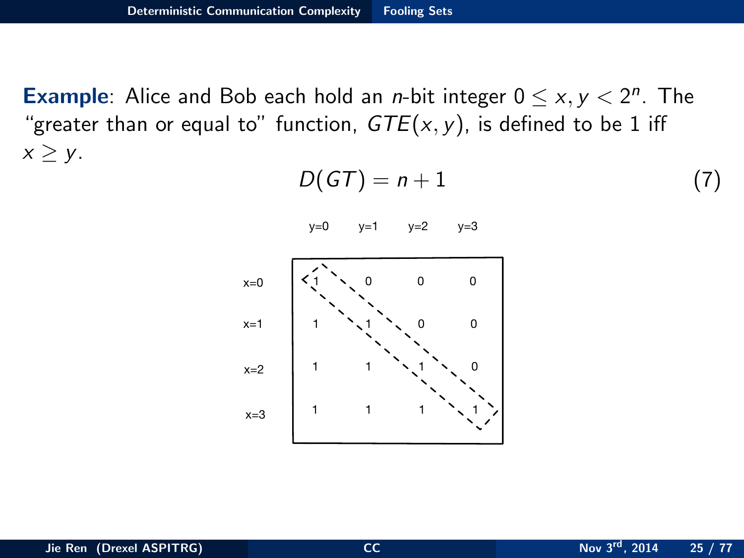**Example**: Alice and Bob each hold an $n$-bit integer $0 \leq x, y < 2^n$. The "greater than or equal to" function, $GTE(x, y)$, is defined to be 1 iff $x \geq y$.

$$D(GT) = n + 1 \tag{7}$$

|  | y=0 | y=1 | y=2 | y=3 |
|---|---|---|---|---|
| x=0 | 1 | 0 | 0 | 0 |
| x=1 | 1 | 1 | 0 | 0 |
| x=2 | 1 | 1 | 1 | 0 |
| x=3 | 1 | 1 | 1 | 1 |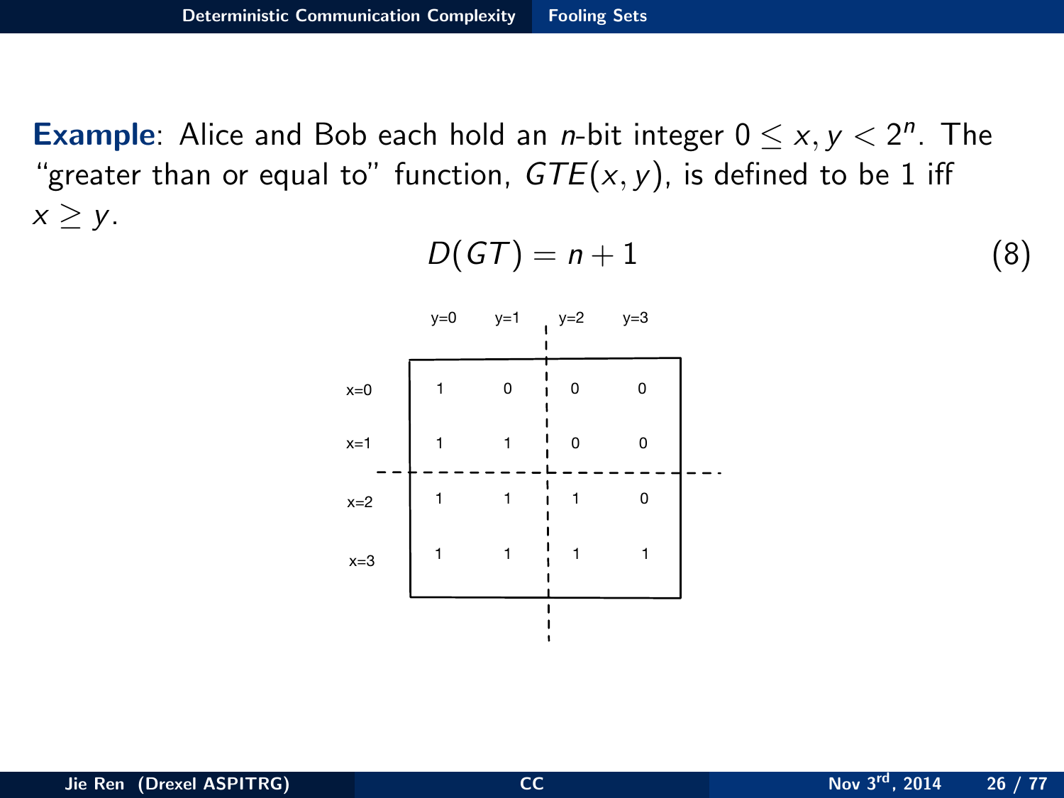**Example**: Alice and Bob each hold an $n$-bit integer $0 \leq x, y < 2^n$. The "greater than or equal to" function, $GTE(x, y)$, is defined to be 1 iff $x \geq y$.

$$D(GT) = n + 1 \tag{8}$$

|  | y=0 | y=1 | y=2 | y=3 |
|---|---|---|---|---|
| x=0 | 1 | 0 | 0 | 0 |
| x=1 | 1 | 1 | 0 | 0 |
| x=2 | 1 | 1 | 1 | 0 |
| x=3 | 1 | 1 | 1 | 1 |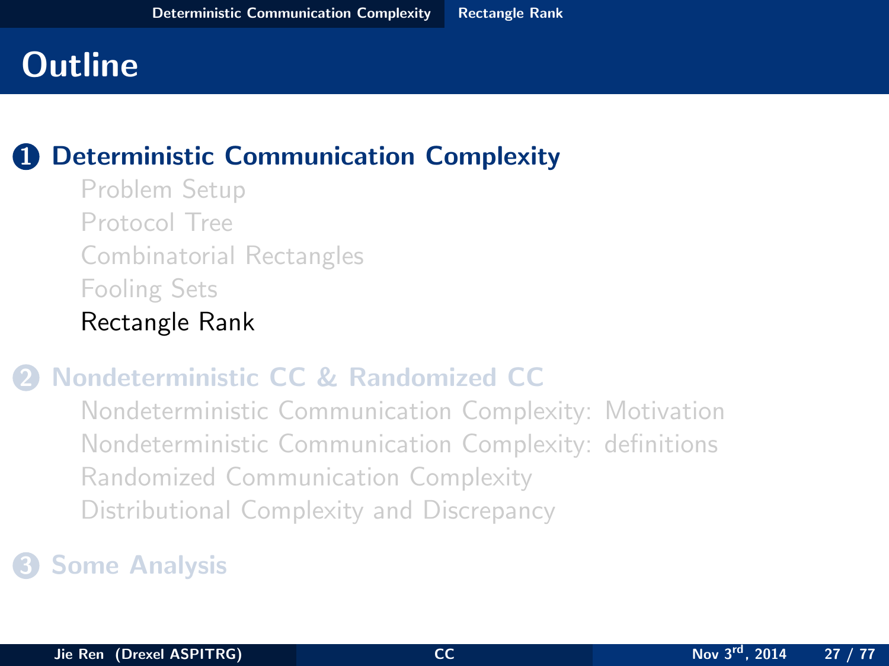# Outline

1. **Deterministic Communication Complexity**
   - Problem Setup
   - Protocol Tree
   - Combinatorial Rectangles
   - Fooling Sets
   - Rectangle Rank
2. **Nondeterministic CC & Randomized CC**
   - Nondeterministic Communication Complexity: Motivation
   - Nondeterministic Communication Complexity: definitions
   - Randomized Communication Complexity
   - Distributional Complexity and Discrepancy
3. **Some Analysis**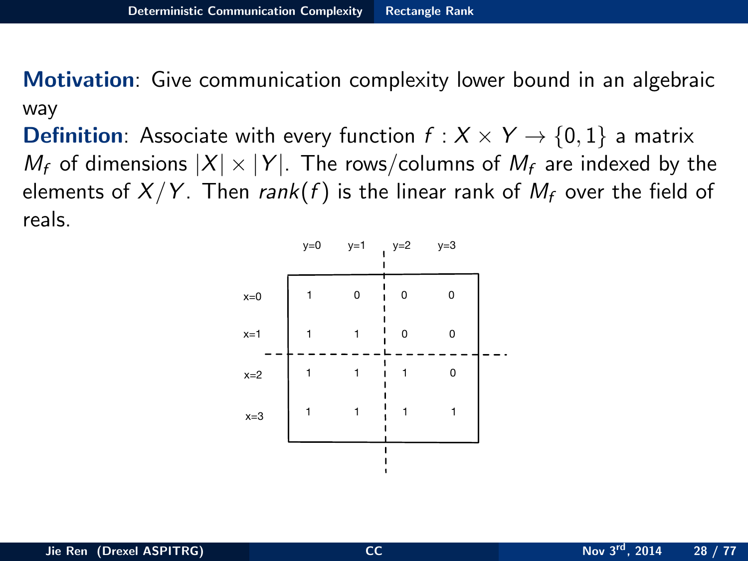**Motivation**: Give communication complexity lower bound in an algebraic way

**Definition**: Associate with every function $f : X \times Y \to \{0, 1\}$ a matrix $M_f$ of dimensions $|X| \times |Y|$. The rows/columns of $M_f$ are indexed by the elements of $X/Y$. Then $rank(f)$ is the linear rank of $M_f$ over the field of reals.

|  | y=0 | y=1 | y=2 | y=3 |
|---|---|---|---|---|
| x=0 | 1 | 0 | 0 | 0 |
| x=1 | 1 | 1 | 0 | 0 |
| x=2 | 1 | 1 | 1 | 0 |
| x=3 | 1 | 1 | 1 | 1 |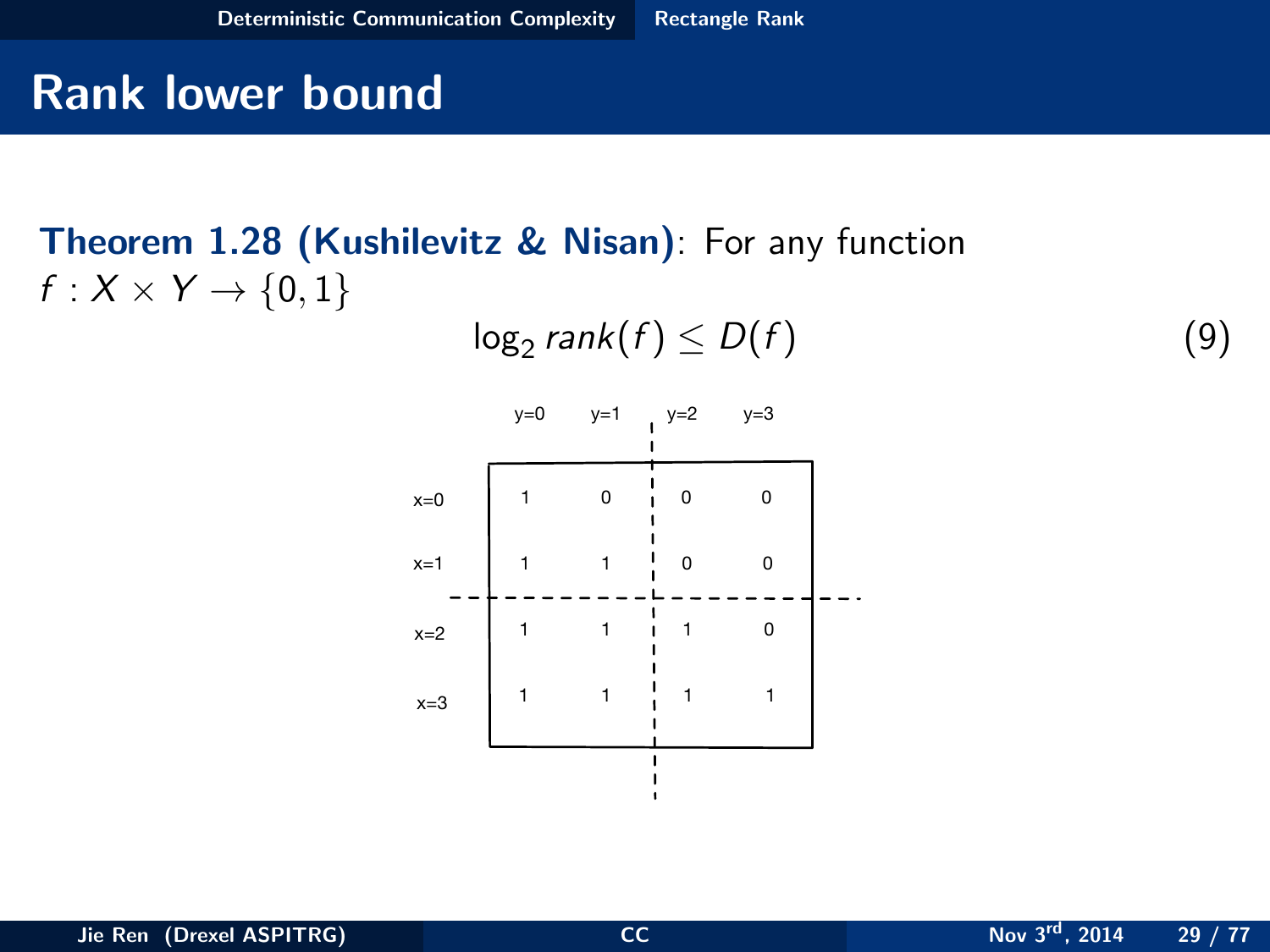# Rank lower bound

**Theorem 1.28 (Kushilevitz & Nisan)**: For any function $f : X \times Y \to \{0, 1\}$

$$\log_2 rank(f) \leq D(f) \tag{9}$$

|  | y=0 | y=1 | y=2 | y=3 |
|---|---|---|---|---|
| x=0 | 1 | 0 | 0 | 0 |
| x=1 | 1 | 1 | 0 | 0 |
| x=2 | 1 | 1 | 1 | 0 |
| x=3 | 1 | 1 | 1 | 1 |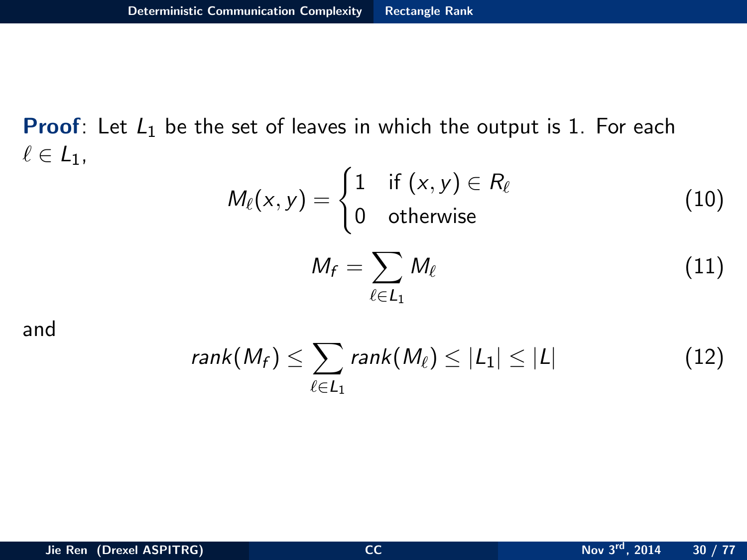**Proof**: Let $L_1$ be the set of leaves in which the output is 1. For each $\ell \in L_1$,

$$M_\ell(x, y) = \begin{cases} 1 & \text{if } (x, y) \in R_\ell \\ 0 & \text{otherwise} \end{cases} \tag{10}$$

$$M_f = \sum_{\ell \in L_1} M_\ell \tag{11}$$

and

$$rank(M_f) \leq \sum_{\ell \in L_1} rank(M_\ell) \leq |L_1| \leq |L| \tag{12}$$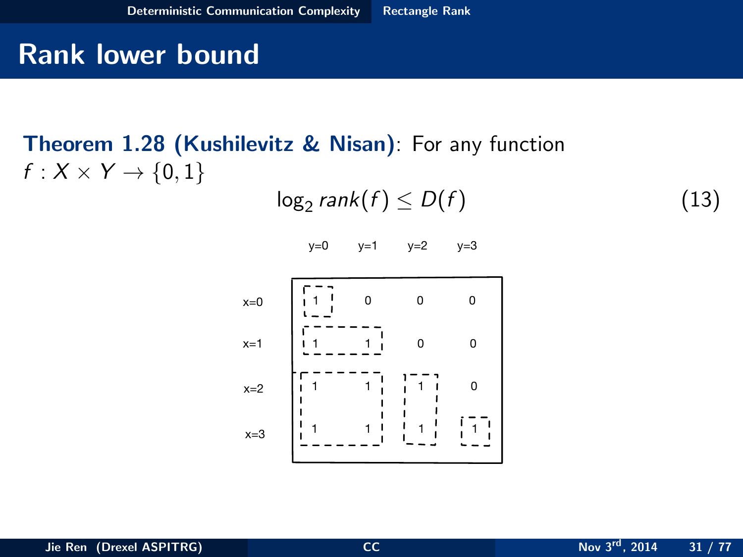# Rank lower bound

**Theorem 1.28 (Kushilevitz & Nisan)**: For any function $f : X \times Y \to \{0, 1\}$

$$\log_2 rank(f) \leq D(f) \tag{13}$$

|  | y=0 | y=1 | y=2 | y=3 |
|---|---|---|---|---|
| x=0 | 1 | 0 | 0 | 0 |
| x=1 | 1 | 1 | 0 | 0 |
| x=2 | 1 | 1 | 1 | 0 |
| x=3 | 1 | 1 | 1 | 1 |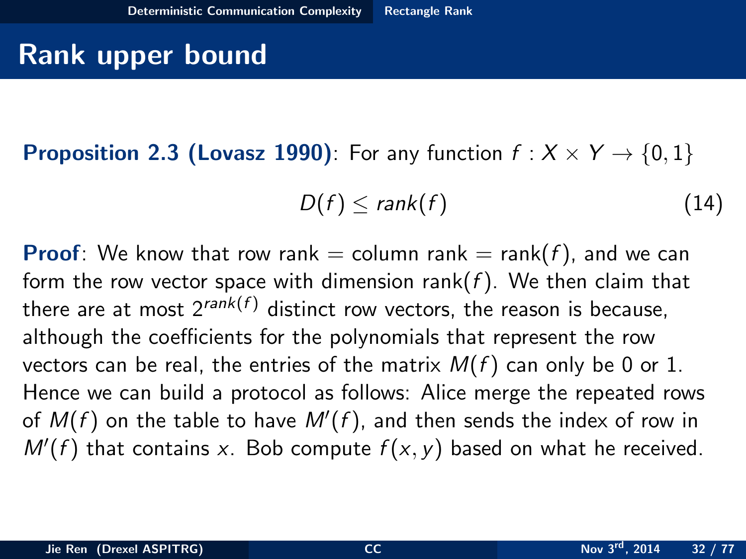# Rank upper bound

**Proposition 2.3 (Lovasz 1990)**: For any function $f : X \times Y \to \{0, 1\}$

$$D(f) \leq rank(f) \tag{14}$$

**Proof**: We know that row rank = column rank = rank($f$), and we can form the row vector space with dimension rank($f$). We then claim that there are at most $2^{rank(f)}$ distinct row vectors, the reason is because, although the coefficients for the polynomials that represent the row vectors can be real, the entries of the matrix $M(f)$ can only be 0 or 1. Hence we can build a protocol as follows: Alice merge the repeated rows of $M(f)$ on the table to have $M'(f)$, and then sends the index of row in $M'(f)$ that contains $x$. Bob compute $f(x, y)$ based on what he received.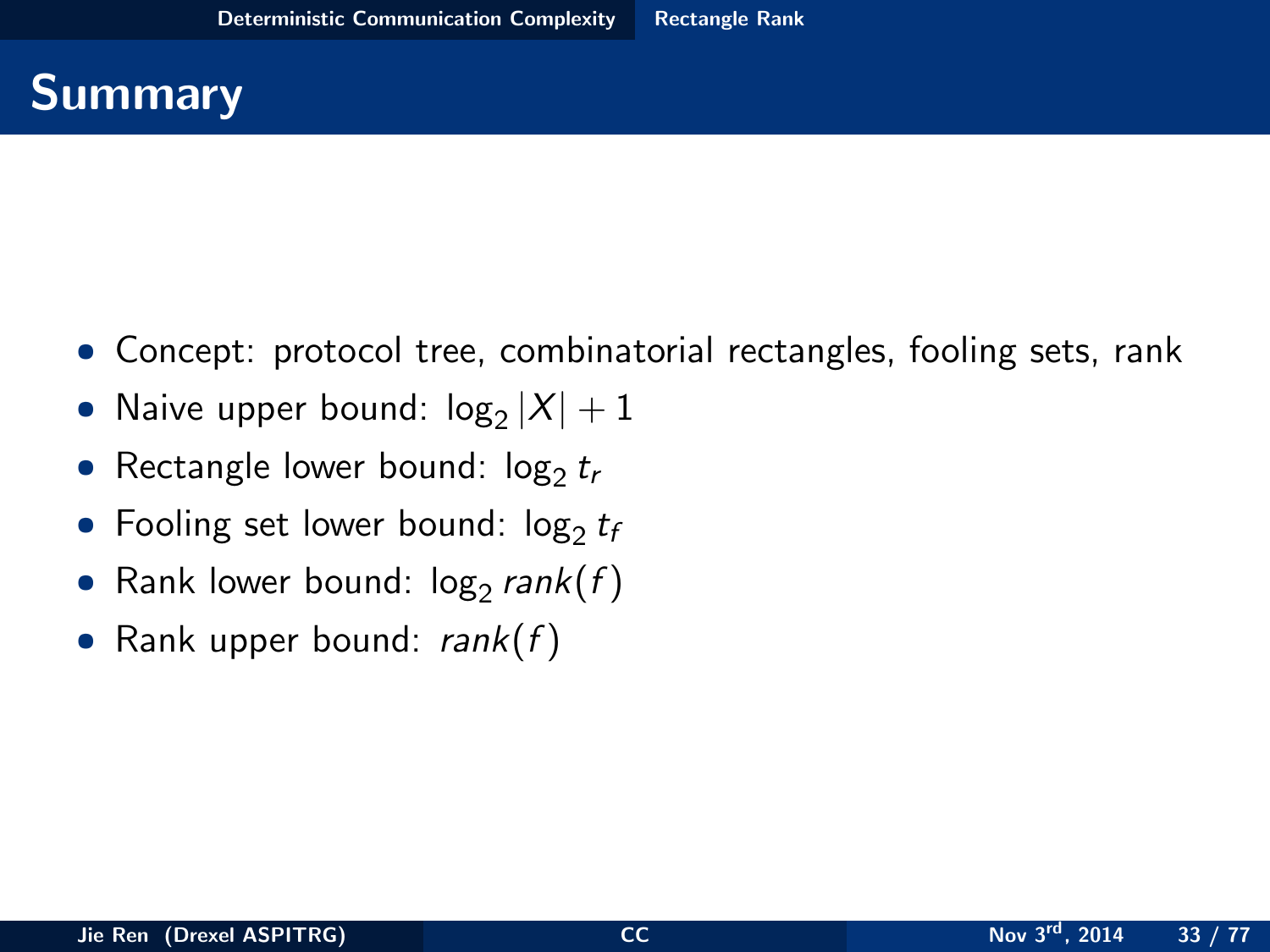# Summary

- Concept: protocol tree, combinatorial rectangles, fooling sets, rank
- Naive upper bound: $\log_2 |X| + 1$
- Rectangle lower bound: $\log_2 t_r$
- Fooling set lower bound: $\log_2 t_f$
- Rank lower bound: $\log_2 rank(f)$
- Rank upper bound: $rank(f)$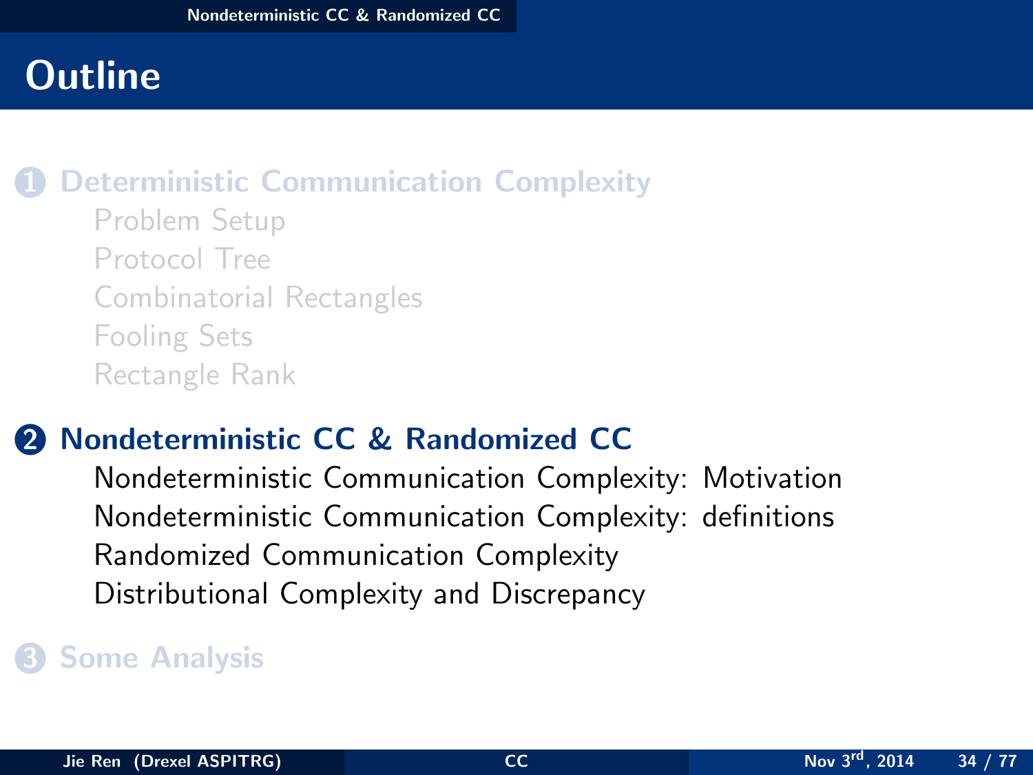# Outline

1. **Deterministic Communication Complexity**
   - Problem Setup
   - Protocol Tree
   - Combinatorial Rectangles
   - Fooling Sets
   - Rectangle Rank

2. **Nondeterministic CC & Randomized CC**
   - Nondeterministic Communication Complexity: Motivation
   - Nondeterministic Communication Complexity: definitions
   - Randomized Communication Complexity
   - Distributional Complexity and Discrepancy

3. **Some Analysis**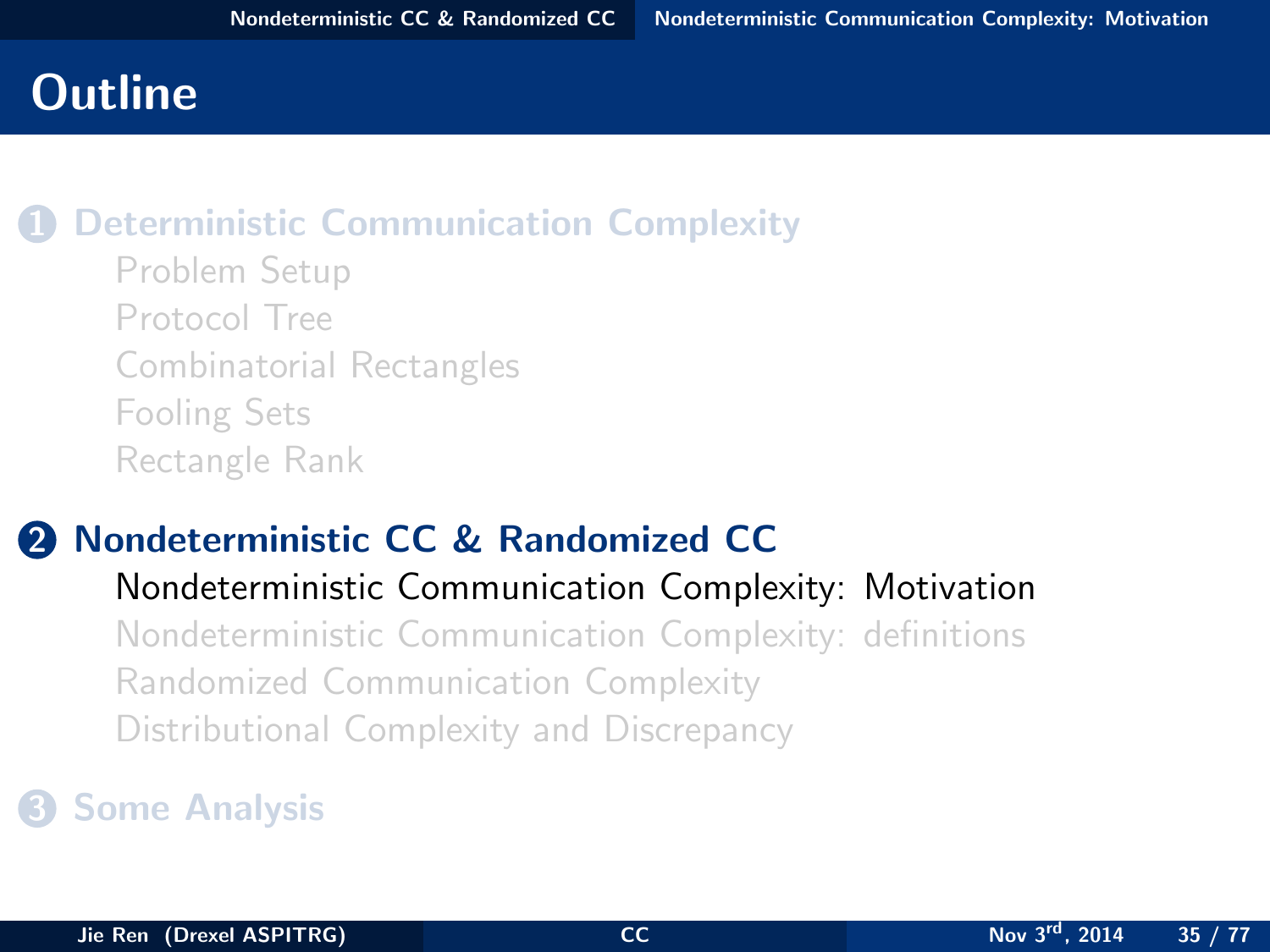# Outline

1. **Deterministic Communication Complexity**
   - Problem Setup
   - Protocol Tree
   - Combinatorial Rectangles
   - Fooling Sets
   - Rectangle Rank

2. **Nondeterministic CC & Randomized CC**
   - Nondeterministic Communication Complexity: Motivation
   - Nondeterministic Communication Complexity: definitions
   - Randomized Communication Complexity
   - Distributional Complexity and Discrepancy

3. **Some Analysis**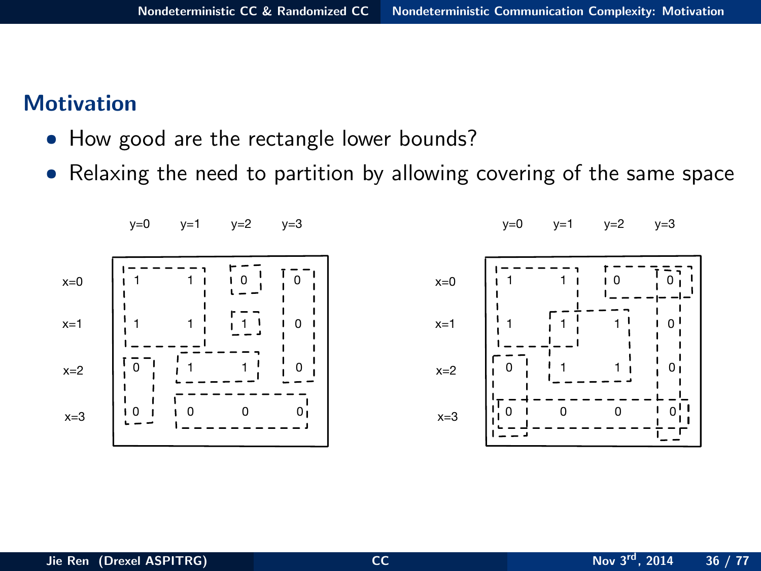## Motivation

- How good are the rectangle lower bounds?
- Relaxing the need to partition by allowing covering of the same space

|  | y=0 | y=1 | y=2 | y=3 |
|---|---|---|---|---|
| x=0 | 1 | 1 | 0 | 0 |
| x=1 | 1 | 1 | 1 | 0 |
| x=2 | 0 | 1 | 1 | 0 |
| x=3 | 0 | 0 | 0 | 0 |

|  | y=0 | y=1 | y=2 | y=3 |
|---|---|---|---|---|
| x=0 | 1 | 1 | 0 | 0 |
| x=1 | 1 | 1 | 1 | 0 |
| x=2 | 0 | 1 | 1 | 0 |
| x=3 | 0 | 0 | 0 | 0 |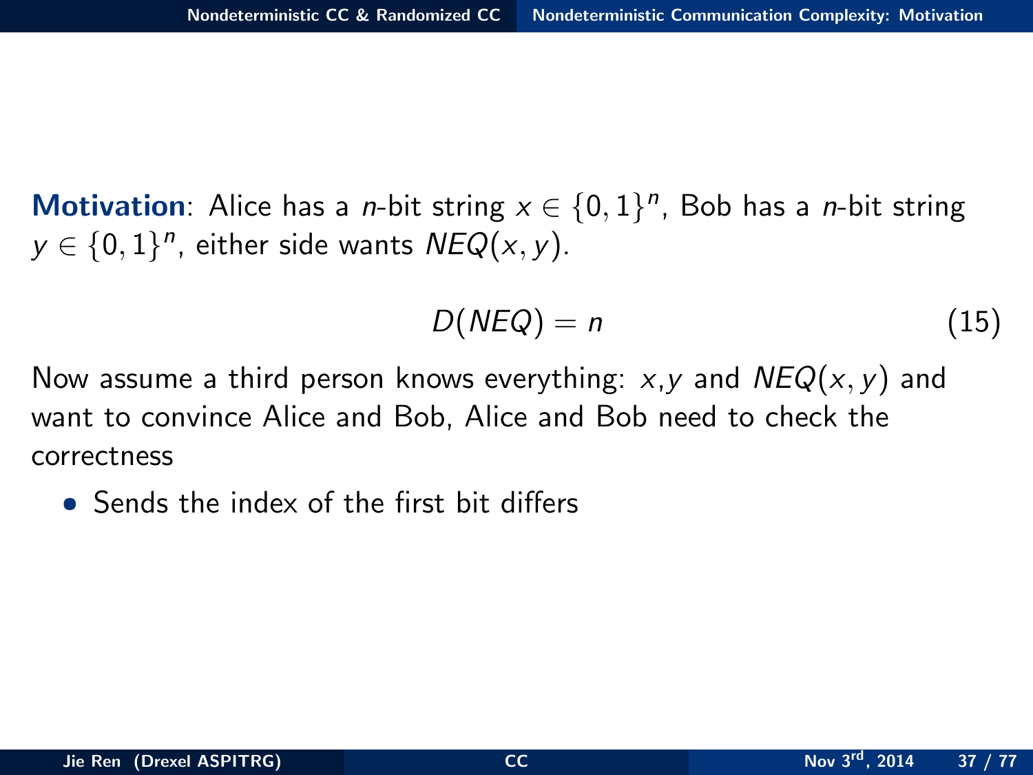**Motivation**: Alice has a $n$-bit string $x \in \{0,1\}^n$, Bob has a $n$-bit string $y \in \{0,1\}^n$, either side wants $NEQ(x, y)$.

$$D(NEQ) = n \tag{15}$$

Now assume a third person knows everything: $x$,$y$ and $NEQ(x, y)$ and want to convince Alice and Bob, Alice and Bob need to check the correctness

- Sends the index of the first bit differs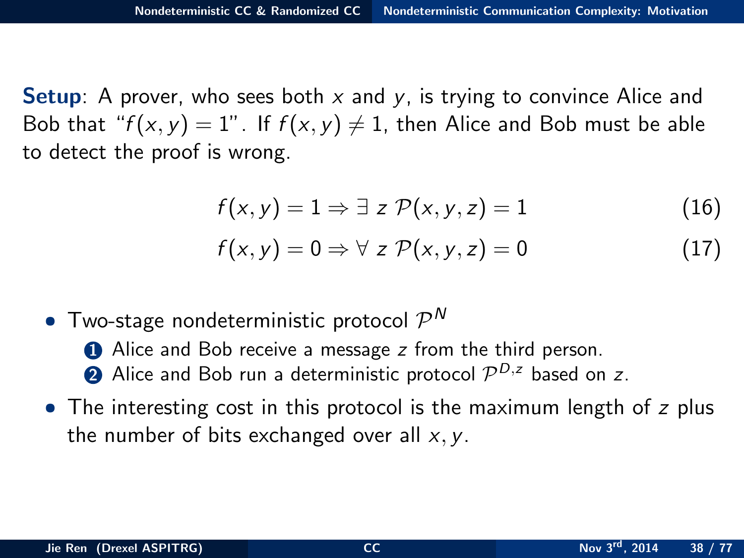**Setup**: A prover, who sees both $x$ and $y$, is trying to convince Alice and Bob that "$f(x, y) = 1$". If $f(x, y) \neq 1$, then Alice and Bob must be able to detect the proof is wrong.

$$f(x, y) = 1 \Rightarrow \exists\ z\ \mathcal{P}(x, y, z) = 1 \tag{16}$$

$$f(x, y) = 0 \Rightarrow \forall\ z\ \mathcal{P}(x, y, z) = 0 \tag{17}$$

- Two-stage nondeterministic protocol $\mathcal{P}^N$
  1. Alice and Bob receive a message $z$ from the third person.
  2. Alice and Bob run a deterministic protocol $\mathcal{P}^{D,z}$ based on $z$.
- The interesting cost in this protocol is the maximum length of $z$ plus the number of bits exchanged over all $x, y$.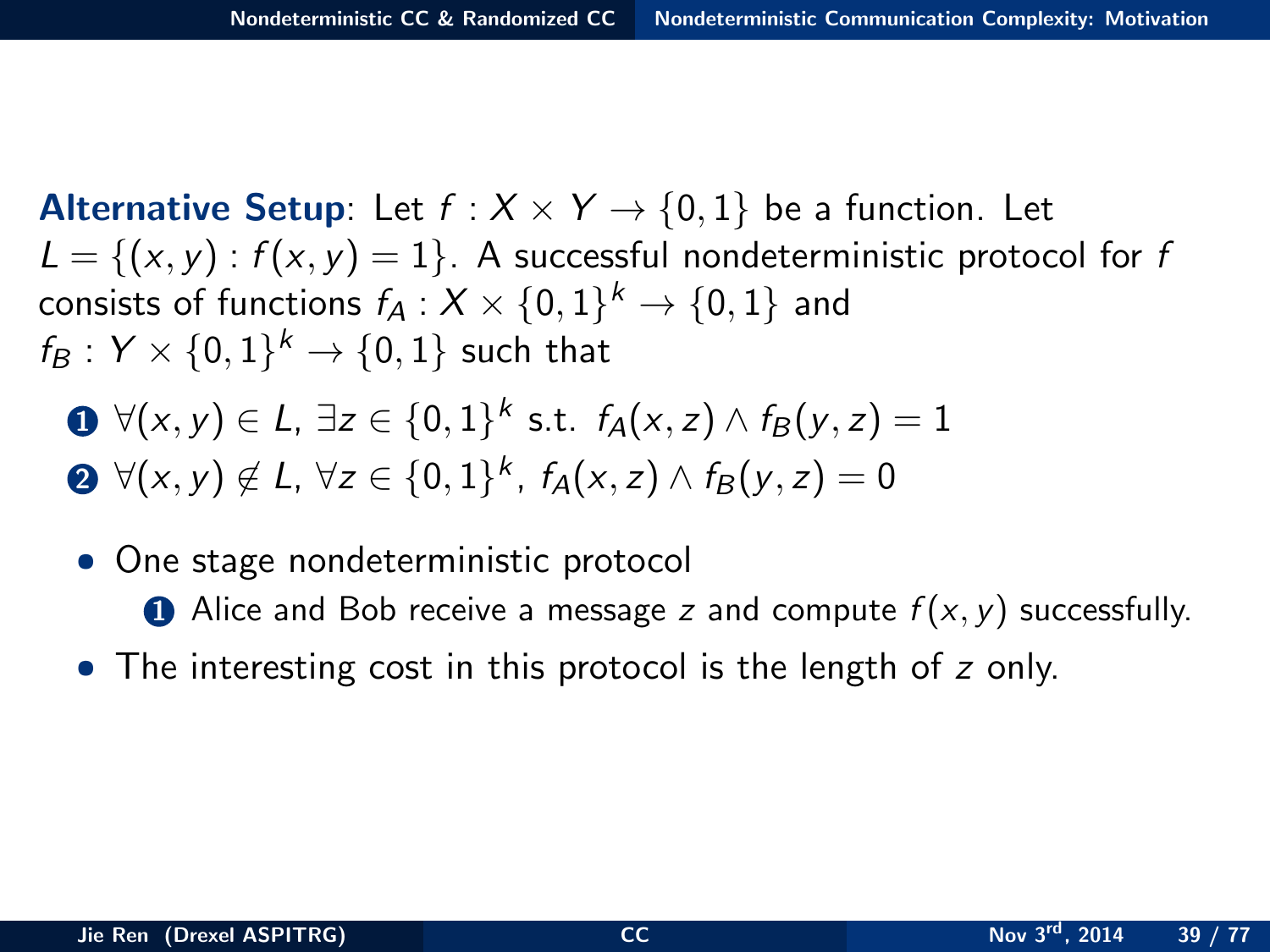**Alternative Setup**: Let $f : X \times Y \rightarrow \{0,1\}$ be a function. Let $L = \{(x,y) : f(x,y) = 1\}$. A successful nondeterministic protocol for $f$ consists of functions $f_A : X \times \{0,1\}^k \rightarrow \{0,1\}$ and $f_B : Y \times \{0,1\}^k \rightarrow \{0,1\}$ such that

1. $\forall (x,y) \in L$, $\exists z \in \{0,1\}^k$ s.t. $f_A(x,z) \wedge f_B(y,z) = 1$
2. $\forall (x,y) \notin L$, $\forall z \in \{0,1\}^k$, $f_A(x,z) \wedge f_B(y,z) = 0$

- One stage nondeterministic protocol
  1. Alice and Bob receive a message $z$ and compute $f(x,y)$ successfully.
- The interesting cost in this protocol is the length of $z$ only.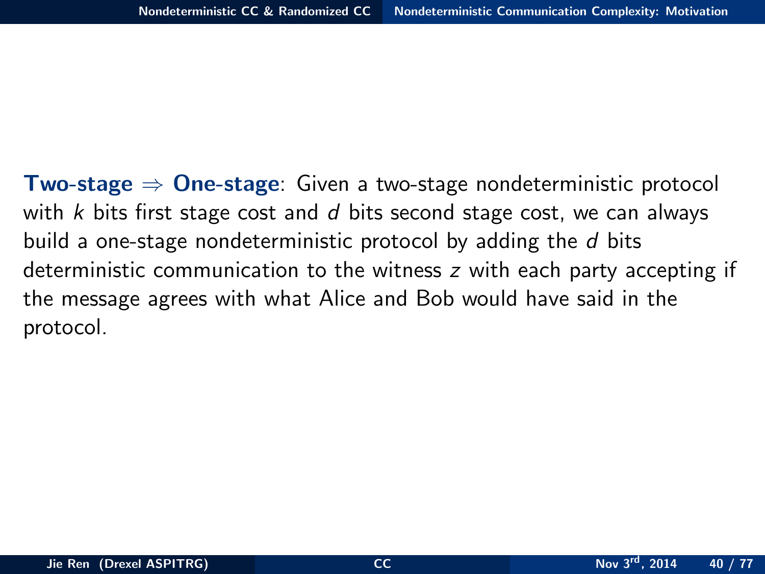**Two-stage $\Rightarrow$ One-stage**: Given a two-stage nondeterministic protocol with $k$ bits first stage cost and $d$ bits second stage cost, we can always build a one-stage nondeterministic protocol by adding the $d$ bits deterministic communication to the witness $z$ with each party accepting if the message agrees with what Alice and Bob would have said in the protocol.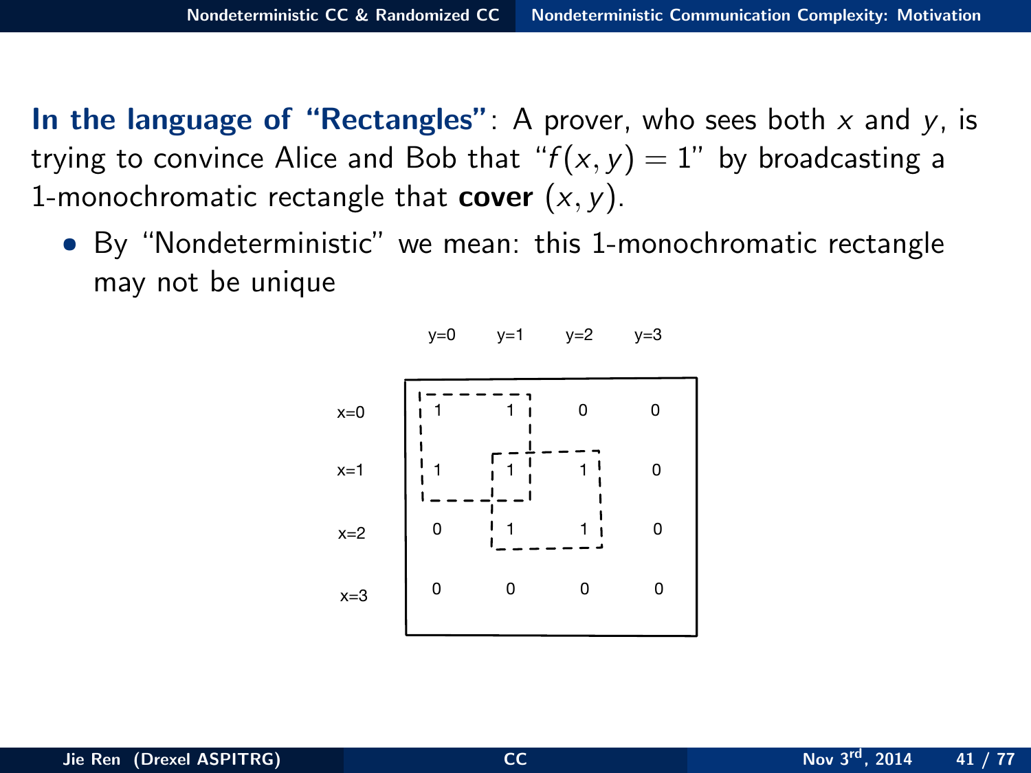**In the language of "Rectangles"**: A prover, who sees both $x$ and $y$, is trying to convince Alice and Bob that "$f(x, y) = 1$" by broadcasting a 1-monochromatic rectangle that **cover** $(x, y)$.

- By "Nondeterministic" we mean: this 1-monochromatic rectangle may not be unique

| | y=0 | y=1 | y=2 | y=3 |
|---|---|---|---|---|
| x=0 | 1 | 1 | 0 | 0 |
| x=1 | 1 | 1 | 1 | 0 |
| x=2 | 0 | 1 | 1 | 0 |
| x=3 | 0 | 0 | 0 | 0 |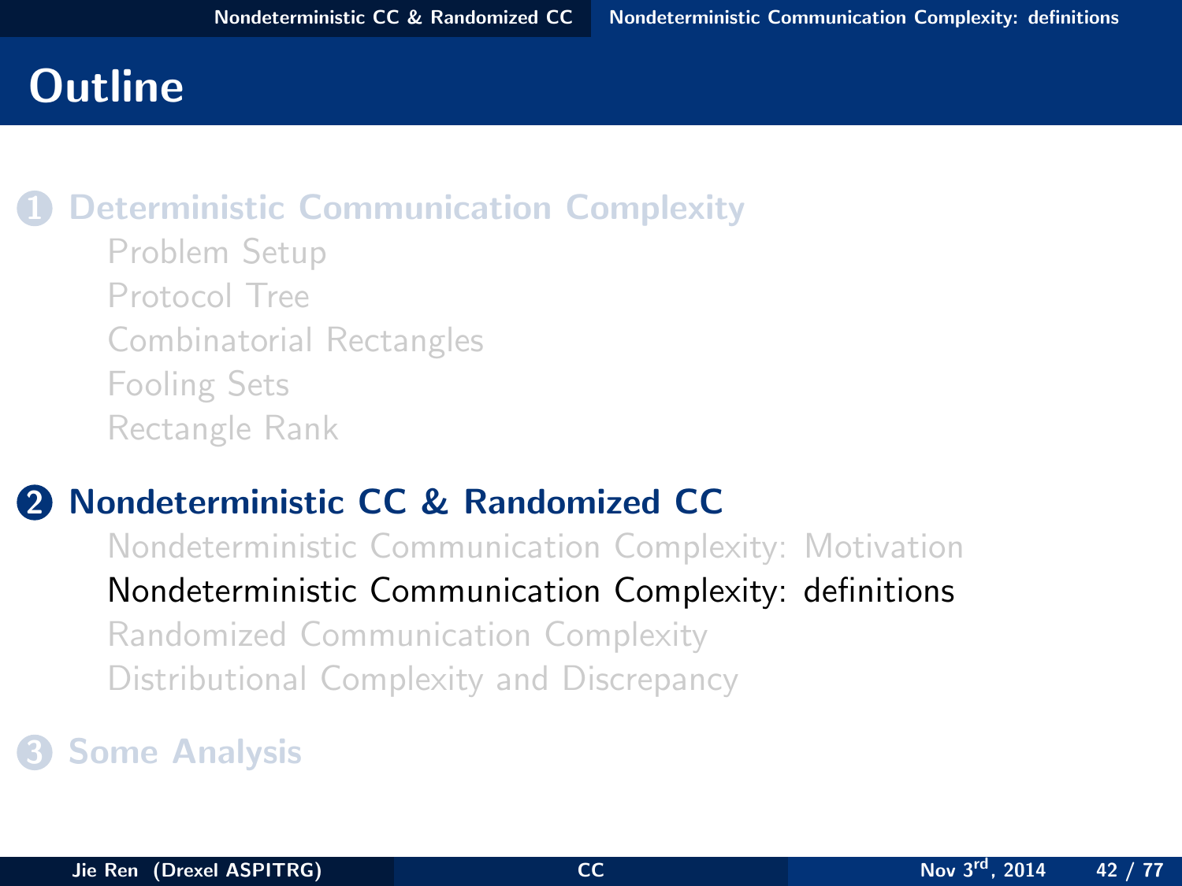# Outline

1. **Deterministic Communication Complexity**
   - Problem Setup
   - Protocol Tree
   - Combinatorial Rectangles
   - Fooling Sets
   - Rectangle Rank

2. **Nondeterministic CC & Randomized CC**
   - Nondeterministic Communication Complexity: Motivation
   - Nondeterministic Communication Complexity: definitions
   - Randomized Communication Complexity
   - Distributional Complexity and Discrepancy

3. **Some Analysis**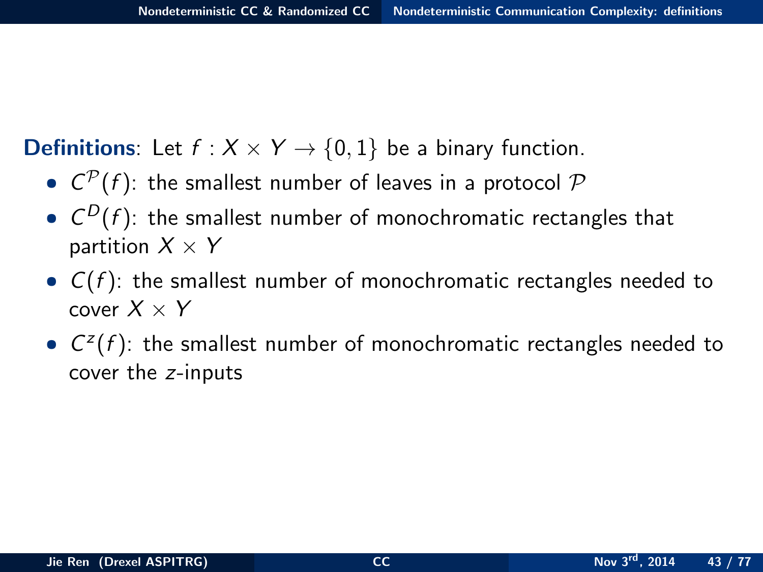**Definitions**: Let $f : X \times Y \rightarrow \{0, 1\}$ be a binary function.

- $C^{\mathcal{P}}(f)$: the smallest number of leaves in a protocol $\mathcal{P}$
- $C^{D}(f)$: the smallest number of monochromatic rectangles that partition $X \times Y$
- $C(f)$: the smallest number of monochromatic rectangles needed to cover $X \times Y$
- $C^{z}(f)$: the smallest number of monochromatic rectangles needed to cover the $z$-inputs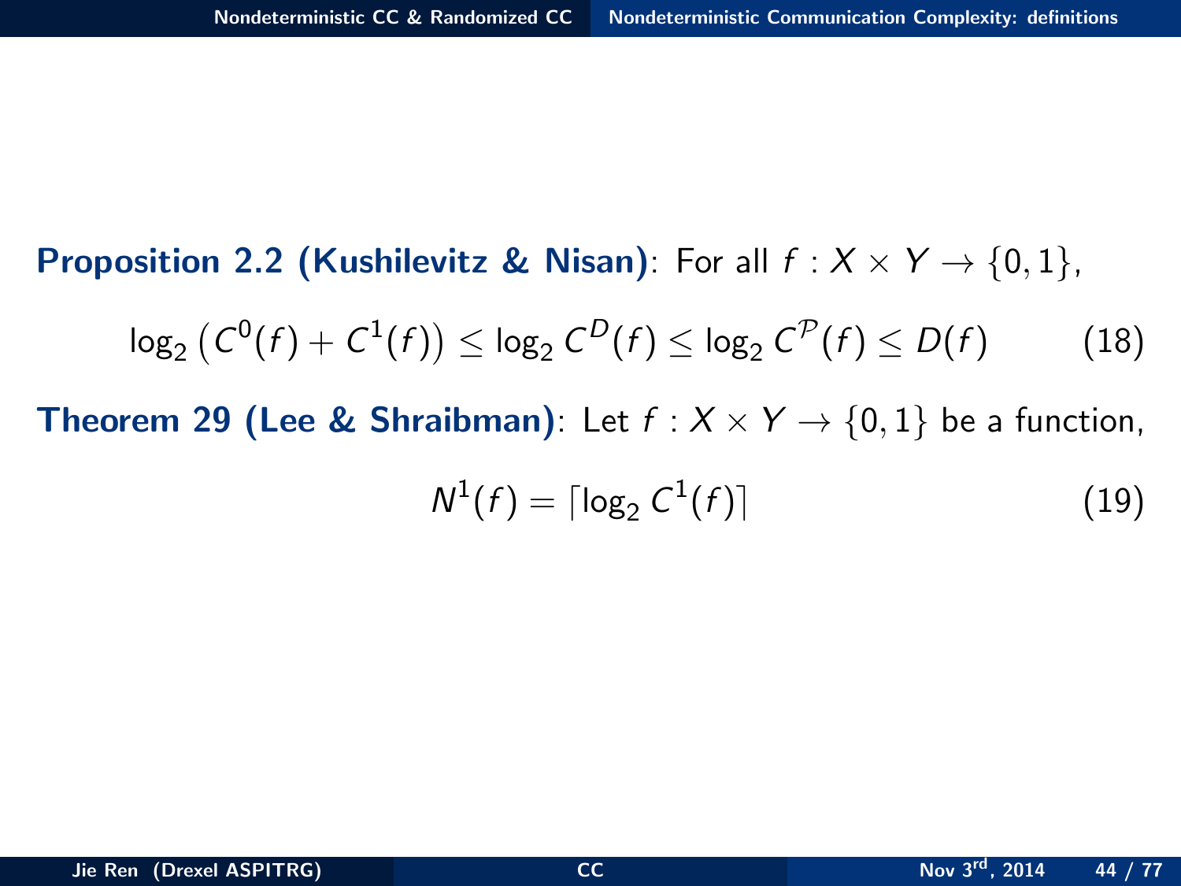**Proposition 2.2 (Kushilevitz & Nisan)**: For all $f : X \times Y \to \{0, 1\}$,

$$\log_2 \left( C^0(f) + C^1(f) \right) \leq \log_2 C^D(f) \leq \log_2 C^{\mathcal{P}}(f) \leq D(f) \tag{18}$$

**Theorem 29 (Lee & Shraibman)**: Let $f : X \times Y \to \{0, 1\}$ be a function,

$$N^1(f) = \lceil \log_2 C^1(f) \rceil \tag{19}$$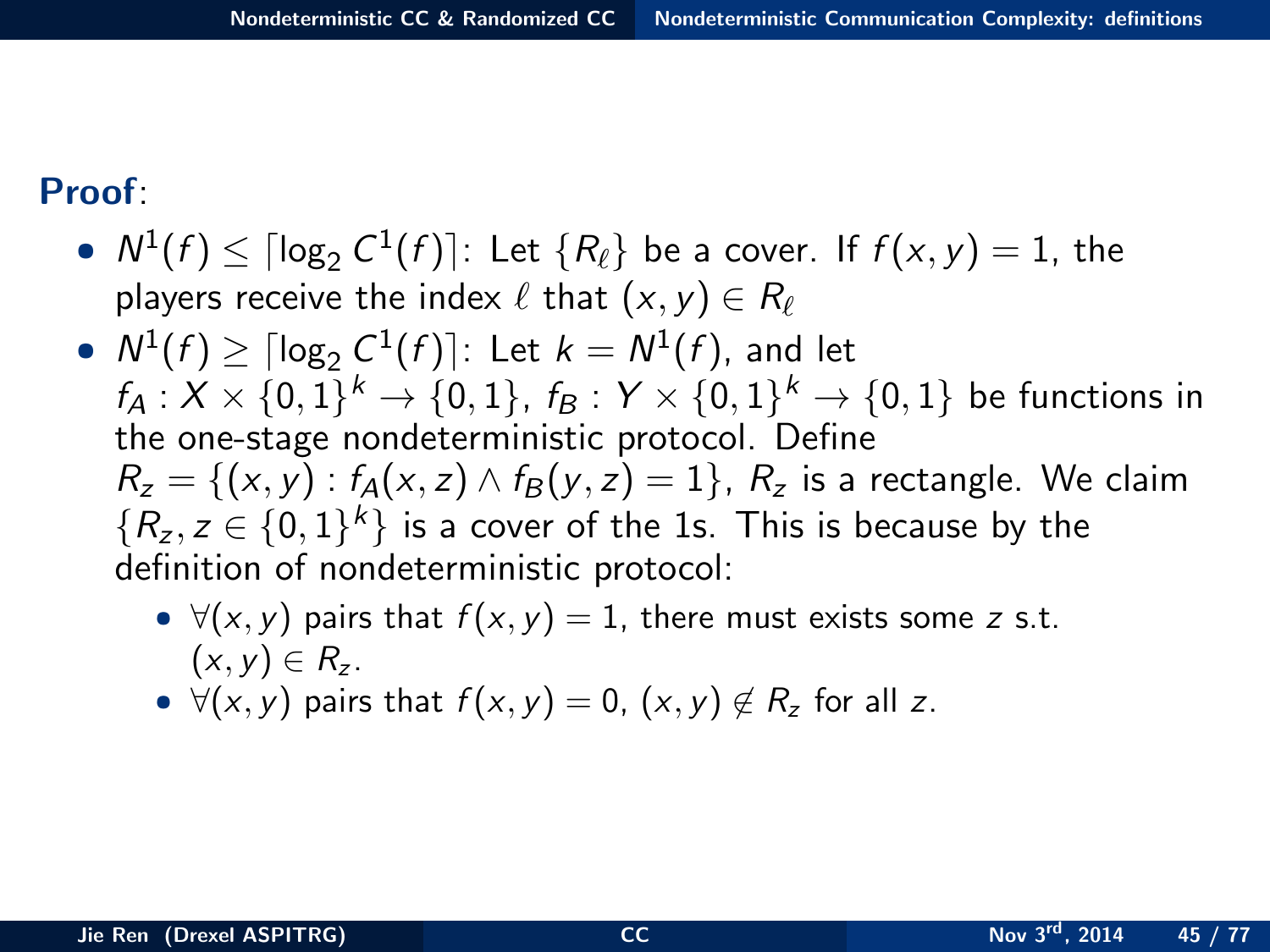**Proof**:

- $N^1(f) \leq \lceil \log_2 C^1(f) \rceil$: Let $\{R_\ell\}$ be a cover. If $f(x, y) = 1$, the players receive the index $\ell$ that $(x, y) \in R_\ell$
- $N^1(f) \geq \lceil \log_2 C^1(f) \rceil$: Let $k = N^1(f)$, and let $f_A : X \times \{0, 1\}^k \to \{0, 1\}$, $f_B : Y \times \{0, 1\}^k \to \{0, 1\}$ be functions in the one-stage nondeterministic protocol. Define $R_z = \{(x, y) : f_A(x, z) \wedge f_B(y, z) = 1\}$, $R_z$ is a rectangle. We claim $\{R_z, z \in \{0, 1\}^k\}$ is a cover of the 1s. This is because by the definition of nondeterministic protocol:
  - $\forall (x, y)$ pairs that $f(x, y) = 1$, there must exists some $z$ s.t. $(x, y) \in R_z$.
  - $\forall (x, y)$ pairs that $f(x, y) = 0$, $(x, y) \notin R_z$ for all $z$.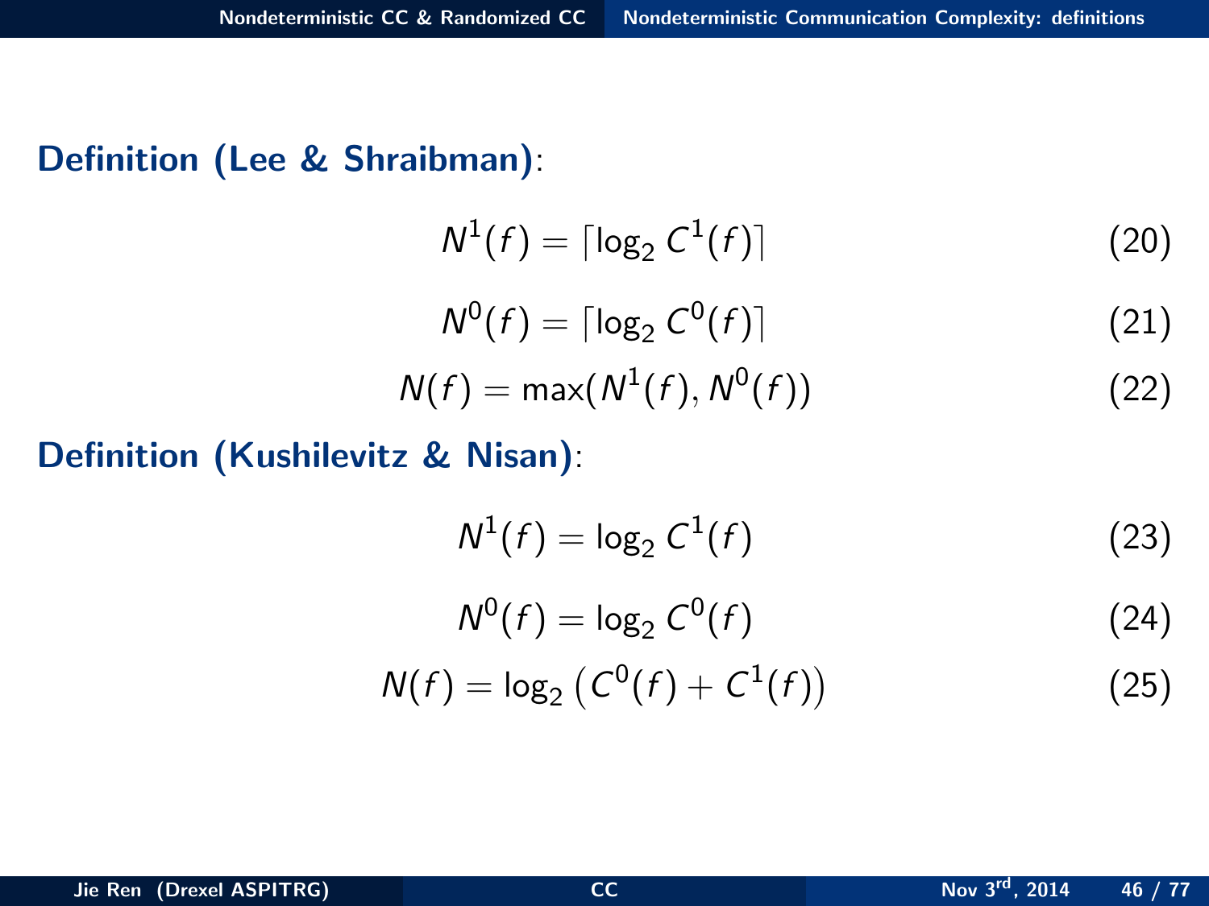**Definition (Lee & Shraibman)**:

$$N^1(f) = \lceil \log_2 C^1(f) \rceil \tag{20}$$

$$N^0(f) = \lceil \log_2 C^0(f) \rceil \tag{21}$$

$$N(f) = \max(N^1(f), N^0(f)) \tag{22}$$

**Definition (Kushilevitz & Nisan)**:

$$N^1(f) = \log_2 C^1(f) \tag{23}$$

$$N^0(f) = \log_2 C^0(f) \tag{24}$$

$$N(f) = \log_2 \left( C^0(f) + C^1(f) \right) \tag{25}$$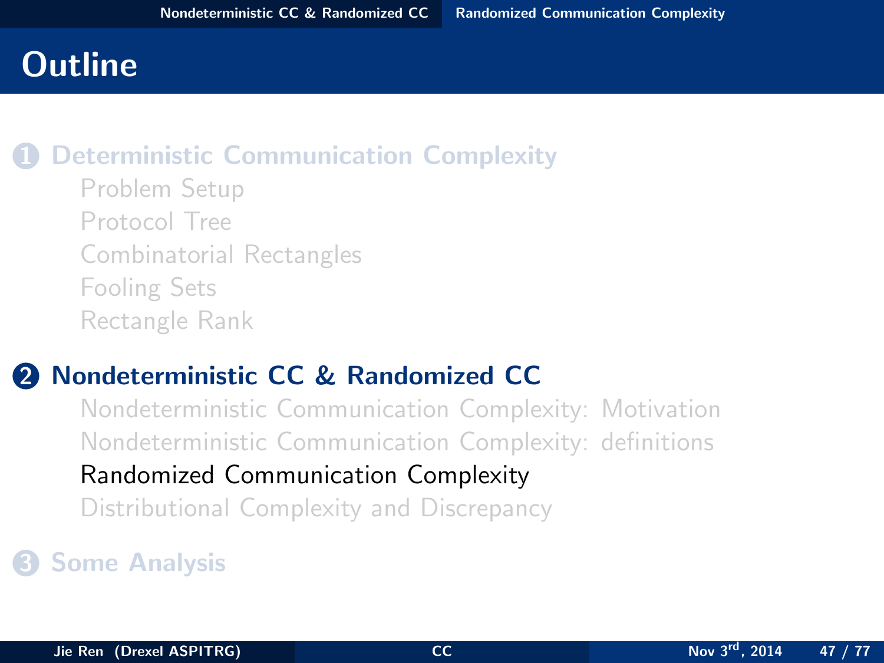# Outline

1. **Deterministic Communication Complexity**
   - Problem Setup
   - Protocol Tree
   - Combinatorial Rectangles
   - Fooling Sets
   - Rectangle Rank

2. **Nondeterministic CC & Randomized CC**
   - Nondeterministic Communication Complexity: Motivation
   - Nondeterministic Communication Complexity: definitions
   - Randomized Communication Complexity
   - Distributional Complexity and Discrepancy

3. **Some Analysis**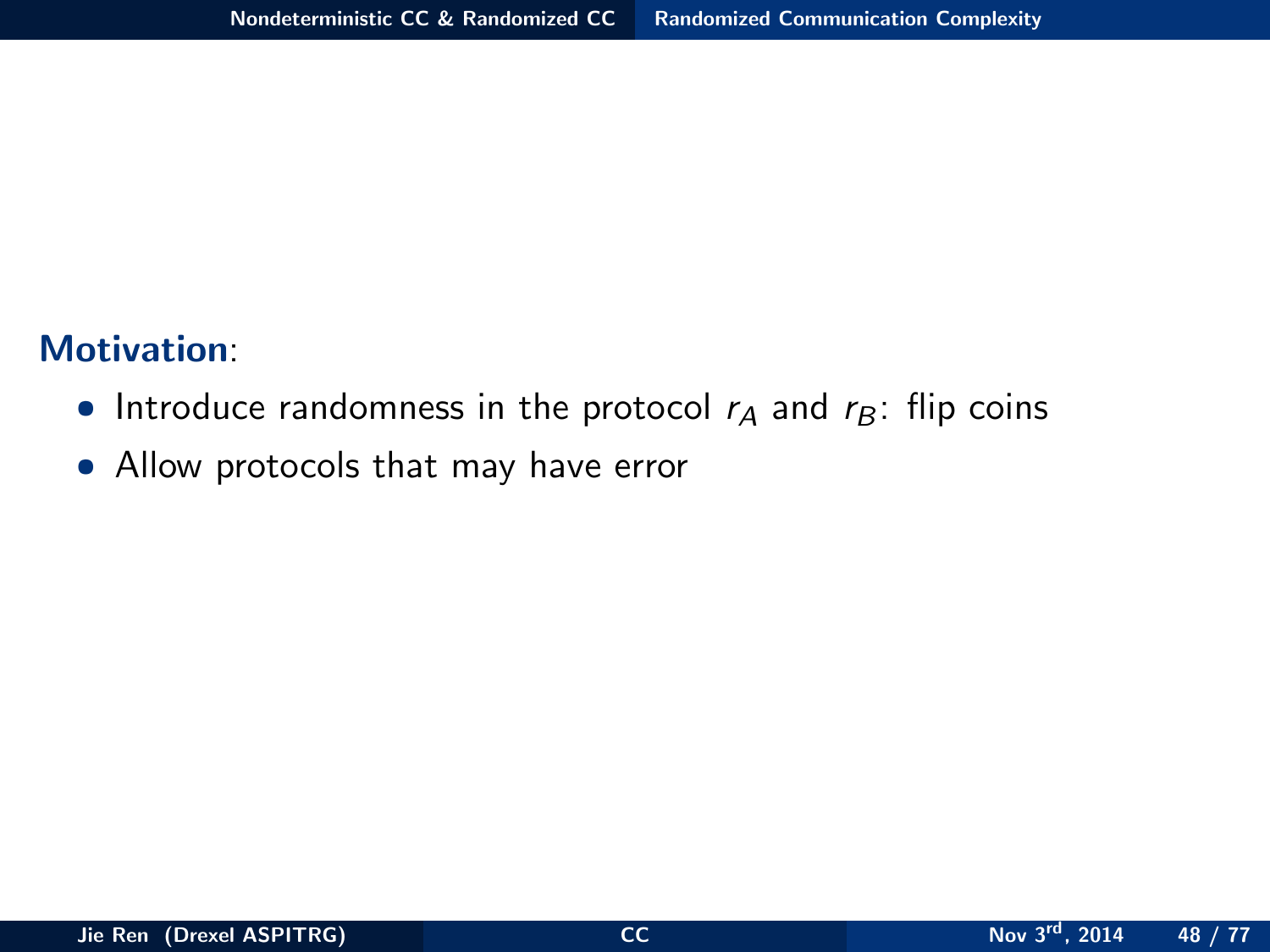**Motivation**:

- Introduce randomness in the protocol $r_A$ and $r_B$: flip coins
- Allow protocols that may have error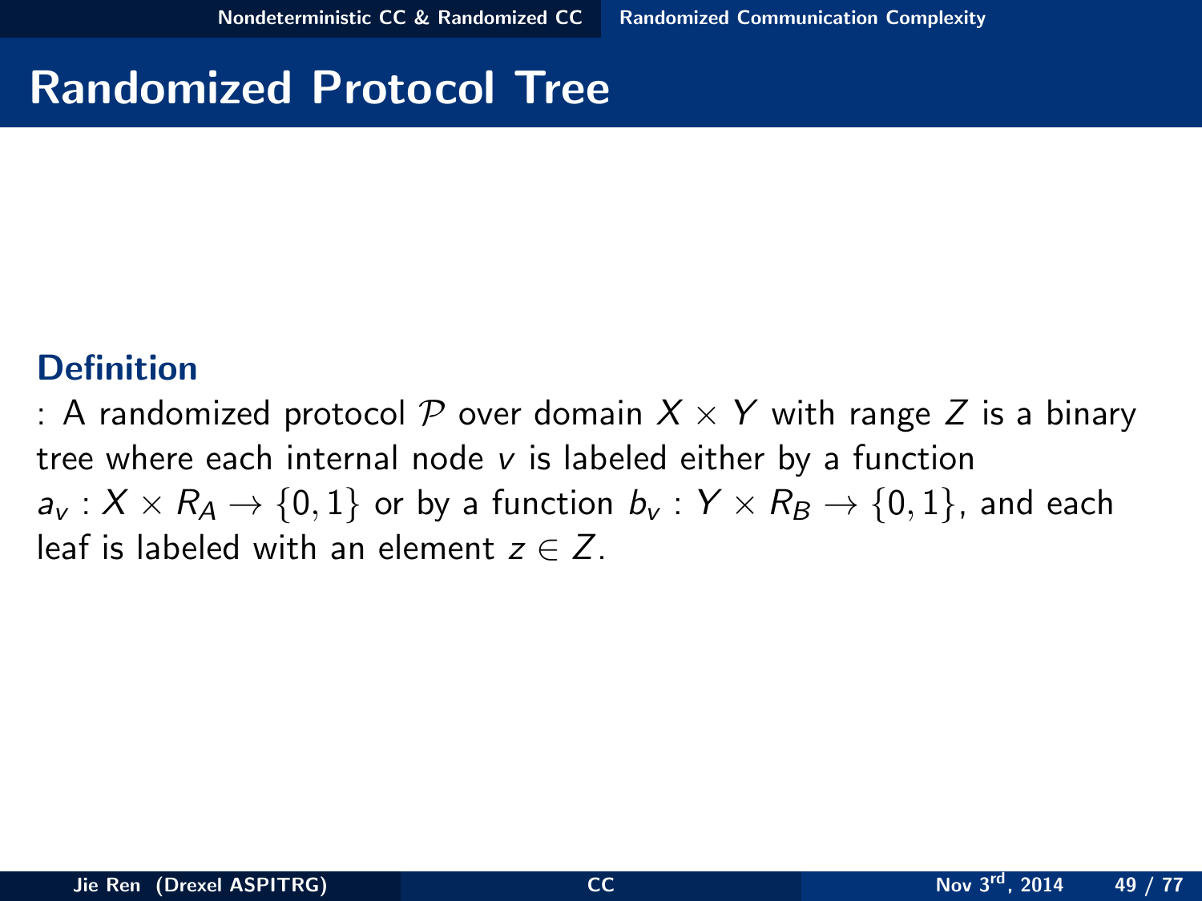# Randomized Protocol Tree

**Definition**

: A randomized protocol $\mathcal{P}$ over domain $X \times Y$ with range $Z$ is a binary tree where each internal node $v$ is labeled either by a function $a_v : X \times R_A \to \{0, 1\}$ or by a function $b_v : Y \times R_B \to \{0, 1\}$, and each leaf is labeled with an element $z \in Z$.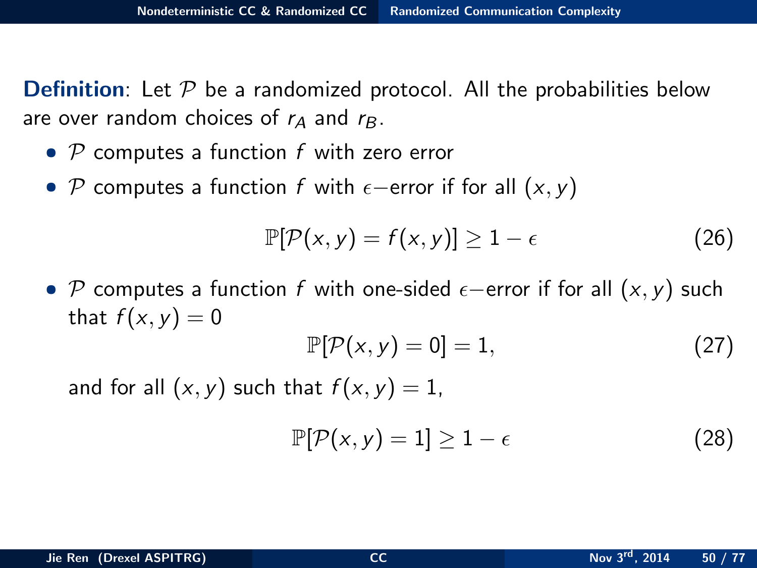**Definition**: Let $\mathcal{P}$ be a randomized protocol. All the probabilities below are over random choices of $r_A$ and $r_B$.

- $\mathcal{P}$ computes a function $f$ with zero error
- $\mathcal{P}$ computes a function $f$ with $\epsilon-$error if for all $(x, y)$

$$\mathbb{P}[\mathcal{P}(x, y) = f(x, y)] \geq 1 - \epsilon \tag{26}$$

- $\mathcal{P}$ computes a function $f$ with one-sided $\epsilon-$error if for all $(x, y)$ such that $f(x, y) = 0$

$$\mathbb{P}[\mathcal{P}(x, y) = 0] = 1, \tag{27}$$

  and for all $(x, y)$ such that $f(x, y) = 1$,

$$\mathbb{P}[\mathcal{P}(x, y) = 1] \geq 1 - \epsilon \tag{28}$$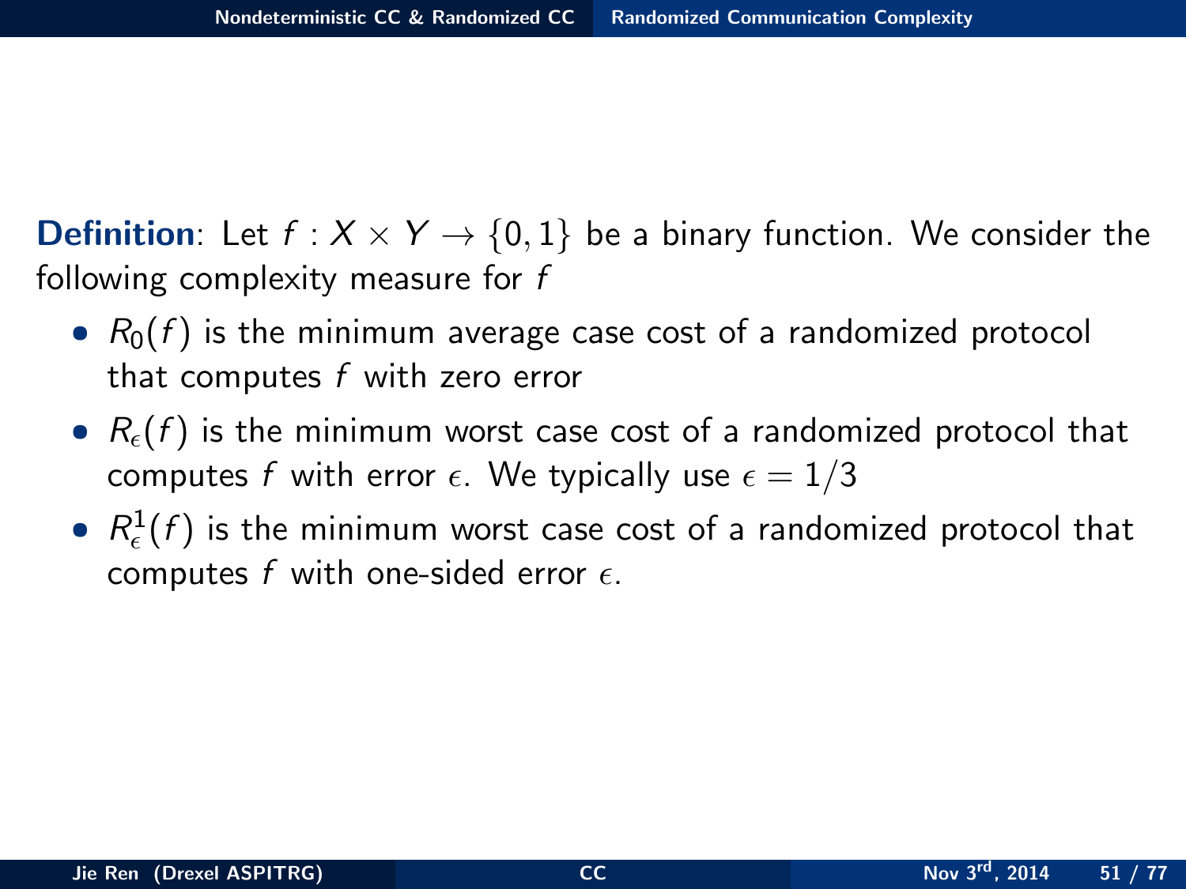**Definition**: Let $f : X \times Y \to \{0, 1\}$ be a binary function. We consider the following complexity measure for $f$

- $R_0(f)$ is the minimum average case cost of a randomized protocol that computes $f$ with zero error
- $R_\epsilon(f)$ is the minimum worst case cost of a randomized protocol that computes $f$ with error $\epsilon$. We typically use $\epsilon = 1/3$
- $R^1_\epsilon(f)$ is the minimum worst case cost of a randomized protocol that computes $f$ with one-sided error $\epsilon$.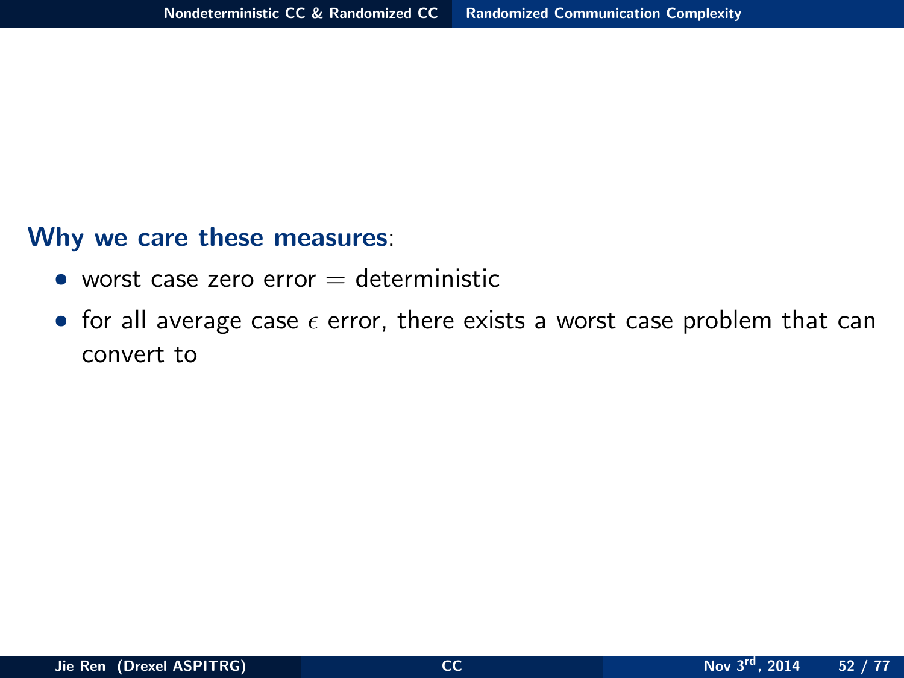**Why we care these measures**:

- worst case zero error = deterministic
- for all average case $\epsilon$ error, there exists a worst case problem that can convert to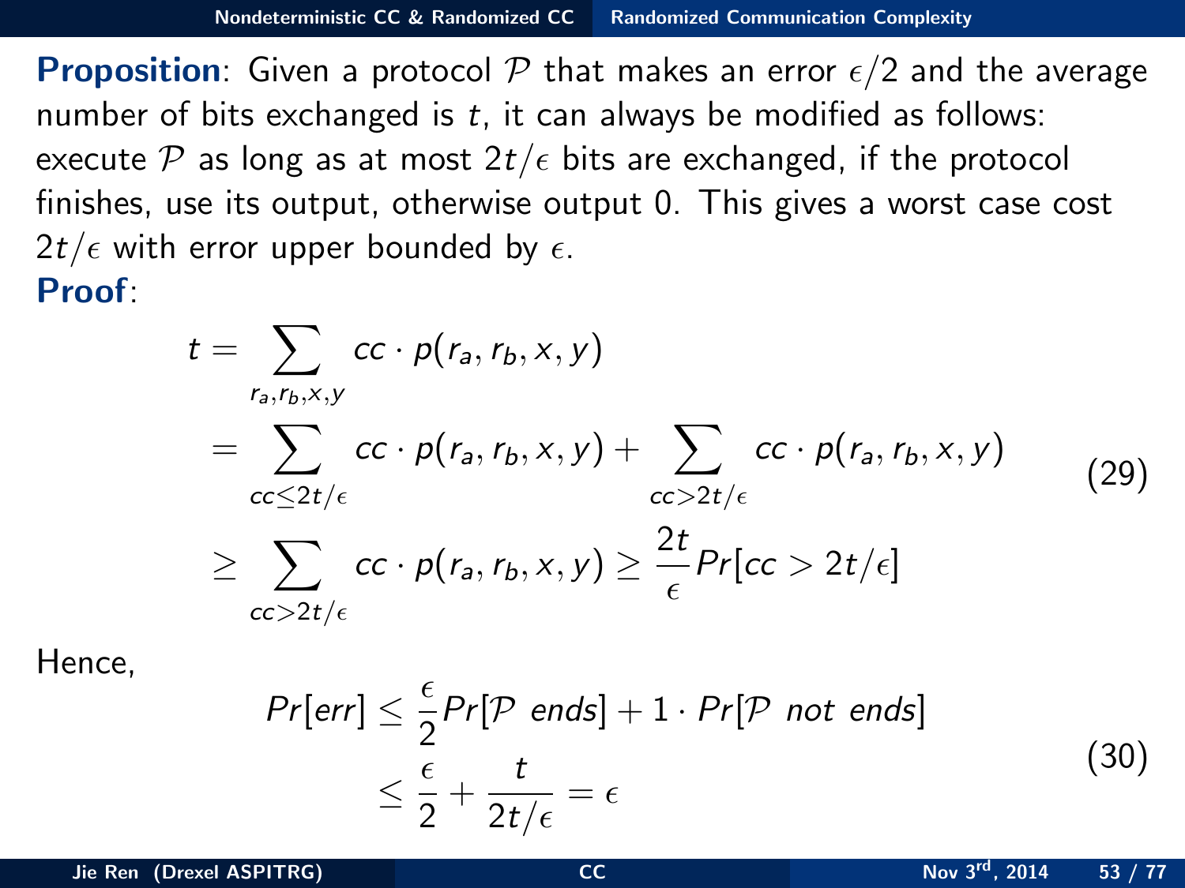**Proposition**: Given a protocol $\mathcal{P}$ that makes an error $\epsilon/2$ and the average number of bits exchanged is $t$, it can always be modified as follows: execute $\mathcal{P}$ as long as at most $2t/\epsilon$ bits are exchanged, if the protocol finishes, use its output, otherwise output 0. This gives a worst case cost $2t/\epsilon$ with error upper bounded by $\epsilon$.

**Proof**:

$$
\begin{aligned}
t &= \sum_{r_a, r_b, x, y} cc \cdot p(r_a, r_b, x, y) \\
&= \sum_{cc \leq 2t/\epsilon} cc \cdot p(r_a, r_b, x, y) + \sum_{cc > 2t/\epsilon} cc \cdot p(r_a, r_b, x, y) \\
&\geq \sum_{cc > 2t/\epsilon} cc \cdot p(r_a, r_b, x, y) \geq \frac{2t}{\epsilon} Pr[cc > 2t/\epsilon]
\end{aligned}
\tag{29}
$$

Hence,

$$
\begin{aligned}
Pr[err] &\leq \frac{\epsilon}{2} Pr[\mathcal{P} \ ends] + 1 \cdot Pr[\mathcal{P} \ not \ ends] \\
&\leq \frac{\epsilon}{2} + \frac{t}{2t/\epsilon} = \epsilon
\end{aligned}
\tag{30}
$$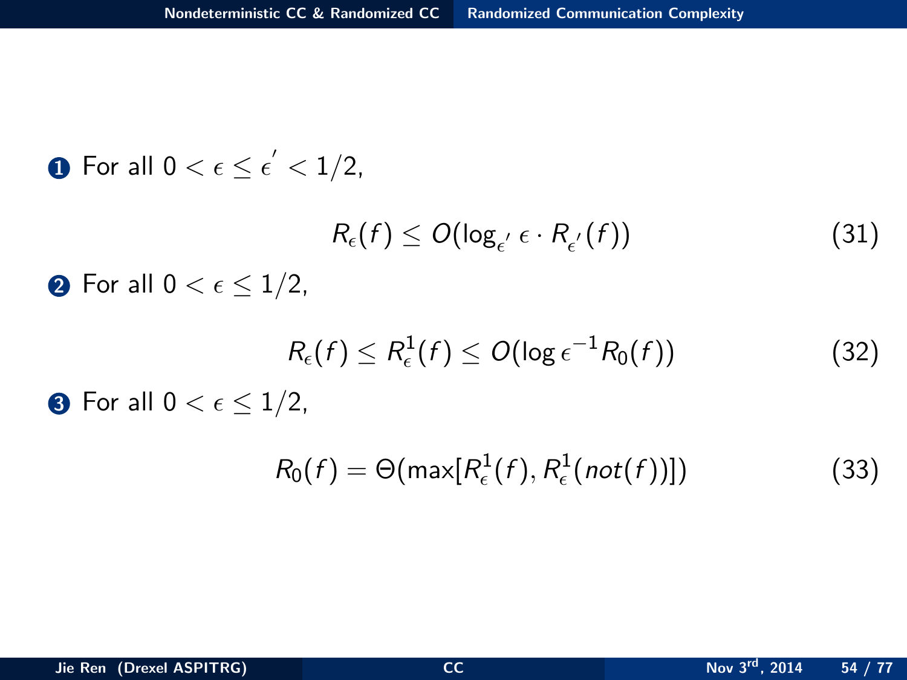1. For all $0 < \epsilon \leq \epsilon' < 1/2$,

$$R_\epsilon(f) \leq O(\log_{\epsilon'} \epsilon \cdot R_{\epsilon'}(f)) \tag{31}$$

2. For all $0 < \epsilon \leq 1/2$,

$$R_\epsilon(f) \leq R_\epsilon^1(f) \leq O(\log \epsilon^{-1} R_0(f)) \tag{32}$$

3. For all $0 < \epsilon \leq 1/2$,

$$R_0(f) = \Theta(\max[R_\epsilon^1(f), R_\epsilon^1(not(f))]) \tag{33}$$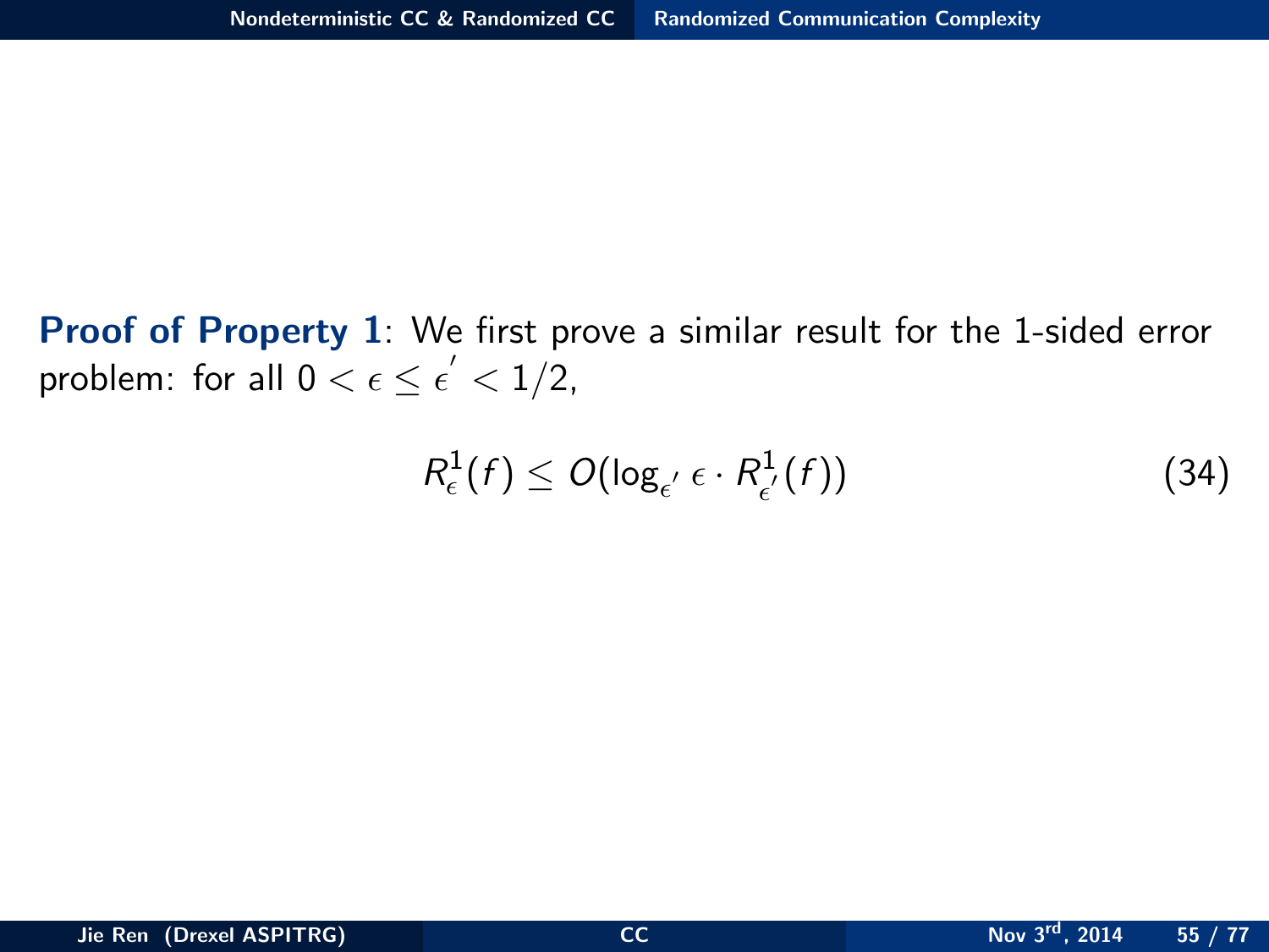**Proof of Property 1**: We first prove a similar result for the 1-sided error problem: for all $0 < \epsilon \leq \epsilon^{'} < 1/2$,

$$R^1_{\epsilon}(f) \leq O(\log_{\epsilon^{'}} \epsilon \cdot R^1_{\epsilon^{'}}(f)) \tag{34}$$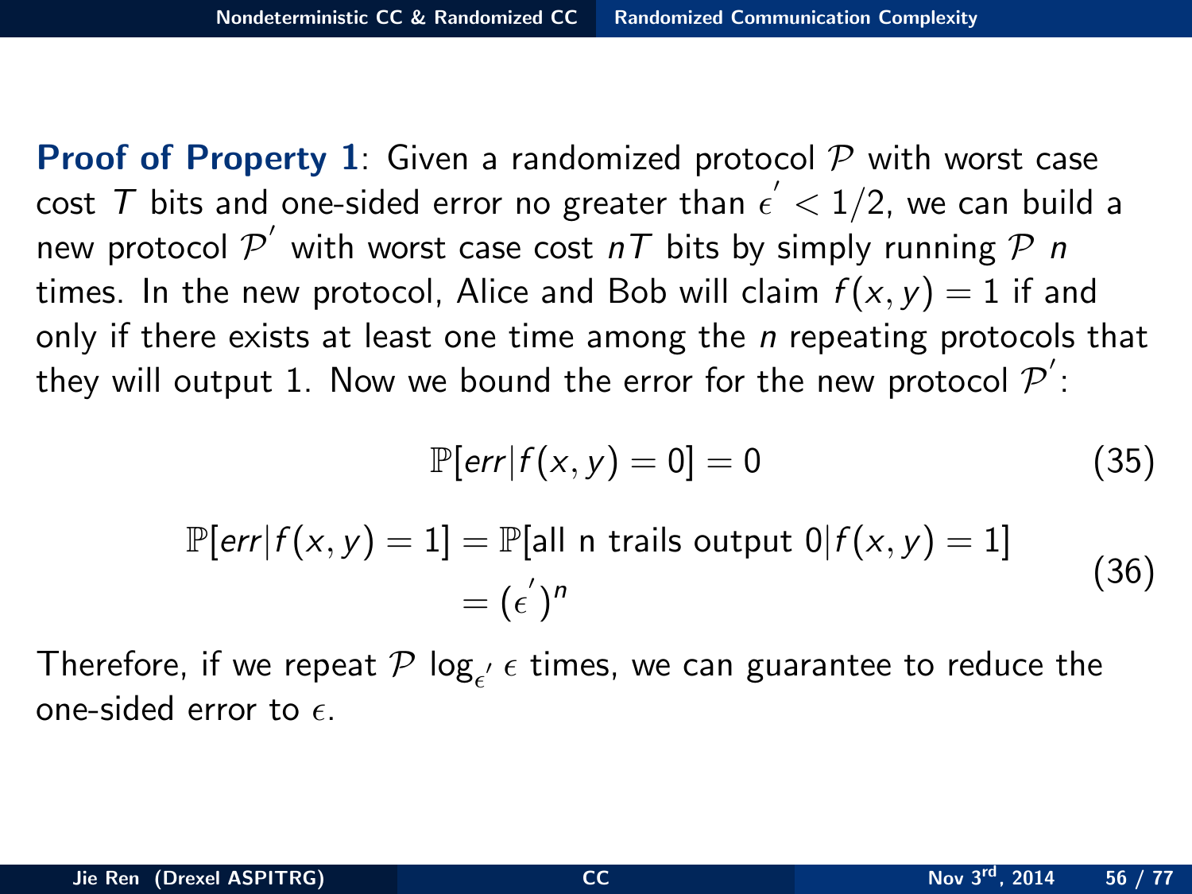**Proof of Property 1**: Given a randomized protocol $\mathcal{P}$ with worst case cost $T$ bits and one-sided error no greater than $\epsilon^{'} < 1/2$, we can build a new protocol $\mathcal{P}^{'}$ with worst case cost $nT$ bits by simply running $\mathcal{P}$ $n$ times. In the new protocol, Alice and Bob will claim $f(x,y) = 1$ if and only if there exists at least one time among the $n$ repeating protocols that they will output 1. Now we bound the error for the new protocol $\mathcal{P}^{'}$:

$$\mathbb{P}[err|f(x,y) = 0] = 0 \tag{35}$$

$$\begin{aligned}\mathbb{P}[err|f(x,y) = 1] &= \mathbb{P}[\text{all n trails output } 0|f(x,y) = 1] \\ &= (\epsilon^{'})^{n}\end{aligned} \tag{36}$$

Therefore, if we repeat $\mathcal{P}$ $\log_{\epsilon^{'}} \epsilon$ times, we can guarantee to reduce the one-sided error to $\epsilon$.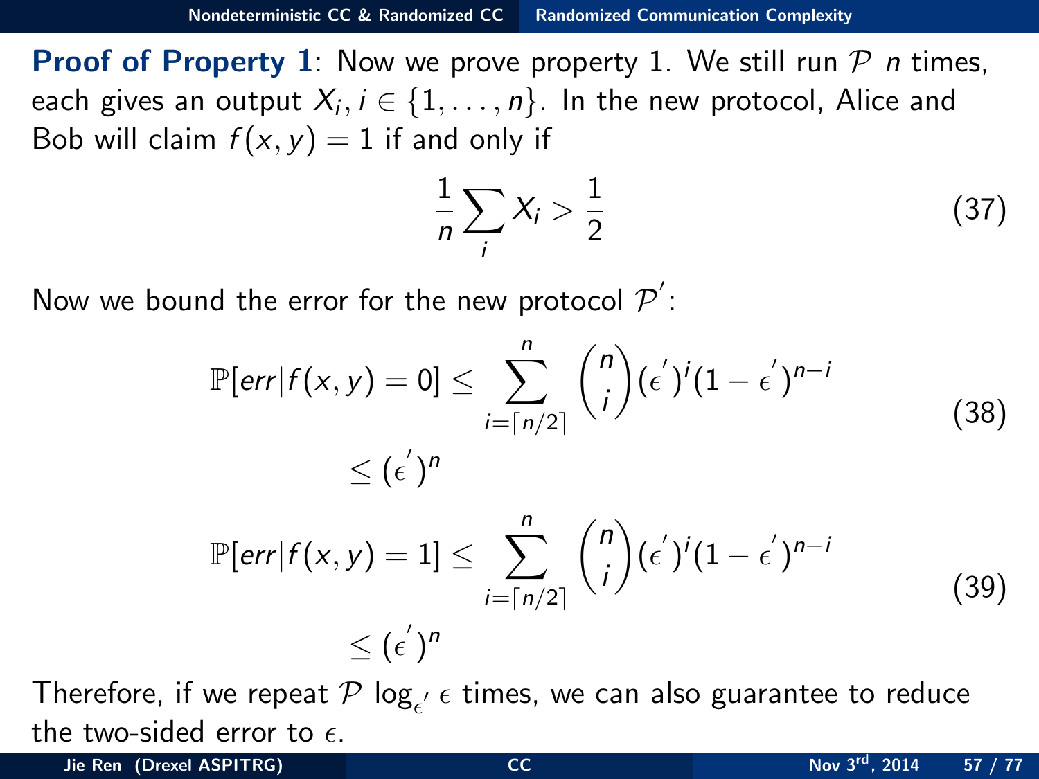**Proof of Property 1**: Now we prove property 1. We still run $\mathcal{P}$ $n$ times, each gives an output $X_i, i \in \{1, \ldots, n\}$. In the new protocol, Alice and Bob will claim $f(x, y) = 1$ if and only if

$$\frac{1}{n}\sum_i X_i > \frac{1}{2} \tag{37}$$

Now we bound the error for the new protocol $\mathcal{P}^{'}$:

$$\begin{aligned}
\mathbb{P}[err|f(x,y) = 0] &\leq \sum_{i=\lceil n/2 \rceil}^{n} \binom{n}{i} (\epsilon^{'})^i (1-\epsilon^{'})^{n-i} \\
&\leq (\epsilon^{'})^n
\end{aligned} \tag{38}$$

$$\begin{aligned}
\mathbb{P}[err|f(x,y) = 1] &\leq \sum_{i=\lceil n/2 \rceil}^{n} \binom{n}{i} (\epsilon^{'})^i (1-\epsilon^{'})^{n-i} \\
&\leq (\epsilon^{'})^n
\end{aligned} \tag{39}$$

Therefore, if we repeat $\mathcal{P}$ $\log_{\epsilon'} \epsilon$ times, we can also guarantee to reduce the two-sided error to $\epsilon$.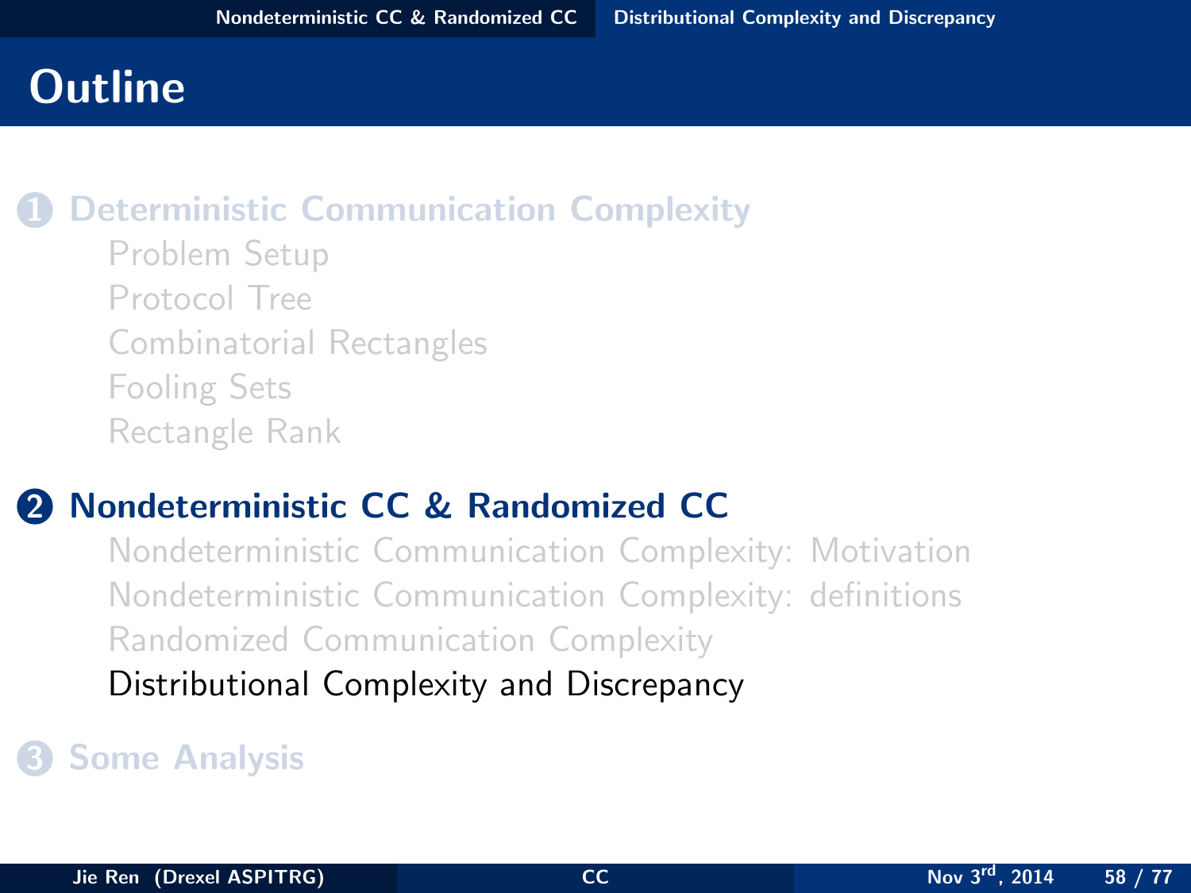# Outline

1. **Deterministic Communication Complexity**
   - Problem Setup
   - Protocol Tree
   - Combinatorial Rectangles
   - Fooling Sets
   - Rectangle Rank

2. **Nondeterministic CC & Randomized CC**
   - Nondeterministic Communication Complexity: Motivation
   - Nondeterministic Communication Complexity: definitions
   - Randomized Communication Complexity
   - Distributional Complexity and Discrepancy

3. **Some Analysis**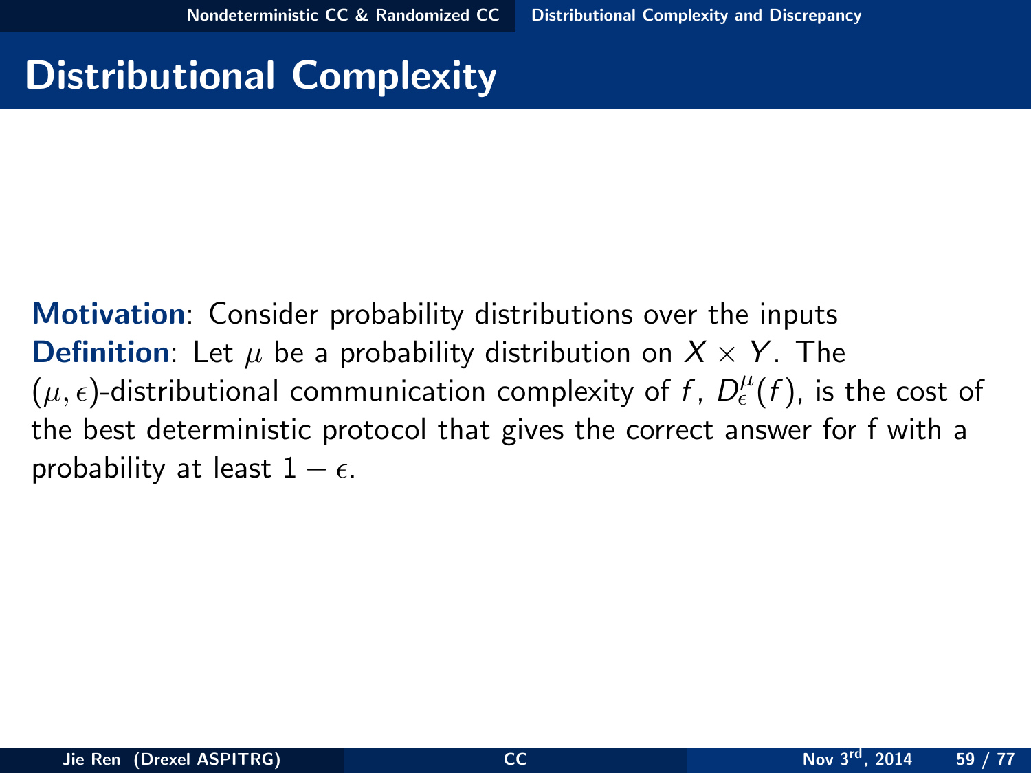# Distributional Complexity

**Motivation**: Consider probability distributions over the inputs

**Definition**: Let $\mu$ be a probability distribution on $X \times Y$. The $(\mu, \epsilon)$-distributional communication complexity of $f$, $D^{\mu}_{\epsilon}(f)$, is the cost of the best deterministic protocol that gives the correct answer for f with a probability at least $1 - \epsilon$.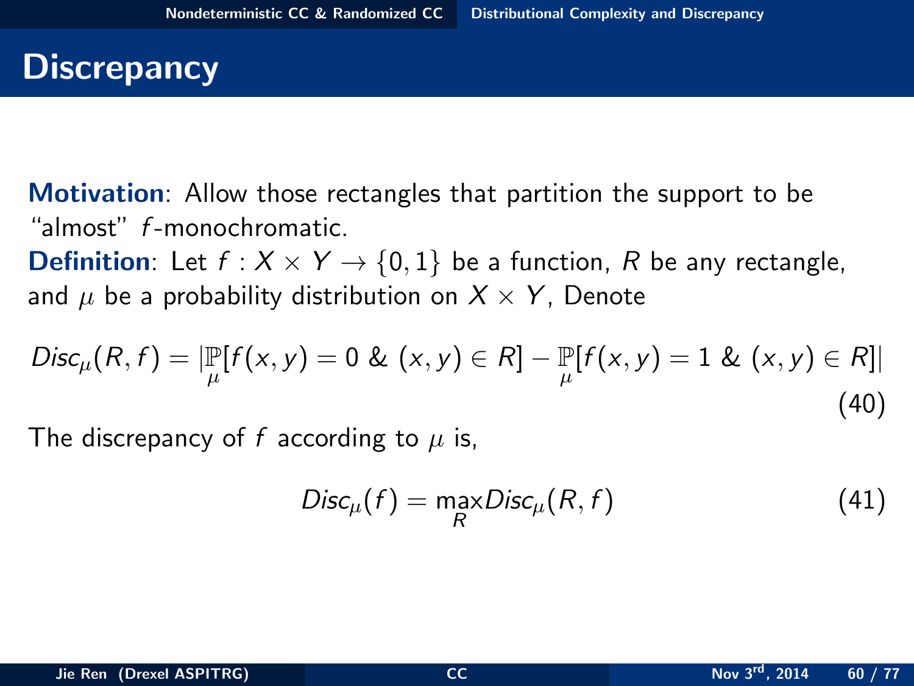# Discrepancy

**Motivation**: Allow those rectangles that partition the support to be "almost" $f$-monochromatic.

**Definition**: Let $f : X \times Y \to \{0,1\}$ be a function, $R$ be any rectangle, and $\mu$ be a probability distribution on $X \times Y$, Denote

$$Disc_\mu(R,f) = |\mathbb{P}_\mu[f(x,y) = 0 \;\&\; (x,y) \in R] - \mathbb{P}_\mu[f(x,y) = 1 \;\&\; (x,y) \in R]| \tag{40}$$

The discrepancy of $f$ according to $\mu$ is,

$$Disc_\mu(f) = \max_R Disc_\mu(R,f) \tag{41}$$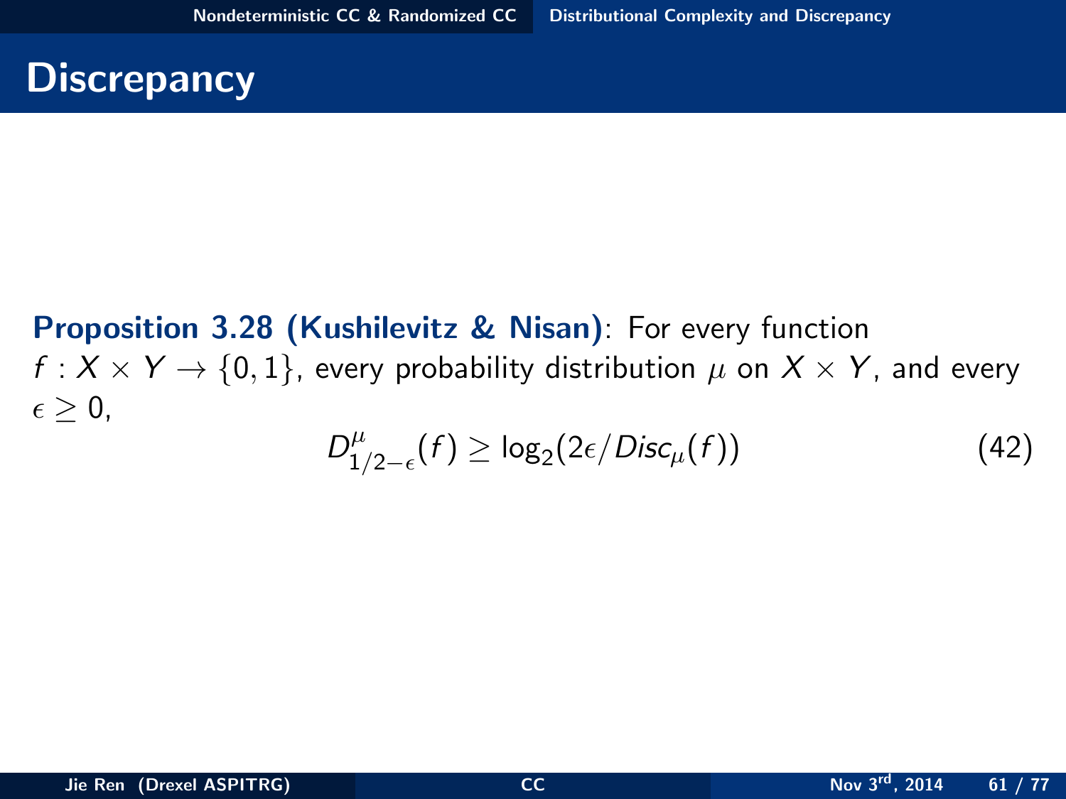# Discrepancy

**Proposition 3.28 (Kushilevitz & Nisan)**: For every function $f : X \times Y \to \{0, 1\}$, every probability distribution $\mu$ on $X \times Y$, and every $\epsilon \geq 0$,

$$D^{\mu}_{1/2-\epsilon}(f) \geq \log_2(2\epsilon / Disc_{\mu}(f)) \tag{42}$$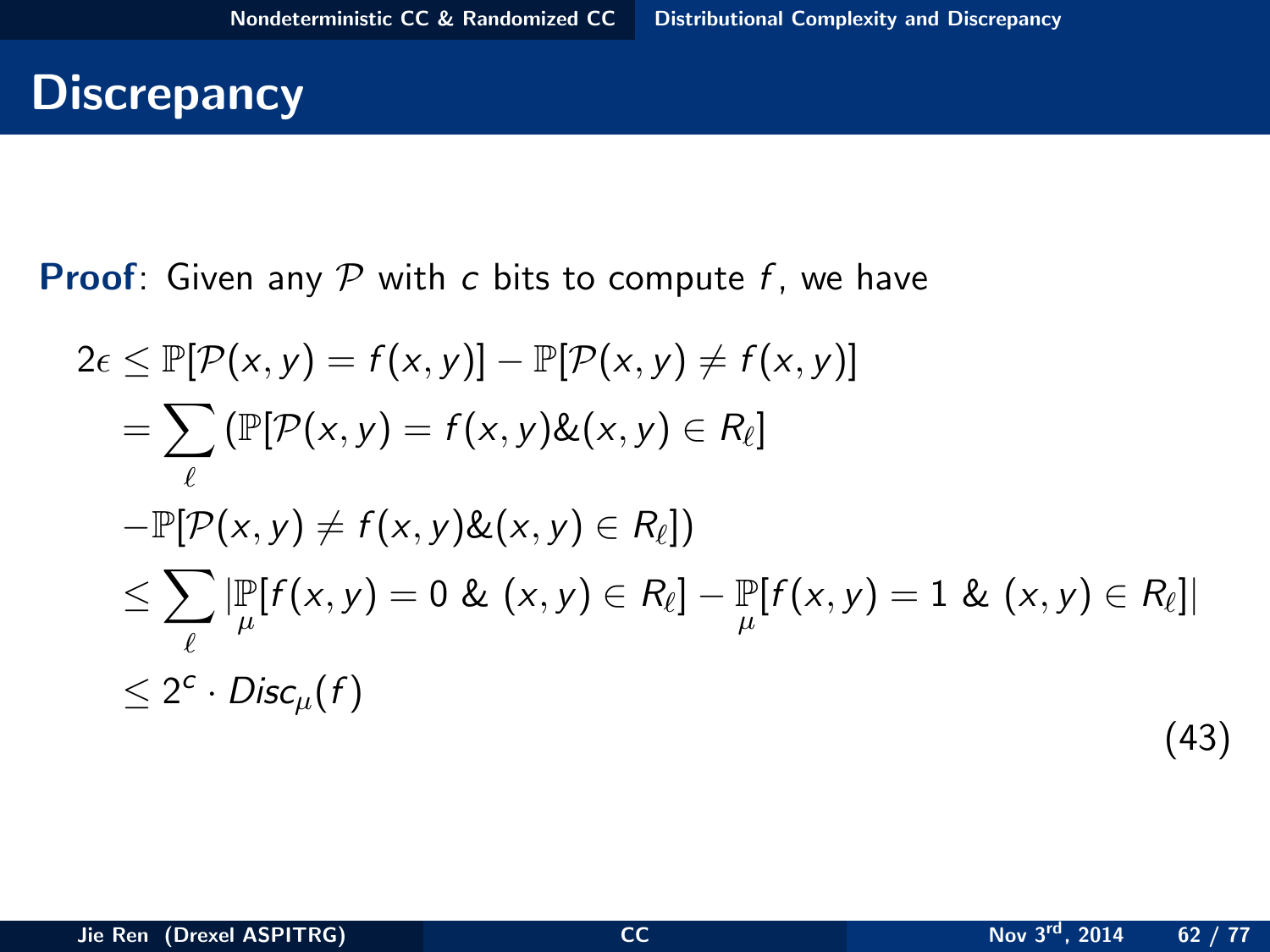# Discrepancy

**Proof**: Given any $\mathcal{P}$ with $c$ bits to compute $f$, we have

$$
\begin{aligned}
2\epsilon &\leq \mathbb{P}[\mathcal{P}(x,y) = f(x,y)] - \mathbb{P}[\mathcal{P}(x,y) \neq f(x,y)] \\
&= \sum_{\ell} (\mathbb{P}[\mathcal{P}(x,y) = f(x,y) \& (x,y) \in R_\ell] \\
&\quad - \mathbb{P}[\mathcal{P}(x,y) \neq f(x,y) \& (x,y) \in R_\ell]) \\
&\leq \sum_{\ell} |\mathbb{P}_{\mu}[f(x,y) = 0 \ \& \ (x,y) \in R_\ell] - \mathbb{P}_{\mu}[f(x,y) = 1 \ \& \ (x,y) \in R_\ell]| \\
&\leq 2^c \cdot Disc_{\mu}(f)
\end{aligned}
\tag{43}
$$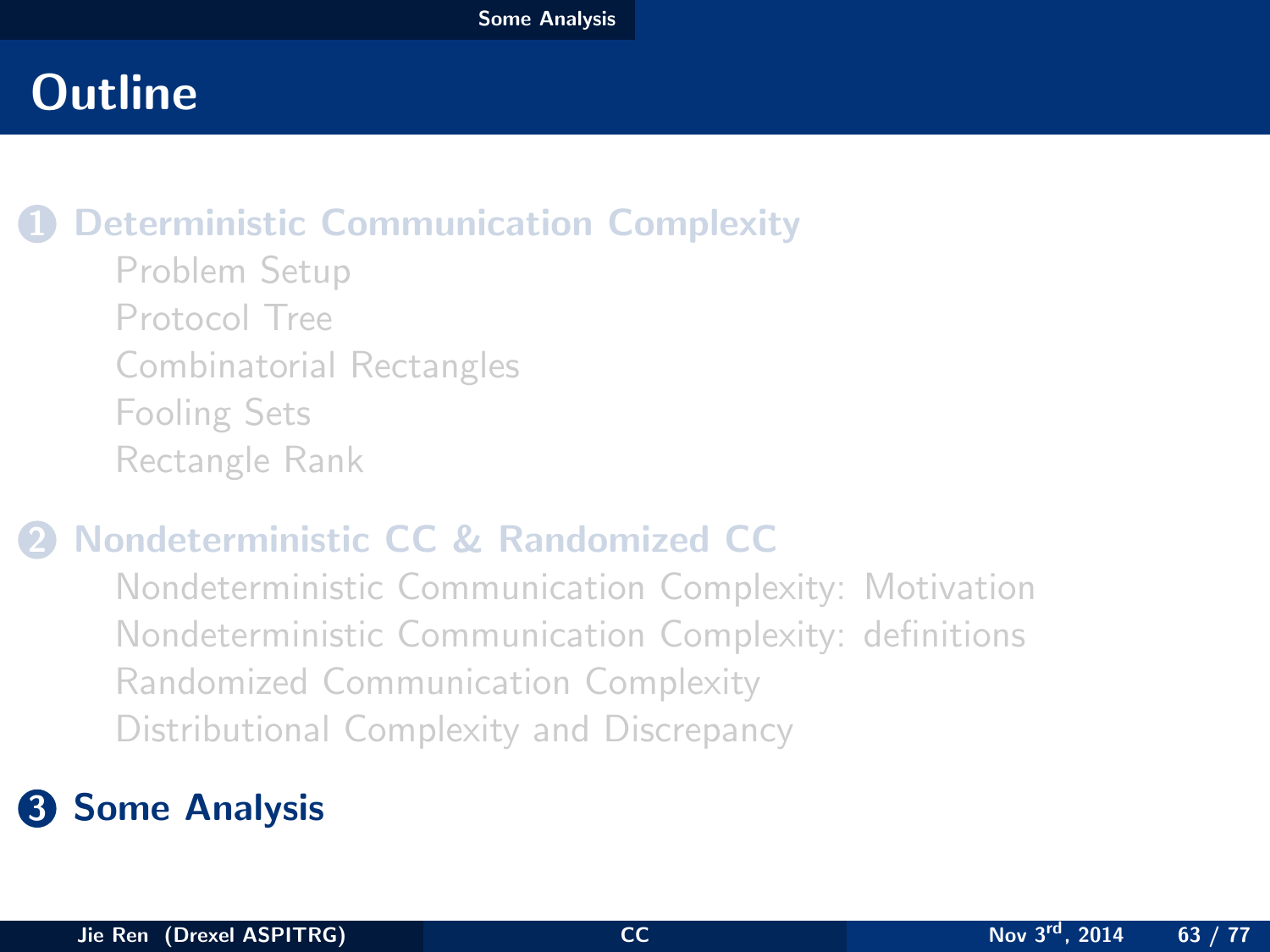# Outline

1. **Deterministic Communication Complexity**
   - Problem Setup
   - Protocol Tree
   - Combinatorial Rectangles
   - Fooling Sets
   - Rectangle Rank

2. **Nondeterministic CC & Randomized CC**
   - Nondeterministic Communication Complexity: Motivation
   - Nondeterministic Communication Complexity: definitions
   - Randomized Communication Complexity
   - Distributional Complexity and Discrepancy

3. **Some Analysis**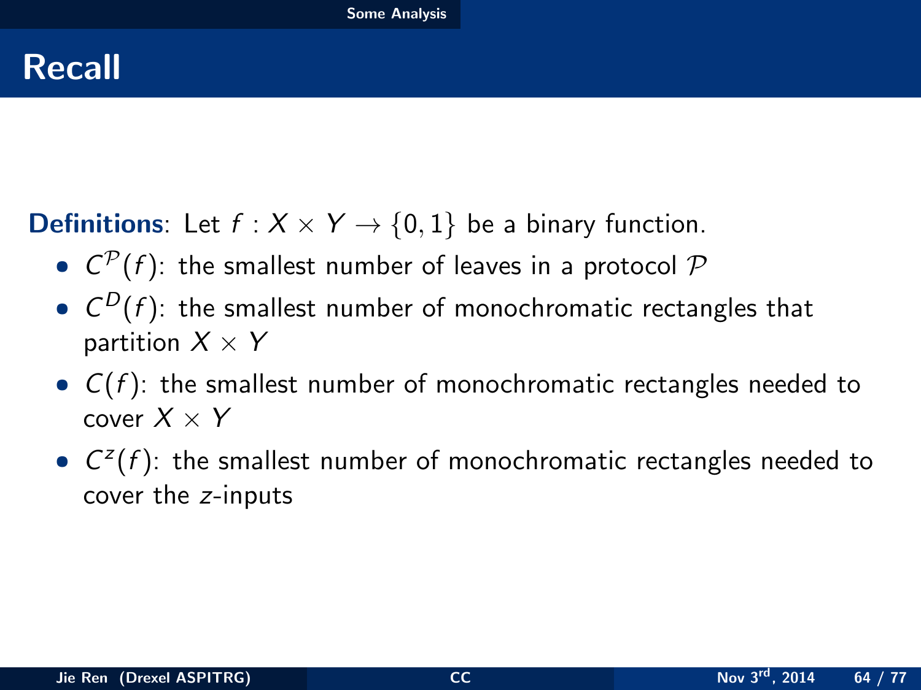# Recall

**Definitions**: Let $f : X \times Y \to \{0, 1\}$ be a binary function.

- $C^{\mathcal{P}}(f)$: the smallest number of leaves in a protocol $\mathcal{P}$
- $C^{D}(f)$: the smallest number of monochromatic rectangles that partition $X \times Y$
- $C(f)$: the smallest number of monochromatic rectangles needed to cover $X \times Y$
- $C^{z}(f)$: the smallest number of monochromatic rectangles needed to cover the $z$-inputs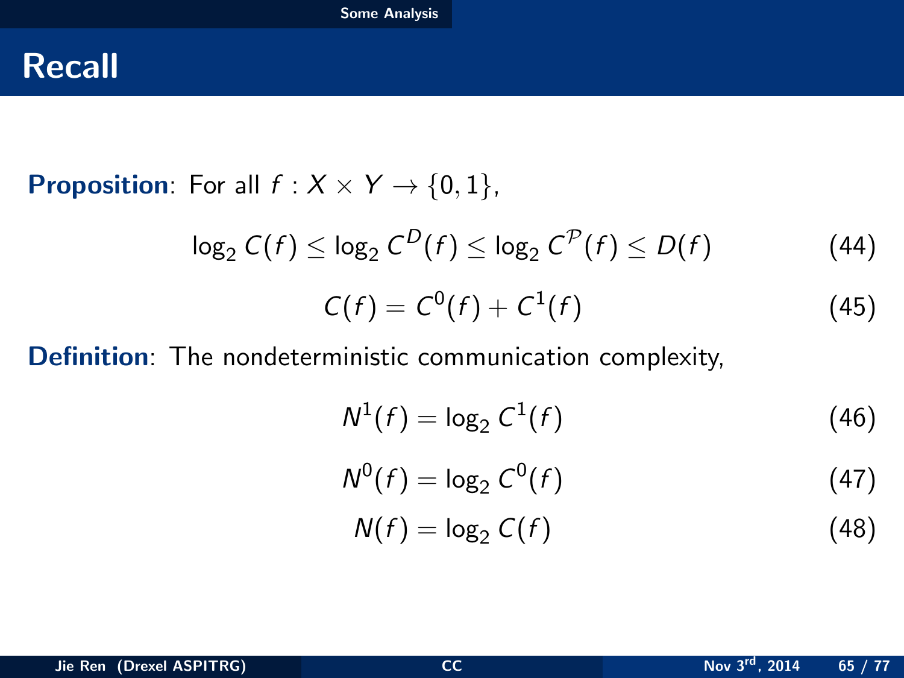# Recall

**Proposition**: For all $f : X \times Y \to \{0, 1\}$,

$$\log_2 C(f) \leq \log_2 C^D(f) \leq \log_2 C^{\mathcal{P}}(f) \leq D(f) \tag{44}$$

$$C(f) = C^0(f) + C^1(f) \tag{45}$$

**Definition**: The nondeterministic communication complexity,

$$N^1(f) = \log_2 C^1(f) \tag{46}$$

$$N^0(f) = \log_2 C^0(f) \tag{47}$$

$$N(f) = \log_2 C(f) \tag{48}$$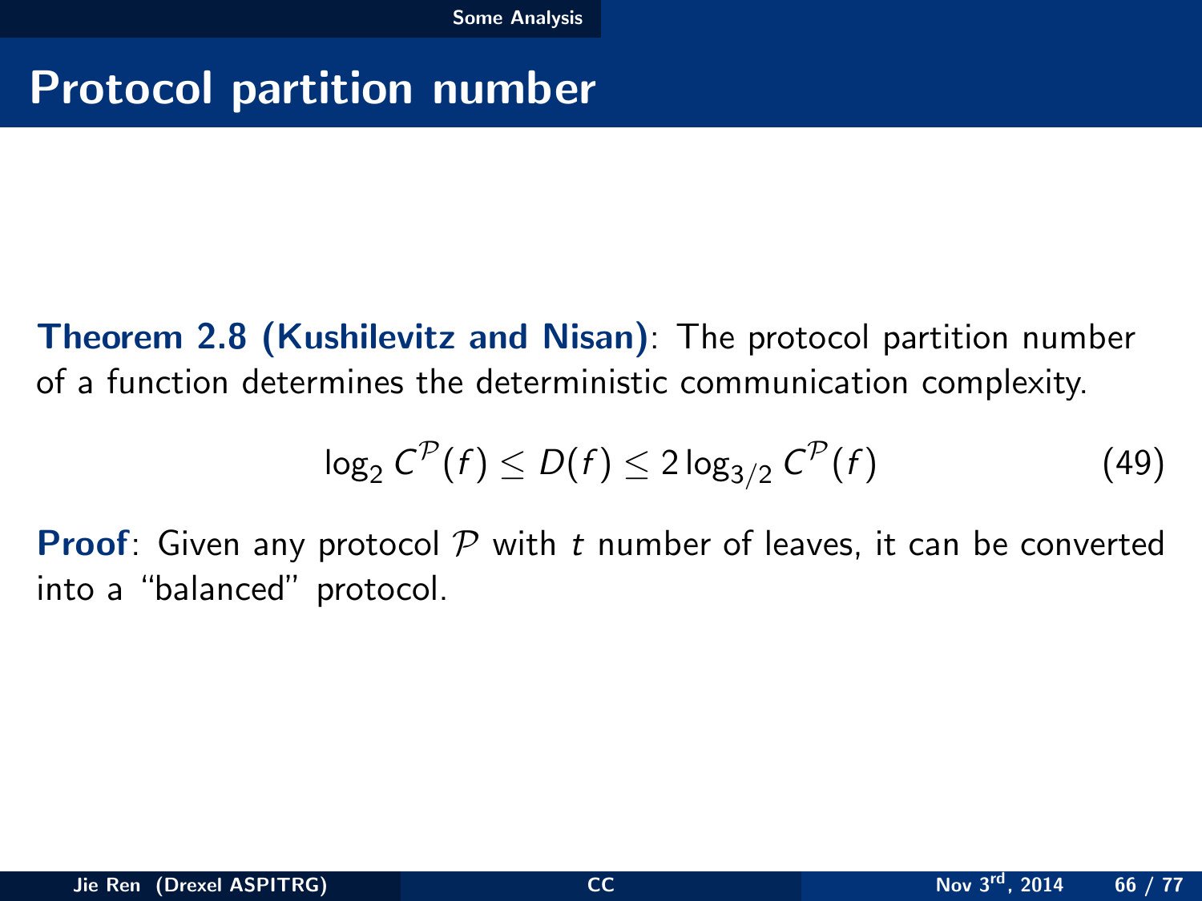# Protocol partition number

**Theorem 2.8 (Kushilevitz and Nisan)**: The protocol partition number of a function determines the deterministic communication complexity.

$$\log_2 C^{\mathcal{P}}(f) \leq D(f) \leq 2 \log_{3/2} C^{\mathcal{P}}(f) \tag{49}$$

**Proof**: Given any protocol $\mathcal{P}$ with $t$ number of leaves, it can be converted into a "balanced" protocol.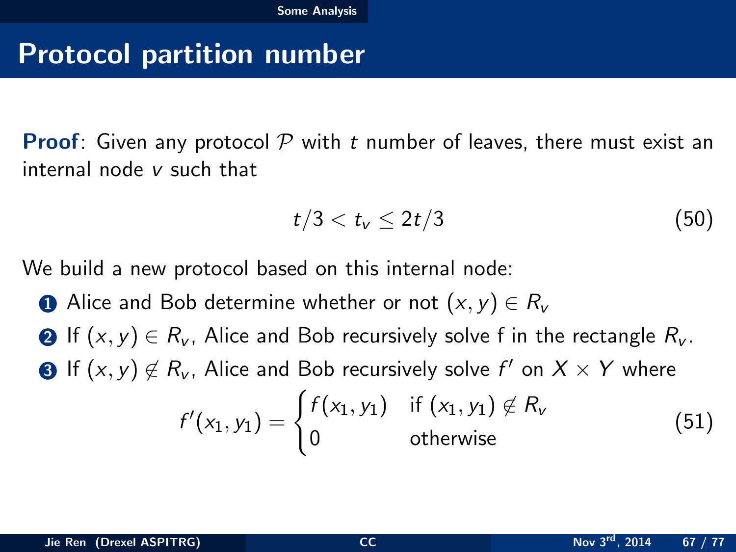# Protocol partition number

**Proof**: Given any protocol $\mathcal{P}$ with $t$ number of leaves, there must exist an internal node $v$ such that

$$t/3 < t_v \leq 2t/3 \tag{50}$$

We build a new protocol based on this internal node:

1. Alice and Bob determine whether or not $(x, y) \in R_v$
2. If $(x, y) \in R_v$, Alice and Bob recursively solve f in the rectangle $R_v$.
3. If $(x, y) \notin R_v$, Alice and Bob recursively solve $f'$ on $X \times Y$ where

$$f'(x_1, y_1) = \begin{cases} f(x_1, y_1) & \text{if } (x_1, y_1) \notin R_v \\ 0 & \text{otherwise} \end{cases} \tag{51}$$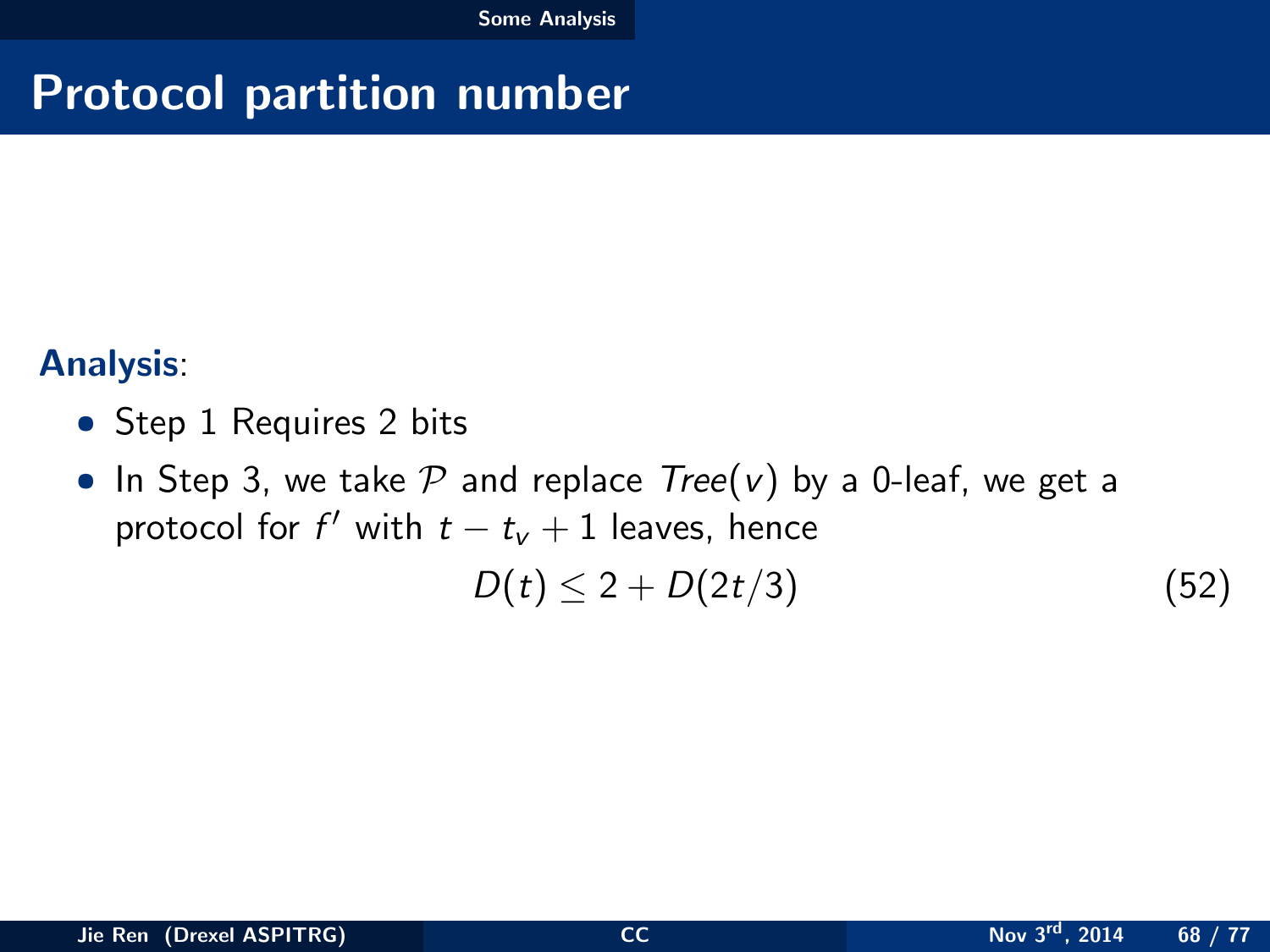# Protocol partition number

**Analysis**:

- Step 1 Requires 2 bits
- In Step 3, we take $\mathcal{P}$ and replace $Tree(v)$ by a 0-leaf, we get a protocol for $f'$ with $t - t_v + 1$ leaves, hence

$$D(t) \leq 2 + D(2t/3) \tag{52}$$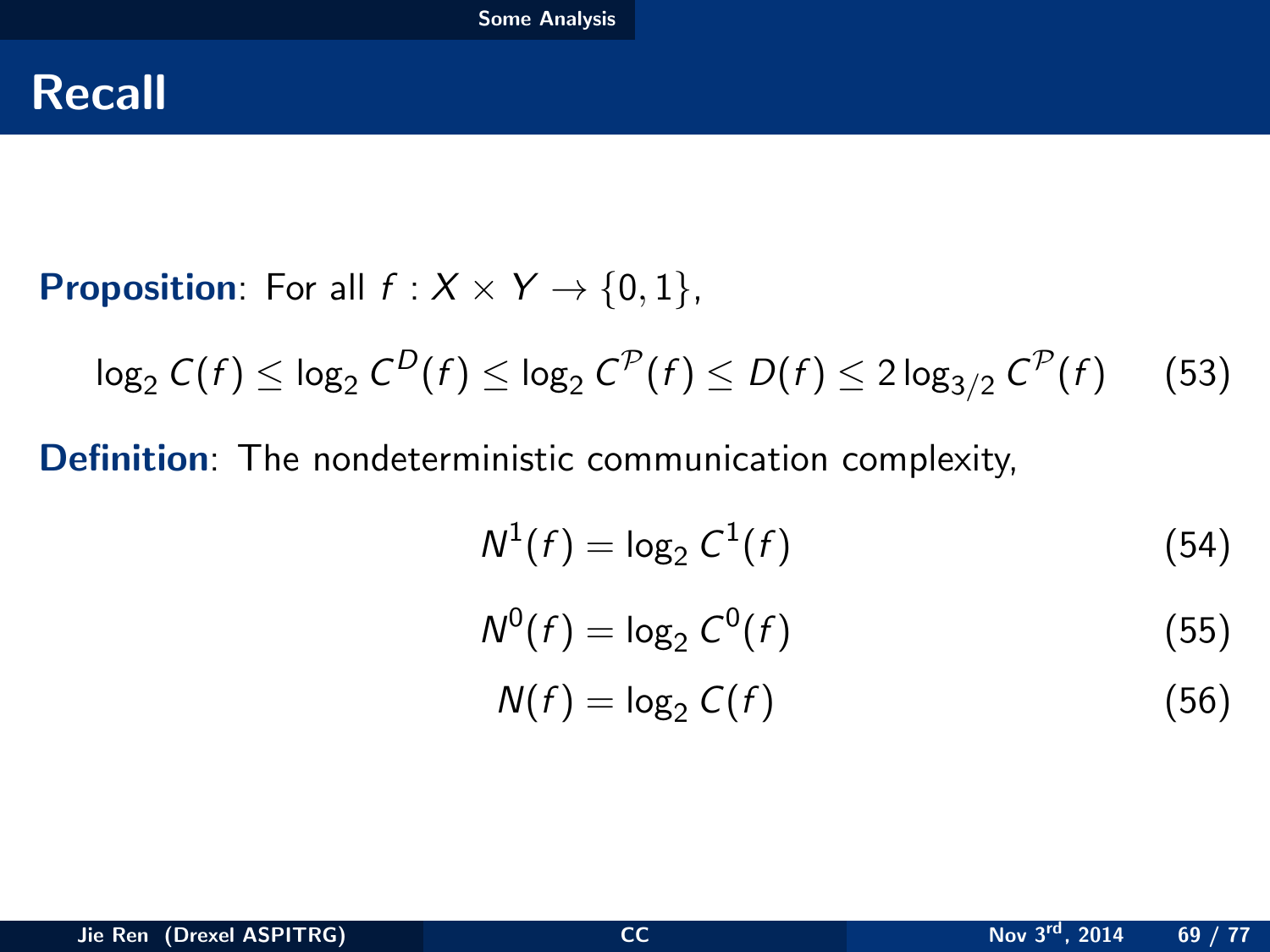# Recall

**Proposition**: For all $f : X \times Y \to \{0, 1\}$,

$$\log_2 C(f) \leq \log_2 C^D(f) \leq \log_2 C^{\mathcal{P}}(f) \leq D(f) \leq 2 \log_{3/2} C^{\mathcal{P}}(f) \quad (53)$$

**Definition**: The nondeterministic communication complexity,

$$N^1(f) = \log_2 C^1(f) \quad (54)$$

$$N^0(f) = \log_2 C^0(f) \quad (55)$$

$$N(f) = \log_2 C(f) \quad (56)$$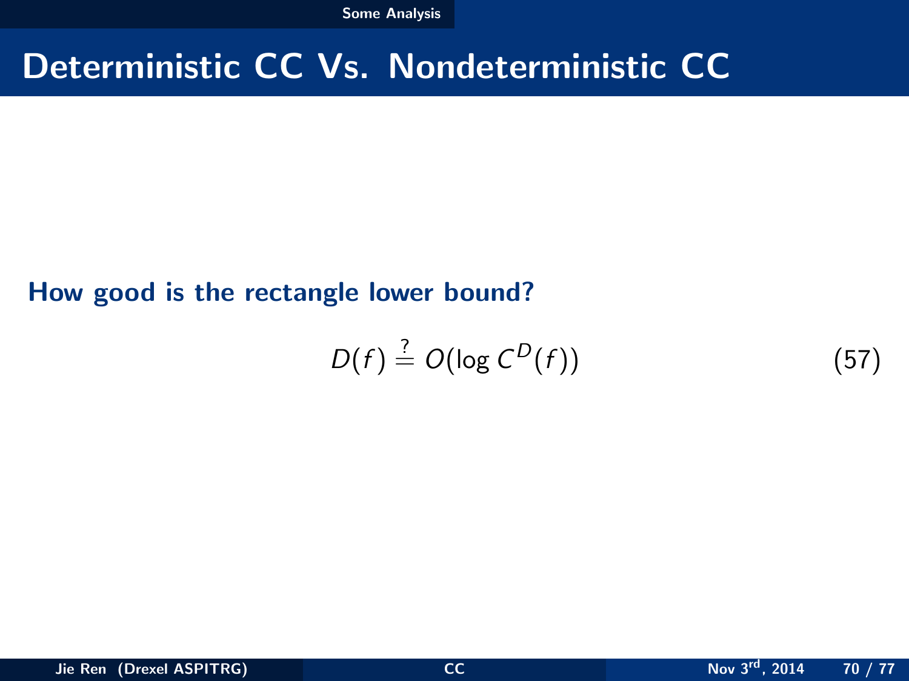# Deterministic CC Vs. Nondeterministic CC

**How good is the rectangle lower bound?**

$$D(f) \stackrel{?}{=} O(\log C^D(f)) \tag{57}$$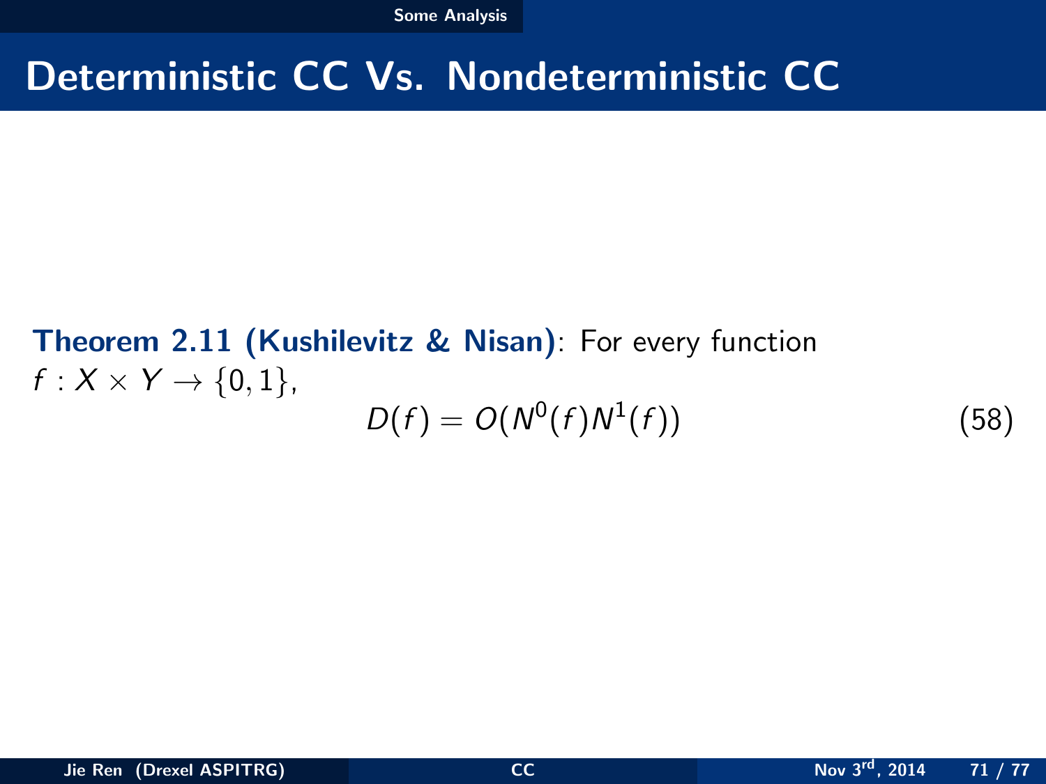# Deterministic CC Vs. Nondeterministic CC

**Theorem 2.11 (Kushilevitz & Nisan)**: For every function $f : X \times Y \to \{0, 1\}$,

$$D(f) = O(N^0(f)N^1(f)) \tag{58}$$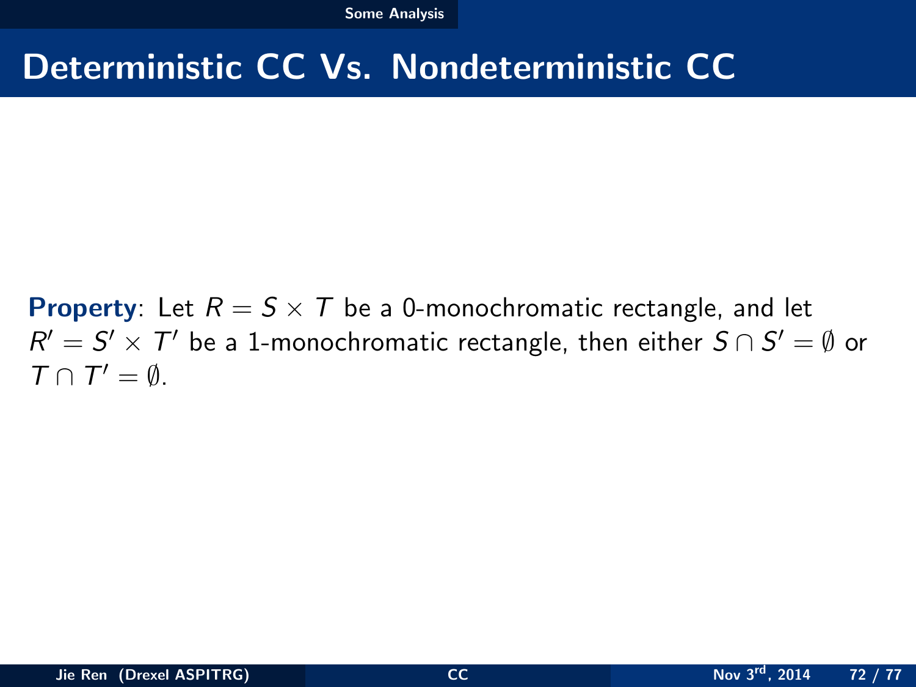# Deterministic CC Vs. Nondeterministic CC

**Property**: Let $R = S \times T$ be a 0-monochromatic rectangle, and let $R' = S' \times T'$ be a 1-monochromatic rectangle, then either $S \cap S' = \emptyset$ or $T \cap T' = \emptyset$.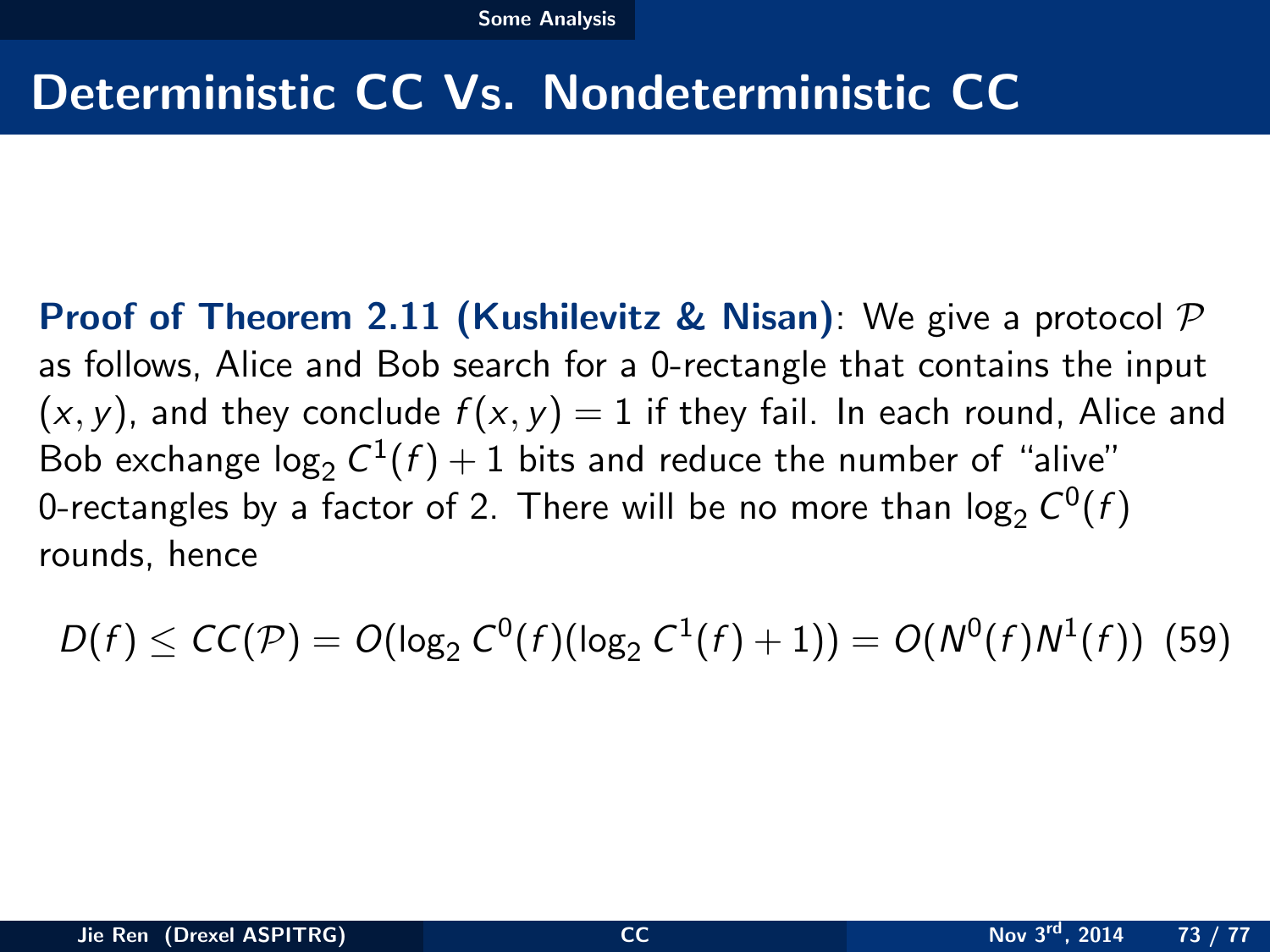# Deterministic CC Vs. Nondeterministic CC

**Proof of Theorem 2.11 (Kushilevitz & Nisan)**: We give a protocol $\mathcal{P}$ as follows, Alice and Bob search for a 0-rectangle that contains the input $(x, y)$, and they conclude $f(x, y) = 1$ if they fail. In each round, Alice and Bob exchange $\log_2 C^1(f) + 1$ bits and reduce the number of "alive" 0-rectangles by a factor of 2. There will be no more than $\log_2 C^0(f)$ rounds, hence

$$D(f) \leq CC(\mathcal{P}) = O(\log_2 C^0(f)(\log_2 C^1(f) + 1)) = O(N^0(f)N^1(f)) \quad (59)$$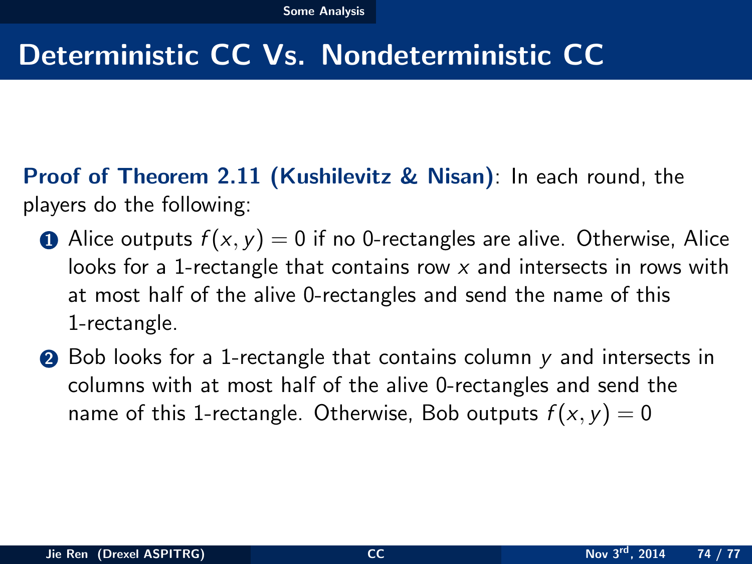# Deterministic CC Vs. Nondeterministic CC

**Proof of Theorem 2.11 (Kushilevitz & Nisan)**: In each round, the players do the following:

1. Alice outputs $f(x, y) = 0$ if no 0-rectangles are alive. Otherwise, Alice looks for a 1-rectangle that contains row $x$ and intersects in rows with at most half of the alive 0-rectangles and send the name of this 1-rectangle.
2. Bob looks for a 1-rectangle that contains column $y$ and intersects in columns with at most half of the alive 0-rectangles and send the name of this 1-rectangle. Otherwise, Bob outputs $f(x, y) = 0$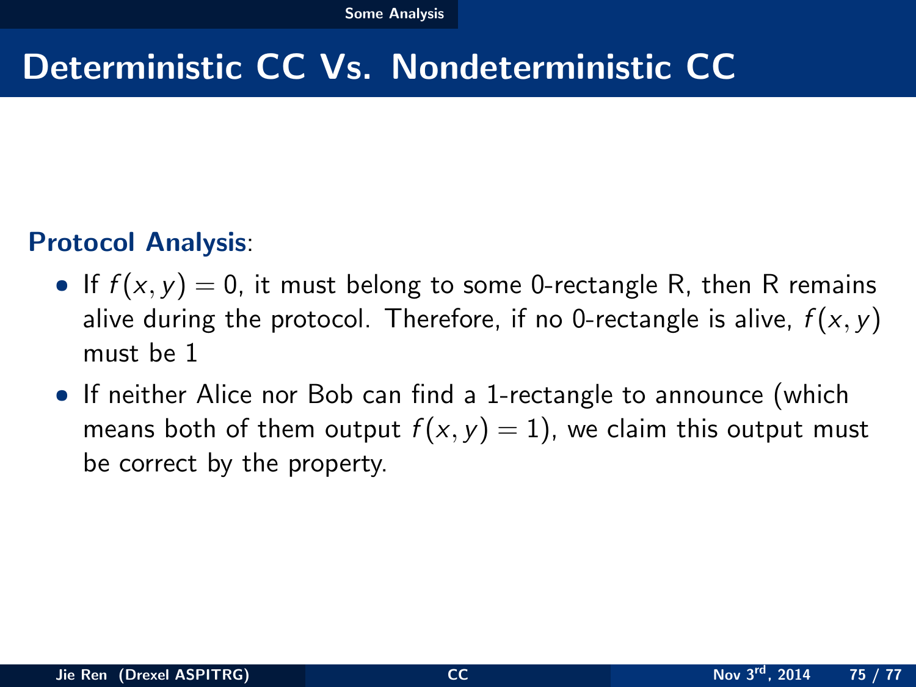# Deterministic CC Vs. Nondeterministic CC

**Protocol Analysis**:

- If $f(x, y) = 0$, it must belong to some 0-rectangle R, then R remains alive during the protocol. Therefore, if no 0-rectangle is alive, $f(x, y)$ must be 1
- If neither Alice nor Bob can find a 1-rectangle to announce (which means both of them output $f(x, y) = 1$), we claim this output must be correct by the property.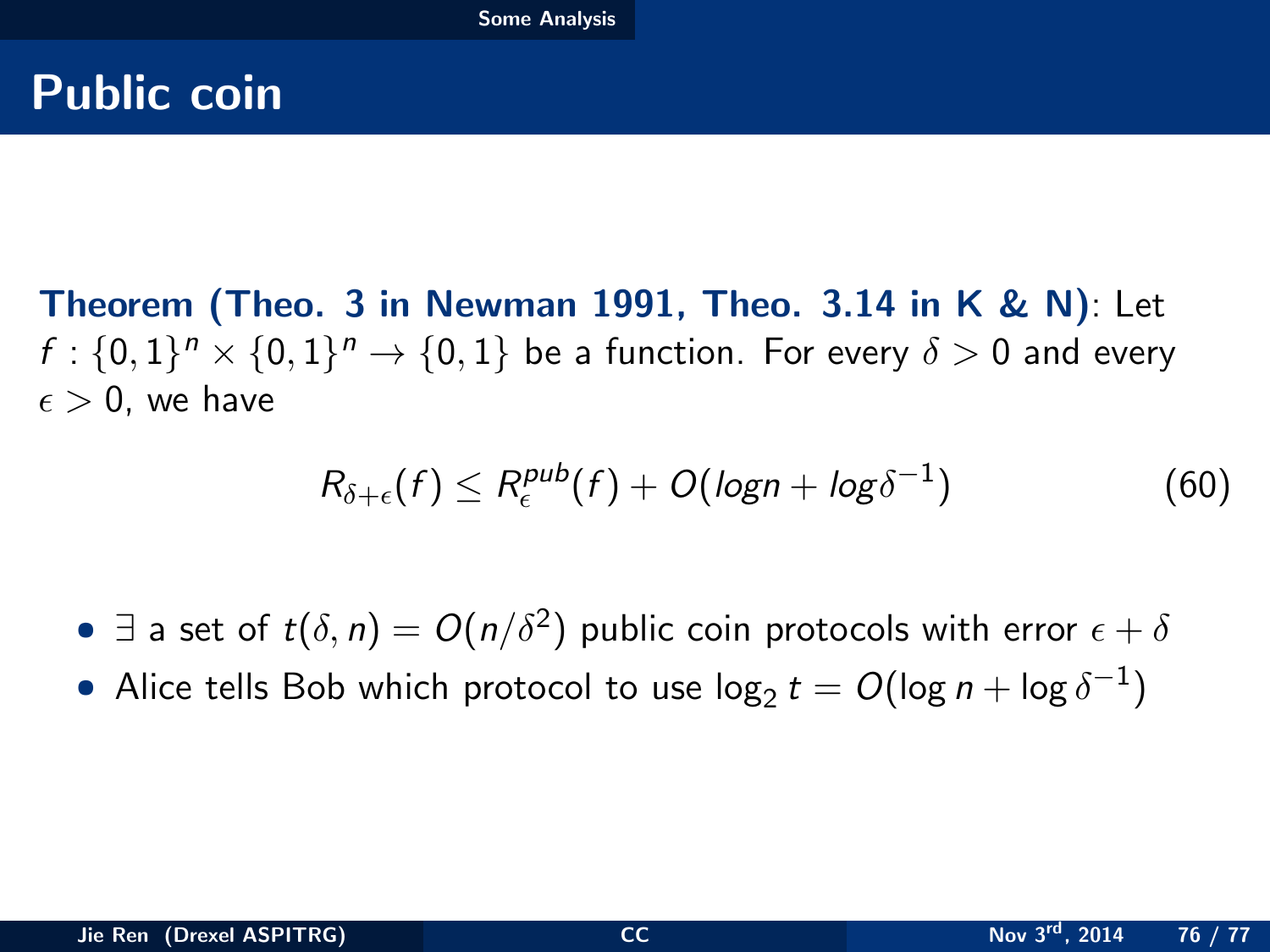# Public coin

**Theorem (Theo. 3 in Newman 1991, Theo. 3.14 in K & N)**: Let $f : \{0,1\}^n \times \{0,1\}^n \to \{0,1\}$ be a function. For every $\delta > 0$ and every $\epsilon > 0$, we have

$$R_{\delta+\epsilon}(f) \le R_{\epsilon}^{pub}(f) + O(logn + log\delta^{-1}) \tag{60}$$

- $\exists$ a set of $t(\delta, n) = O(n/\delta^2)$ public coin protocols with error $\epsilon + \delta$
- Alice tells Bob which protocol to use $\log_2 t = O(\log n + \log \delta^{-1})$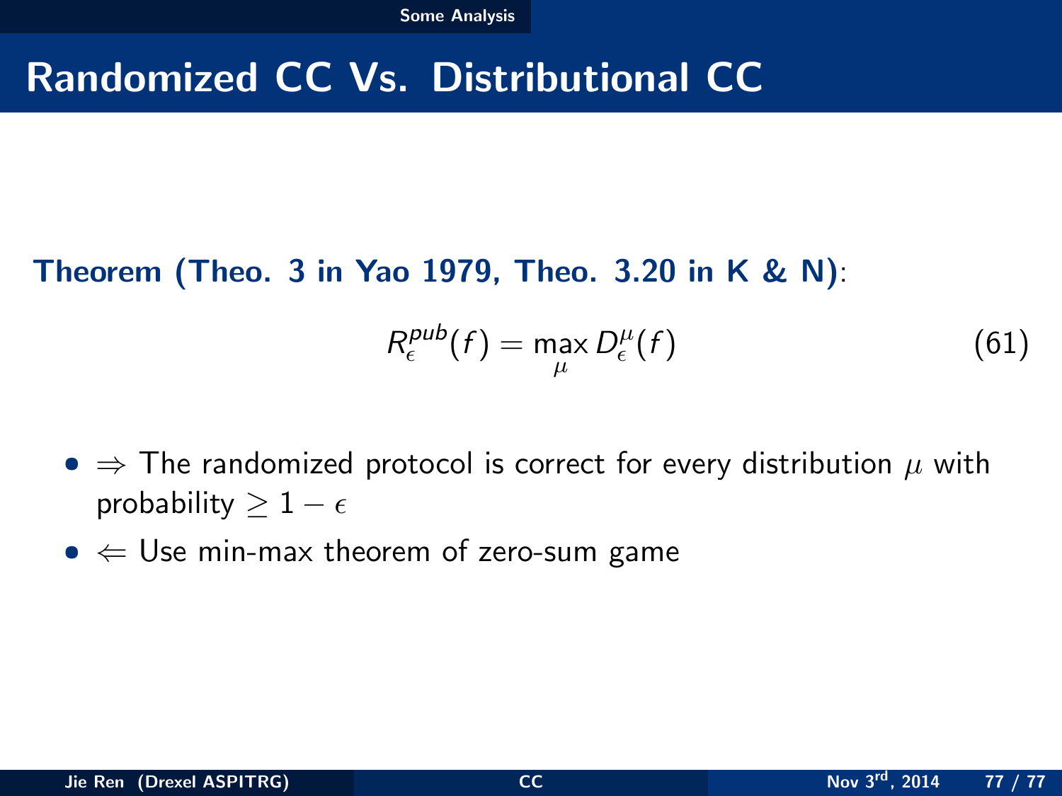# Randomized CC Vs. Distributional CC

**Theorem (Theo. 3 in Yao 1979, Theo. 3.20 in K & N)**:

$$R_{\epsilon}^{pub}(f) = \max_{\mu} D_{\epsilon}^{\mu}(f) \tag{61}$$

- $\Rightarrow$ The randomized protocol is correct for every distribution $\mu$ with probability $\geq 1 - \epsilon$
- $\Leftarrow$ Use min-max theorem of zero-sum game